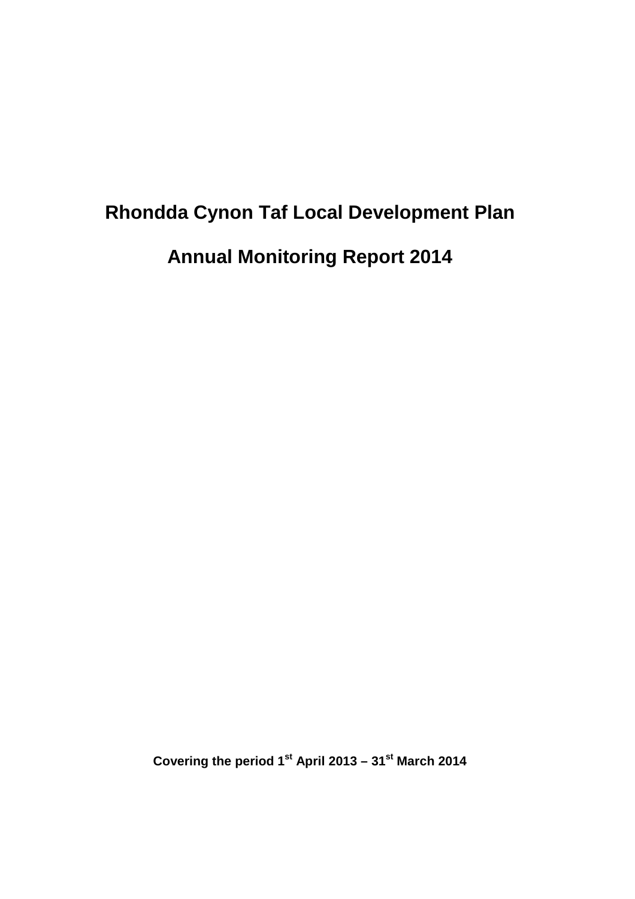# Rhondda Cynon Taf Local Development Plan

# Annual Monitoring Report 2014

**Covering the period 1st April 2013 – 31st March 2014**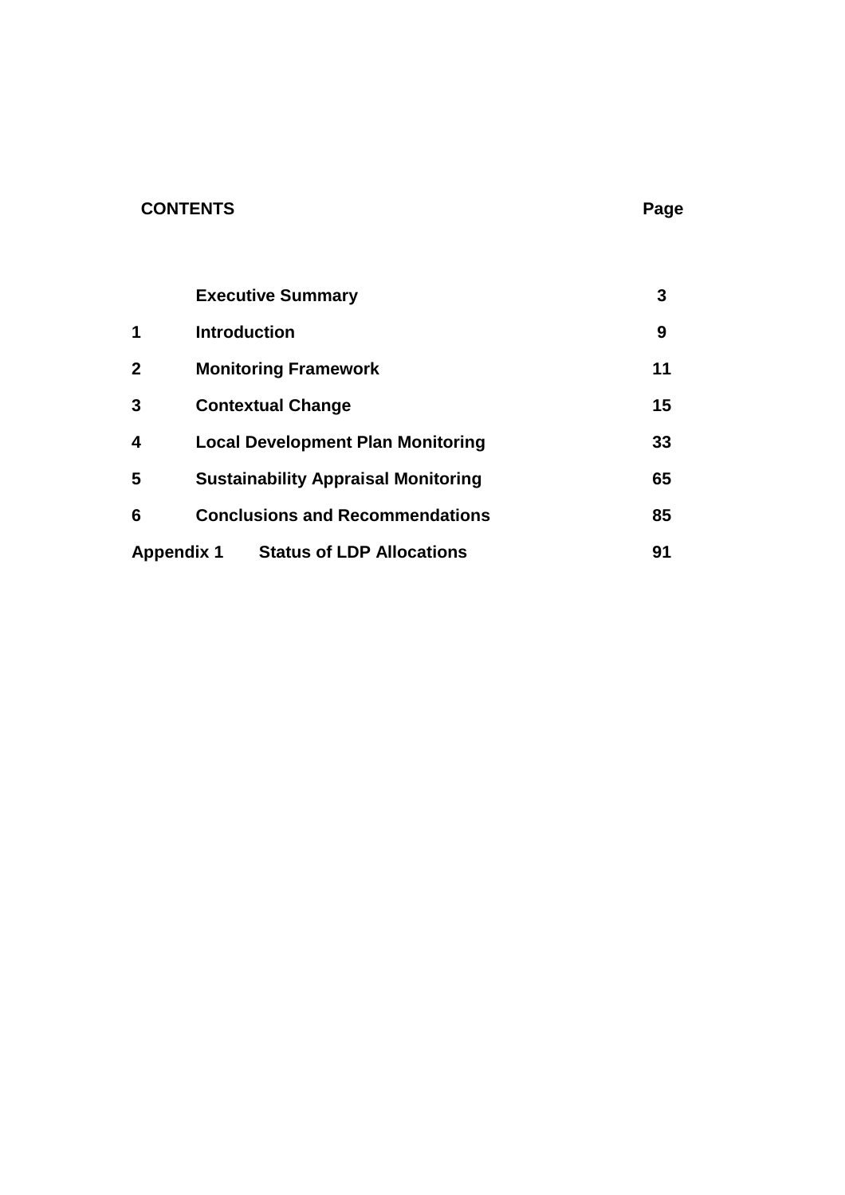| CONTENTS | | Page |
| --- | --- | --- |
| | **Executive Summary** | **3** |
| **1** | **Introduction** | **9** |
| **2** | **Monitoring Framework** | **11** |
| **3** | **Contextual Change** | **15** |
| **4** | **Local Development Plan Monitoring** | **33** |
| **5** | **Sustainability Appraisal Monitoring** | **65** |
| **6** | **Conclusions and Recommendations** | **85** |
| **Appendix 1** | **Status of LDP Allocations** | **91** |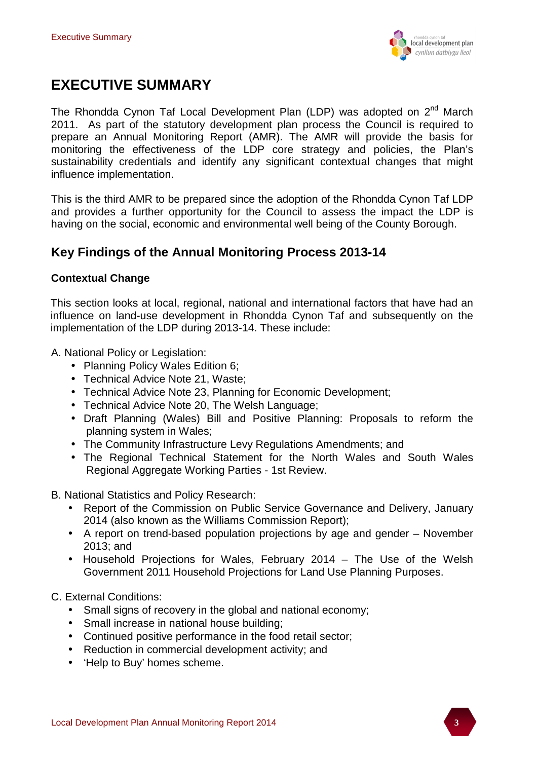# EXECUTIVE SUMMARY

The Rhondda Cynon Taf Local Development Plan (LDP) was adopted on 2nd March 2011. As part of the statutory development plan process the Council is required to prepare an Annual Monitoring Report (AMR). The AMR will provide the basis for monitoring the effectiveness of the LDP core strategy and policies, the Plan's sustainability credentials and identify any significant contextual changes that might influence implementation.

This is the third AMR to be prepared since the adoption of the Rhondda Cynon Taf LDP and provides a further opportunity for the Council to assess the impact the LDP is having on the social, economic and environmental well being of the County Borough.

## Key Findings of the Annual Monitoring Process 2013-14

### Contextual Change

This section looks at local, regional, national and international factors that have had an influence on land-use development in Rhondda Cynon Taf and subsequently on the implementation of the LDP during 2013-14. These include:

A. National Policy or Legislation:

- Planning Policy Wales Edition 6;
- Technical Advice Note 21, Waste;
- Technical Advice Note 23, Planning for Economic Development;
- Technical Advice Note 20, The Welsh Language;
- Draft Planning (Wales) Bill and Positive Planning: Proposals to reform the planning system in Wales;
- The Community Infrastructure Levy Regulations Amendments; and
- The Regional Technical Statement for the North Wales and South Wales Regional Aggregate Working Parties - 1st Review.

B. National Statistics and Policy Research:

- Report of the Commission on Public Service Governance and Delivery, January 2014 (also known as the Williams Commission Report);
- A report on trend-based population projections by age and gender – November 2013; and
- Household Projections for Wales, February 2014 – The Use of the Welsh Government 2011 Household Projections for Land Use Planning Purposes.

C. External Conditions:

- Small signs of recovery in the global and national economy;
- Small increase in national house building;
- Continued positive performance in the food retail sector;
- Reduction in commercial development activity; and
- 'Help to Buy' homes scheme.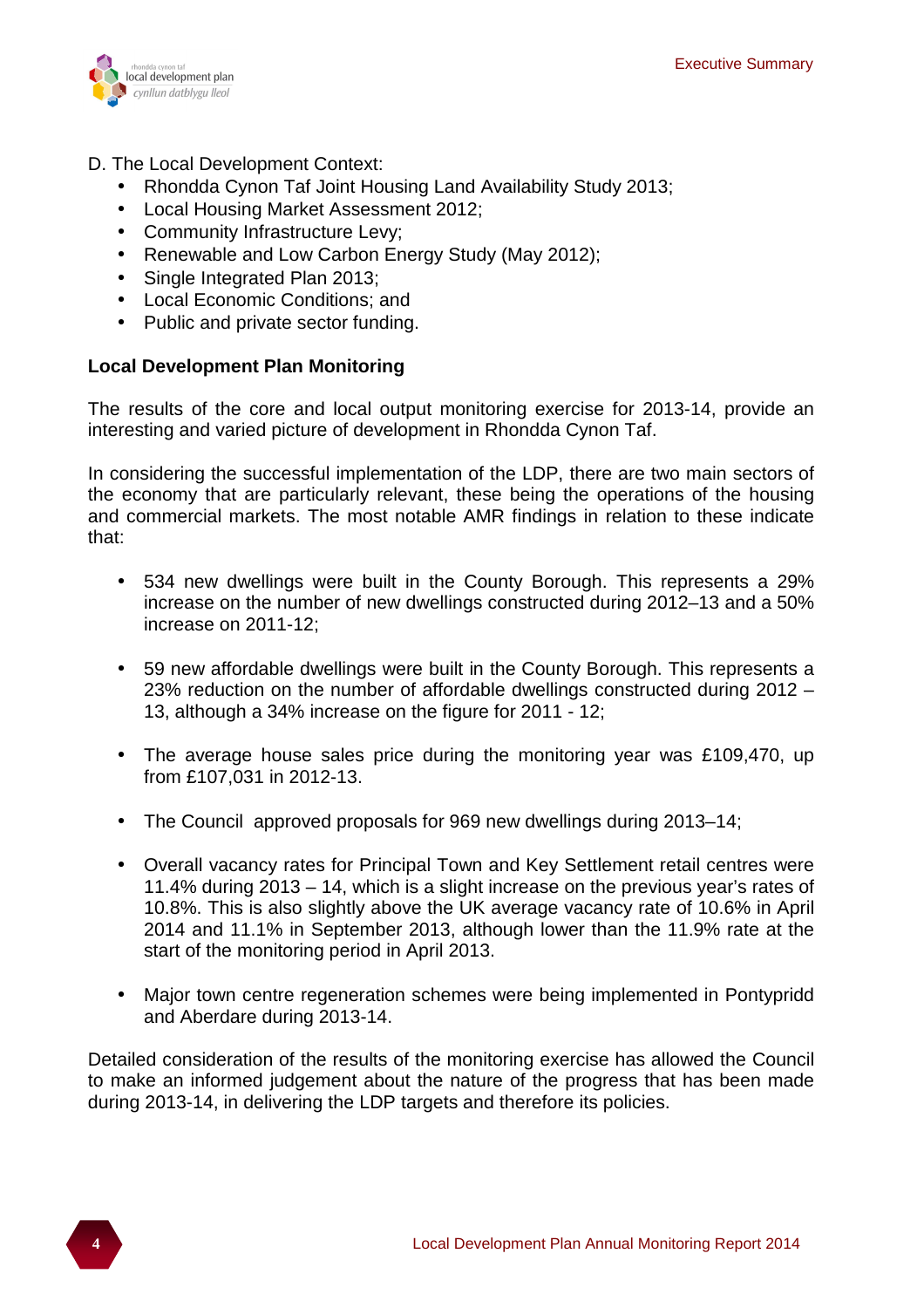D. The Local Development Context:

- Rhondda Cynon Taf Joint Housing Land Availability Study 2013;
- Local Housing Market Assessment 2012;
- Community Infrastructure Levy;
- Renewable and Low Carbon Energy Study (May 2012);
- Single Integrated Plan 2013;
- Local Economic Conditions; and
- Public and private sector funding.

**Local Development Plan Monitoring**

The results of the core and local output monitoring exercise for 2013-14, provide an interesting and varied picture of development in Rhondda Cynon Taf.

In considering the successful implementation of the LDP, there are two main sectors of the economy that are particularly relevant, these being the operations of the housing and commercial markets. The most notable AMR findings in relation to these indicate that:

- 534 new dwellings were built in the County Borough. This represents a 29% increase on the number of new dwellings constructed during 2012–13 and a 50% increase on 2011-12;

- 59 new affordable dwellings were built in the County Borough. This represents a 23% reduction on the number of affordable dwellings constructed during 2012 – 13, although a 34% increase on the figure for 2011 - 12;

- The average house sales price during the monitoring year was £109,470, up from £107,031 in 2012-13.

- The Council approved proposals for 969 new dwellings during 2013–14;

- Overall vacancy rates for Principal Town and Key Settlement retail centres were 11.4% during 2013 – 14, which is a slight increase on the previous year's rates of 10.8%. This is also slightly above the UK average vacancy rate of 10.6% in April 2014 and 11.1% in September 2013, although lower than the 11.9% rate at the start of the monitoring period in April 2013.

- Major town centre regeneration schemes were being implemented in Pontypridd and Aberdare during 2013-14.

Detailed consideration of the results of the monitoring exercise has allowed the Council to make an informed judgement about the nature of the progress that has been made during 2013-14, in delivering the LDP targets and therefore its policies.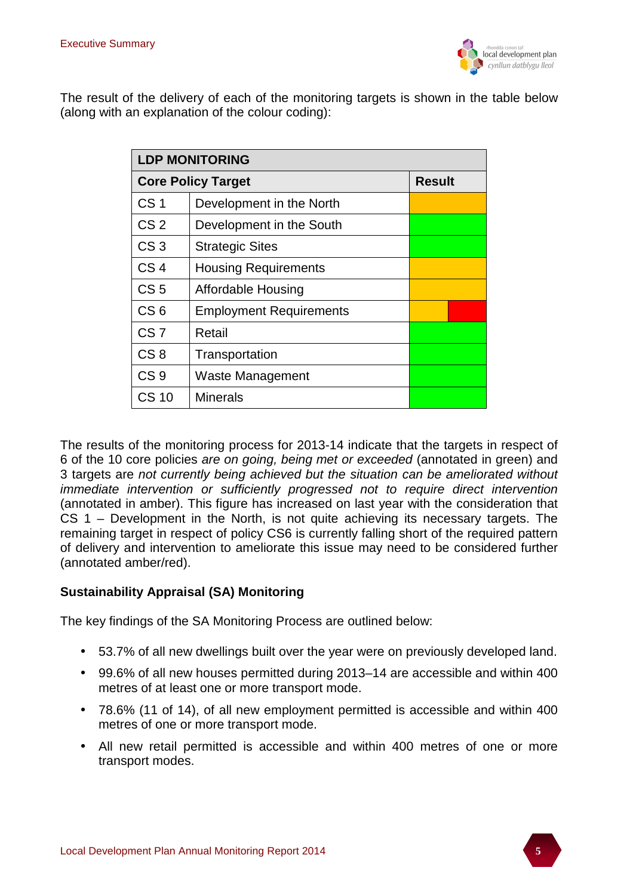The result of the delivery of each of the monitoring targets is shown in the table below (along with an explanation of the colour coding):

| LDP MONITORING | | |
|---|---|---|
| **Core Policy Target** | | **Result** |
| CS 1 | Development in the North | |
| CS 2 | Development in the South | |
| CS 3 | Strategic Sites | |
| CS 4 | Housing Requirements | |
| CS 5 | Affordable Housing | |
| CS 6 | Employment Requirements | |
| CS 7 | Retail | |
| CS 8 | Transportation | |
| CS 9 | Waste Management | |
| CS 10 | Minerals | |

The results of the monitoring process for 2013-14 indicate that the targets in respect of 6 of the 10 core policies *are on going, being met or exceeded* (annotated in green) and 3 targets are *not currently being achieved but the situation can be ameliorated without immediate intervention or sufficiently progressed not to require direct intervention* (annotated in amber). This figure has increased on last year with the consideration that CS 1 – Development in the North, is not quite achieving its necessary targets. The remaining target in respect of policy CS6 is currently falling short of the required pattern of delivery and intervention to ameliorate this issue may need to be considered further (annotated amber/red).

**Sustainability Appraisal (SA) Monitoring**

The key findings of the SA Monitoring Process are outlined below:

- 53.7% of all new dwellings built over the year were on previously developed land.
- 99.6% of all new houses permitted during 2013–14 are accessible and within 400 metres of at least one or more transport mode.
- 78.6% (11 of 14), of all new employment permitted is accessible and within 400 metres of one or more transport mode.
- All new retail permitted is accessible and within 400 metres of one or more transport modes.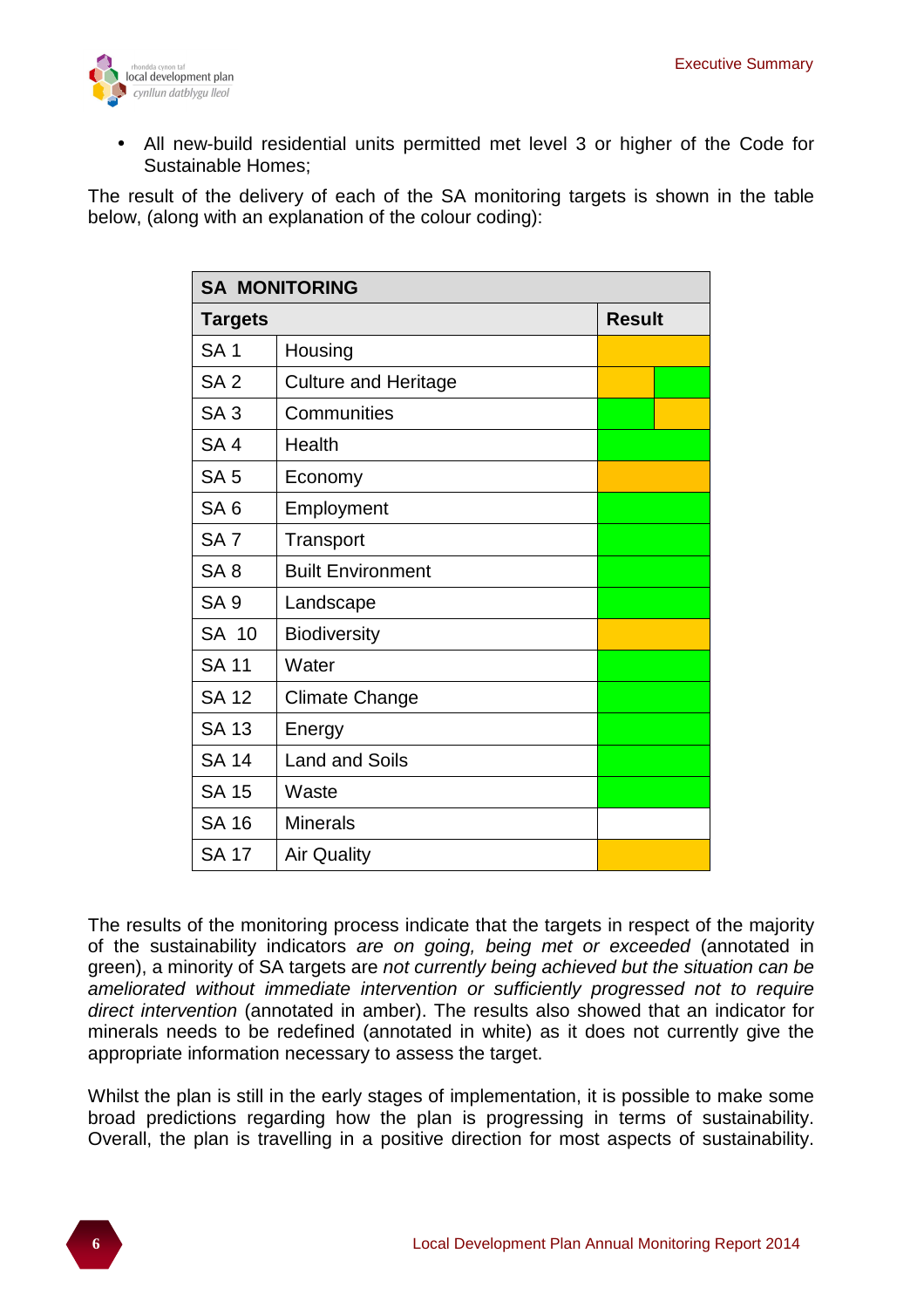- All new-build residential units permitted met level 3 or higher of the Code for Sustainable Homes;

The result of the delivery of each of the SA monitoring targets is shown in the table below, (along with an explanation of the colour coding):

| **SA MONITORING** | | |
|---|---|---|
| **Targets** | | **Result** |
| SA 1 | Housing | |
| SA 2 | Culture and Heritage | |
| SA 3 | Communities | |
| SA 4 | Health | |
| SA 5 | Economy | |
| SA 6 | Employment | |
| SA 7 | Transport | |
| SA 8 | Built Environment | |
| SA 9 | Landscape | |
| SA 10 | Biodiversity | |
| SA 11 | Water | |
| SA 12 | Climate Change | |
| SA 13 | Energy | |
| SA 14 | Land and Soils | |
| SA 15 | Waste | |
| SA 16 | Minerals | |
| SA 17 | Air Quality | |

The results of the monitoring process indicate that the targets in respect of the majority of the sustainability indicators *are on going, being met or exceeded* (annotated in green), a minority of SA targets are *not currently being achieved but the situation can be ameliorated without immediate intervention or sufficiently progressed not to require direct intervention* (annotated in amber). The results also showed that an indicator for minerals needs to be redefined (annotated in white) as it does not currently give the appropriate information necessary to assess the target.

Whilst the plan is still in the early stages of implementation, it is possible to make some broad predictions regarding how the plan is progressing in terms of sustainability. Overall, the plan is travelling in a positive direction for most aspects of sustainability.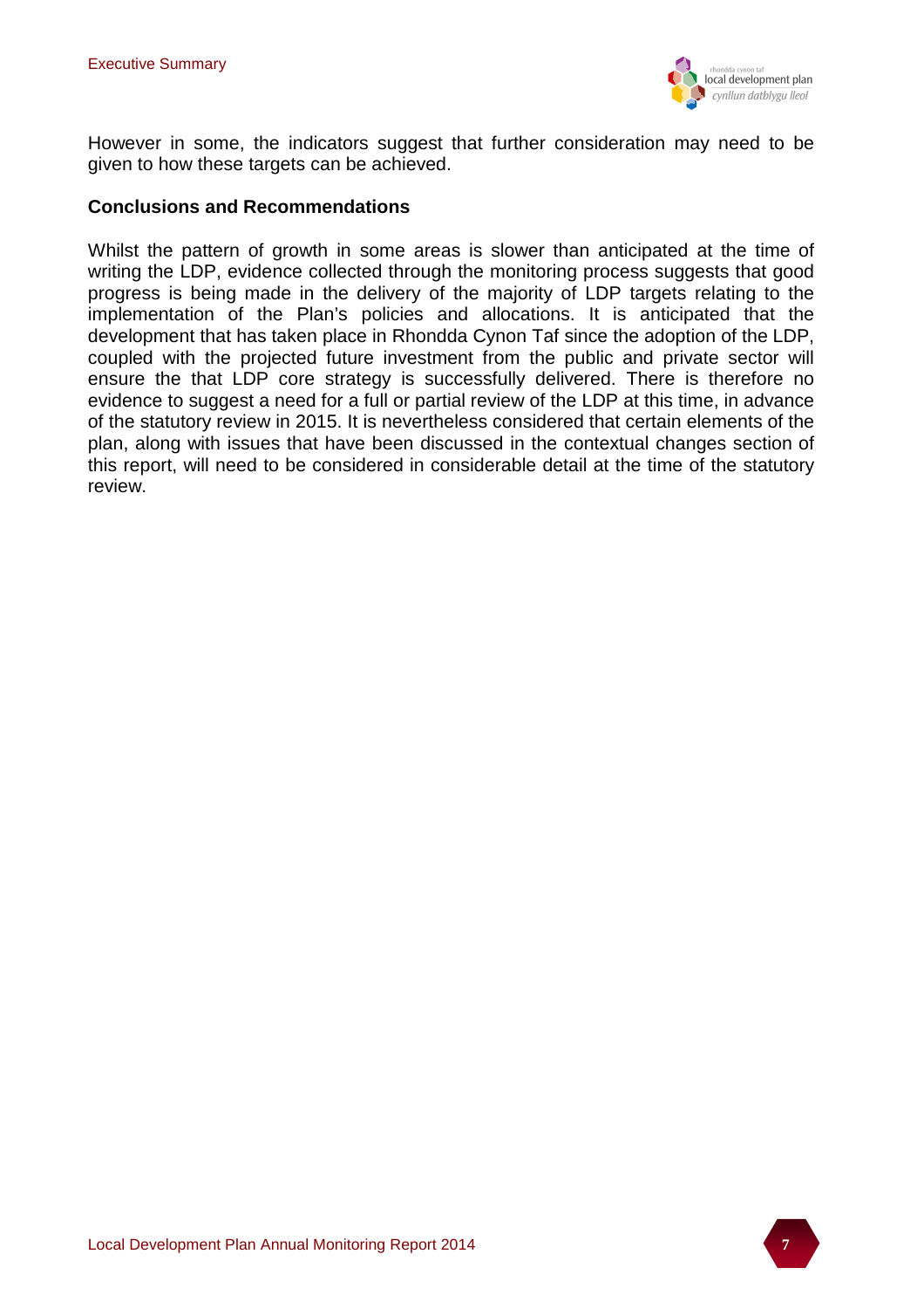However in some, the indicators suggest that further consideration may need to be given to how these targets can be achieved.

**Conclusions and Recommendations**

Whilst the pattern of growth in some areas is slower than anticipated at the time of writing the LDP, evidence collected through the monitoring process suggests that good progress is being made in the delivery of the majority of LDP targets relating to the implementation of the Plan's policies and allocations. It is anticipated that the development that has taken place in Rhondda Cynon Taf since the adoption of the LDP, coupled with the projected future investment from the public and private sector will ensure the that LDP core strategy is successfully delivered. There is therefore no evidence to suggest a need for a full or partial review of the LDP at this time, in advance of the statutory review in 2015. It is nevertheless considered that certain elements of the plan, along with issues that have been discussed in the contextual changes section of this report, will need to be considered in considerable detail at the time of the statutory review.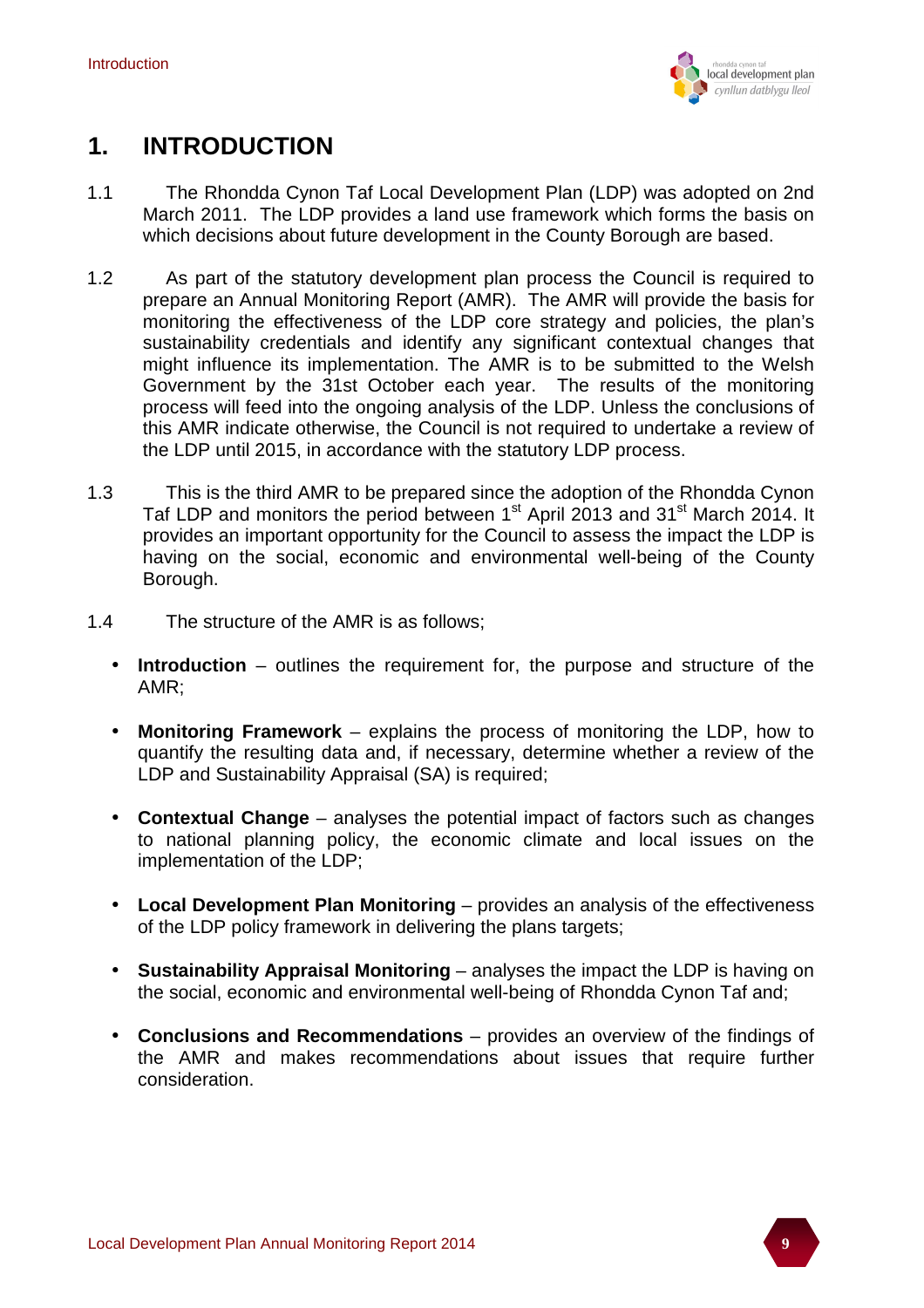# 1. INTRODUCTION

1.1 The Rhondda Cynon Taf Local Development Plan (LDP) was adopted on 2nd March 2011. The LDP provides a land use framework which forms the basis on which decisions about future development in the County Borough are based.

1.2 As part of the statutory development plan process the Council is required to prepare an Annual Monitoring Report (AMR). The AMR will provide the basis for monitoring the effectiveness of the LDP core strategy and policies, the plan's sustainability credentials and identify any significant contextual changes that might influence its implementation. The AMR is to be submitted to the Welsh Government by the 31st October each year. The results of the monitoring process will feed into the ongoing analysis of the LDP. Unless the conclusions of this AMR indicate otherwise, the Council is not required to undertake a review of the LDP until 2015, in accordance with the statutory LDP process.

1.3 This is the third AMR to be prepared since the adoption of the Rhondda Cynon Taf LDP and monitors the period between 1st April 2013 and 31st March 2014. It provides an important opportunity for the Council to assess the impact the LDP is having on the social, economic and environmental well-being of the County Borough.

1.4 The structure of the AMR is as follows;

- **Introduction** – outlines the requirement for, the purpose and structure of the AMR;
- **Monitoring Framework** – explains the process of monitoring the LDP, how to quantify the resulting data and, if necessary, determine whether a review of the LDP and Sustainability Appraisal (SA) is required;
- **Contextual Change** – analyses the potential impact of factors such as changes to national planning policy, the economic climate and local issues on the implementation of the LDP;
- **Local Development Plan Monitoring** – provides an analysis of the effectiveness of the LDP policy framework in delivering the plans targets;
- **Sustainability Appraisal Monitoring** – analyses the impact the LDP is having on the social, economic and environmental well-being of Rhondda Cynon Taf and;
- **Conclusions and Recommendations** – provides an overview of the findings of the AMR and makes recommendations about issues that require further consideration.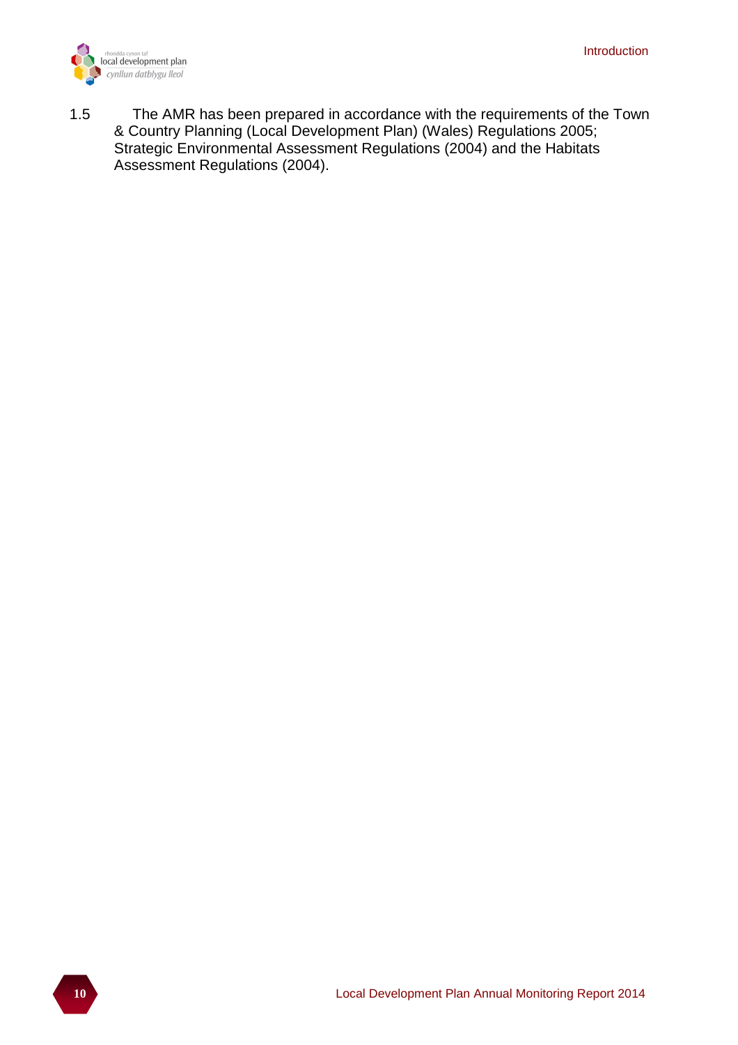1.5 The AMR has been prepared in accordance with the requirements of the Town & Country Planning (Local Development Plan) (Wales) Regulations 2005; Strategic Environmental Assessment Regulations (2004) and the Habitats Assessment Regulations (2004).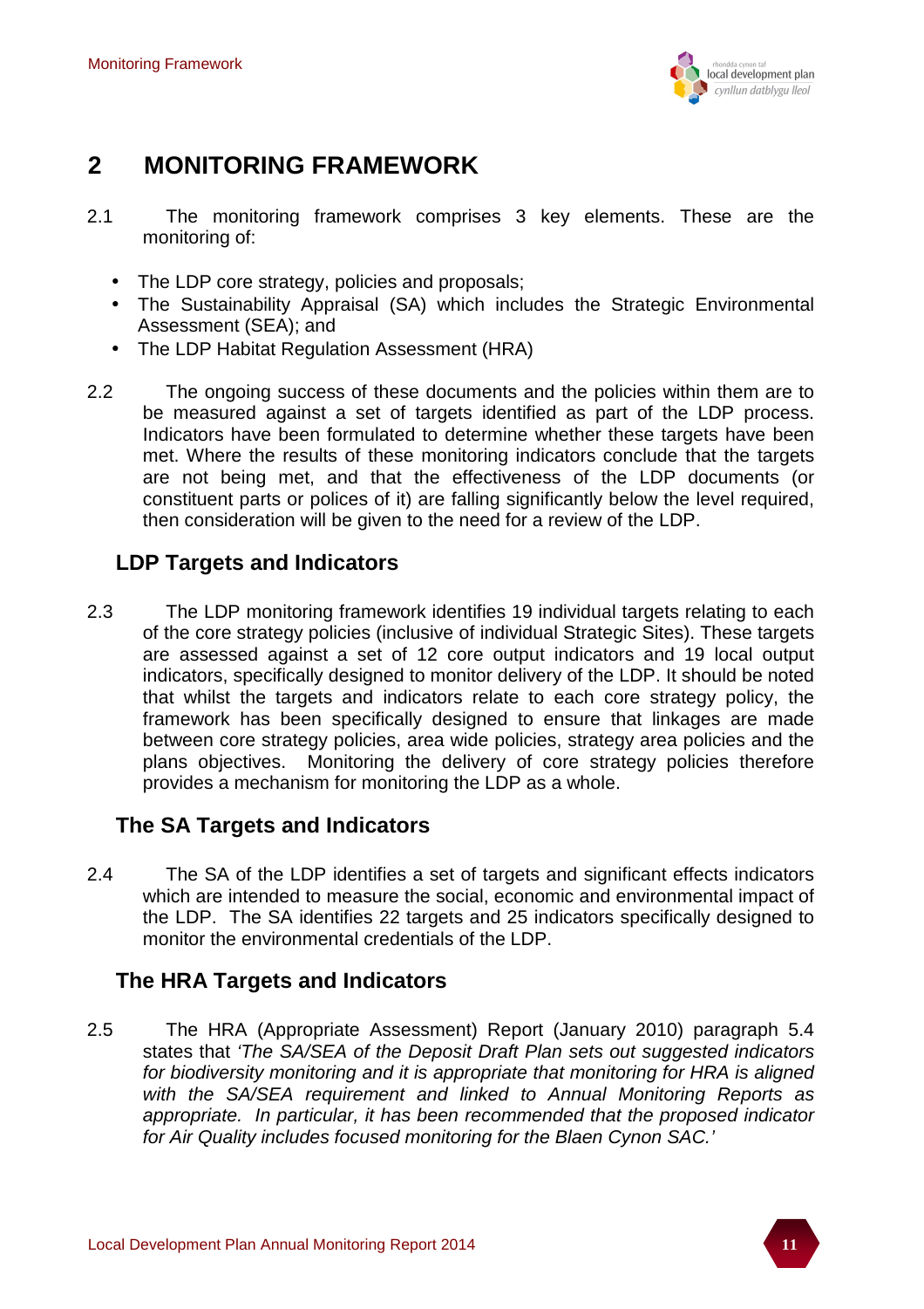# 2 MONITORING FRAMEWORK

2.1 The monitoring framework comprises 3 key elements. These are the monitoring of:

- The LDP core strategy, policies and proposals;
- The Sustainability Appraisal (SA) which includes the Strategic Environmental Assessment (SEA); and
- The LDP Habitat Regulation Assessment (HRA)

2.2 The ongoing success of these documents and the policies within them are to be measured against a set of targets identified as part of the LDP process. Indicators have been formulated to determine whether these targets have been met. Where the results of these monitoring indicators conclude that the targets are not being met, and that the effectiveness of the LDP documents (or constituent parts or polices of it) are falling significantly below the level required, then consideration will be given to the need for a review of the LDP.

## LDP Targets and Indicators

2.3 The LDP monitoring framework identifies 19 individual targets relating to each of the core strategy policies (inclusive of individual Strategic Sites). These targets are assessed against a set of 12 core output indicators and 19 local output indicators, specifically designed to monitor delivery of the LDP. It should be noted that whilst the targets and indicators relate to each core strategy policy, the framework has been specifically designed to ensure that linkages are made between core strategy policies, area wide policies, strategy area policies and the plans objectives. Monitoring the delivery of core strategy policies therefore provides a mechanism for monitoring the LDP as a whole.

## The SA Targets and Indicators

2.4 The SA of the LDP identifies a set of targets and significant effects indicators which are intended to measure the social, economic and environmental impact of the LDP. The SA identifies 22 targets and 25 indicators specifically designed to monitor the environmental credentials of the LDP.

## The HRA Targets and Indicators

2.5 The HRA (Appropriate Assessment) Report (January 2010) paragraph 5.4 states that *'The SA/SEA of the Deposit Draft Plan sets out suggested indicators for biodiversity monitoring and it is appropriate that monitoring for HRA is aligned with the SA/SEA requirement and linked to Annual Monitoring Reports as appropriate. In particular, it has been recommended that the proposed indicator for Air Quality includes focused monitoring for the Blaen Cynon SAC.'*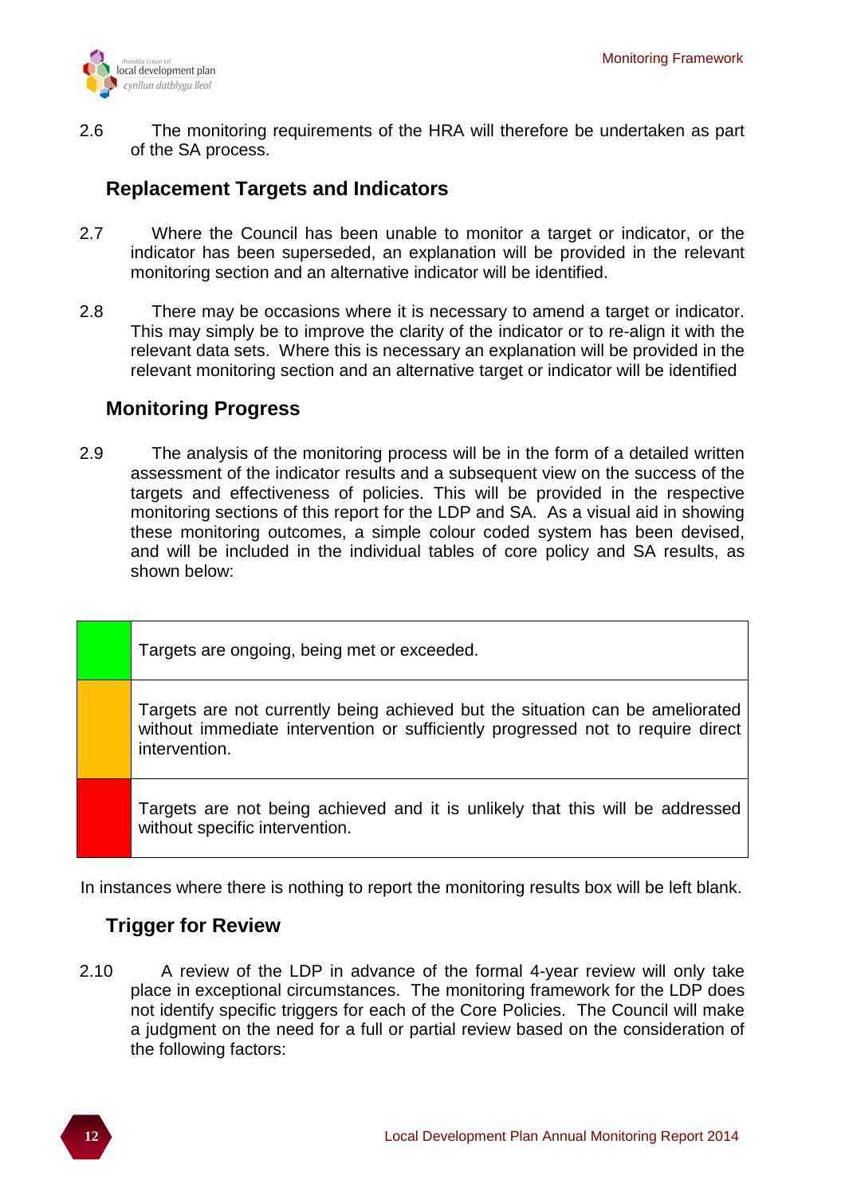2.6 The monitoring requirements of the HRA will therefore be undertaken as part of the SA process.

## Replacement Targets and Indicators

2.7 Where the Council has been unable to monitor a target or indicator, or the indicator has been superseded, an explanation will be provided in the relevant monitoring section and an alternative indicator will be identified.

2.8 There may be occasions where it is necessary to amend a target or indicator. This may simply be to improve the clarity of the indicator or to re-align it with the relevant data sets. Where this is necessary an explanation will be provided in the relevant monitoring section and an alternative target or indicator will be identified

## Monitoring Progress

2.9 The analysis of the monitoring process will be in the form of a detailed written assessment of the indicator results and a subsequent view on the success of the targets and effectiveness of policies. This will be provided in the respective monitoring sections of this report for the LDP and SA. As a visual aid in showing these monitoring outcomes, a simple colour coded system has been devised, and will be included in the individual tables of core policy and SA results, as shown below:

| Colour | Description |
|---|---|
| Green | Targets are ongoing, being met or exceeded. |
| Amber | Targets are not currently being achieved but the situation can be ameliorated without immediate intervention or sufficiently progressed not to require direct intervention. |
| Red | Targets are not being achieved and it is unlikely that this will be addressed without specific intervention. |

In instances where there is nothing to report the monitoring results box will be left blank.

## Trigger for Review

2.10 A review of the LDP in advance of the formal 4-year review will only take place in exceptional circumstances. The monitoring framework for the LDP does not identify specific triggers for each of the Core Policies. The Council will make a judgment on the need for a full or partial review based on the consideration of the following factors: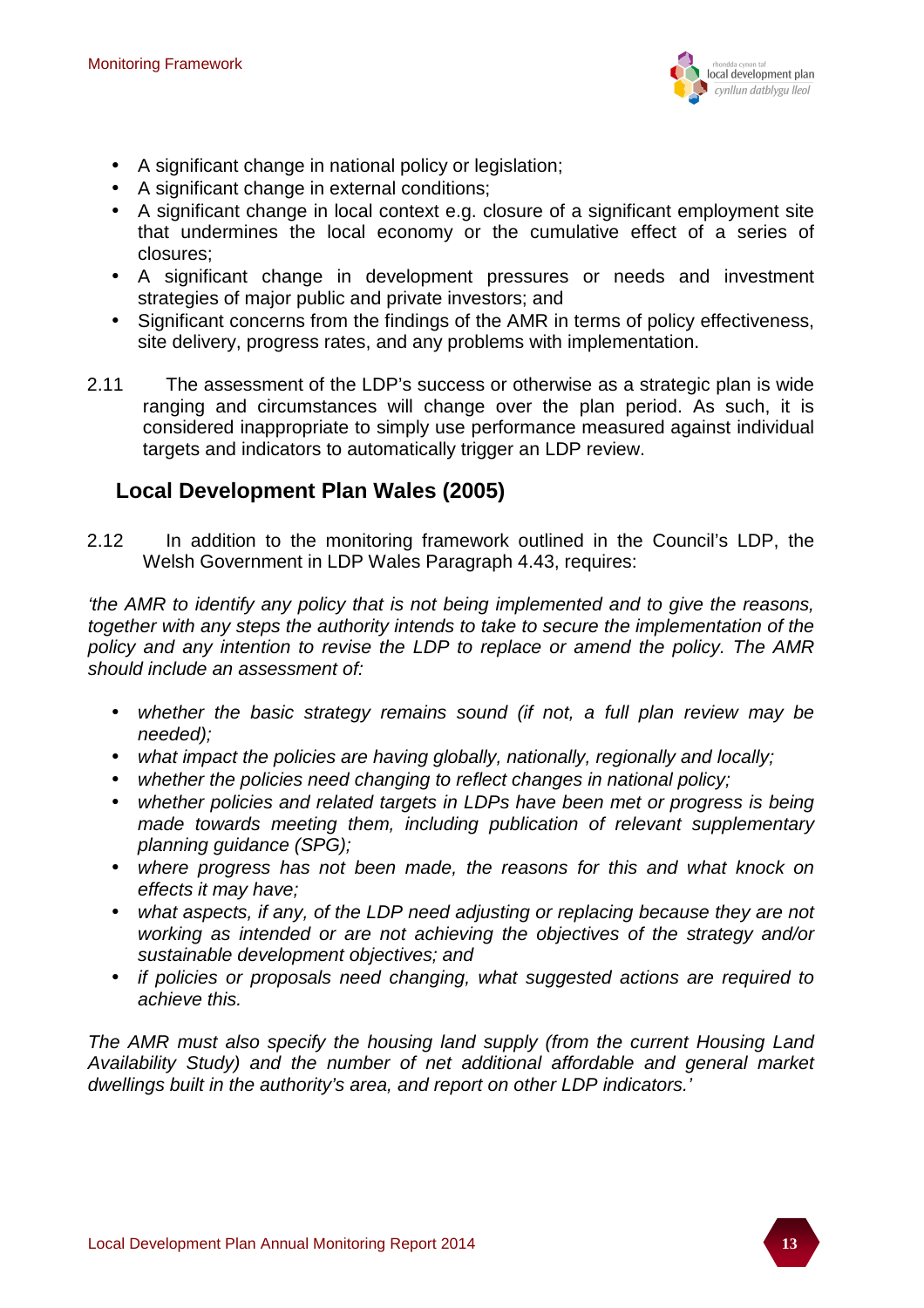- A significant change in national policy or legislation;
- A significant change in external conditions;
- A significant change in local context e.g. closure of a significant employment site that undermines the local economy or the cumulative effect of a series of closures;
- A significant change in development pressures or needs and investment strategies of major public and private investors; and
- Significant concerns from the findings of the AMR in terms of policy effectiveness, site delivery, progress rates, and any problems with implementation.

2.11 The assessment of the LDP's success or otherwise as a strategic plan is wide ranging and circumstances will change over the plan period. As such, it is considered inappropriate to simply use performance measured against individual targets and indicators to automatically trigger an LDP review.

## Local Development Plan Wales (2005)

2.12 In addition to the monitoring framework outlined in the Council's LDP, the Welsh Government in LDP Wales Paragraph 4.43, requires:

*'the AMR to identify any policy that is not being implemented and to give the reasons, together with any steps the authority intends to take to secure the implementation of the policy and any intention to revise the LDP to replace or amend the policy. The AMR should include an assessment of:*

- *whether the basic strategy remains sound (if not, a full plan review may be needed);*
- *what impact the policies are having globally, nationally, regionally and locally;*
- *whether the policies need changing to reflect changes in national policy;*
- *whether policies and related targets in LDPs have been met or progress is being made towards meeting them, including publication of relevant supplementary planning guidance (SPG);*
- *where progress has not been made, the reasons for this and what knock on effects it may have;*
- *what aspects, if any, of the LDP need adjusting or replacing because they are not working as intended or are not achieving the objectives of the strategy and/or sustainable development objectives; and*
- *if policies or proposals need changing, what suggested actions are required to achieve this.*

*The AMR must also specify the housing land supply (from the current Housing Land Availability Study) and the number of net additional affordable and general market dwellings built in the authority's area, and report on other LDP indicators.'*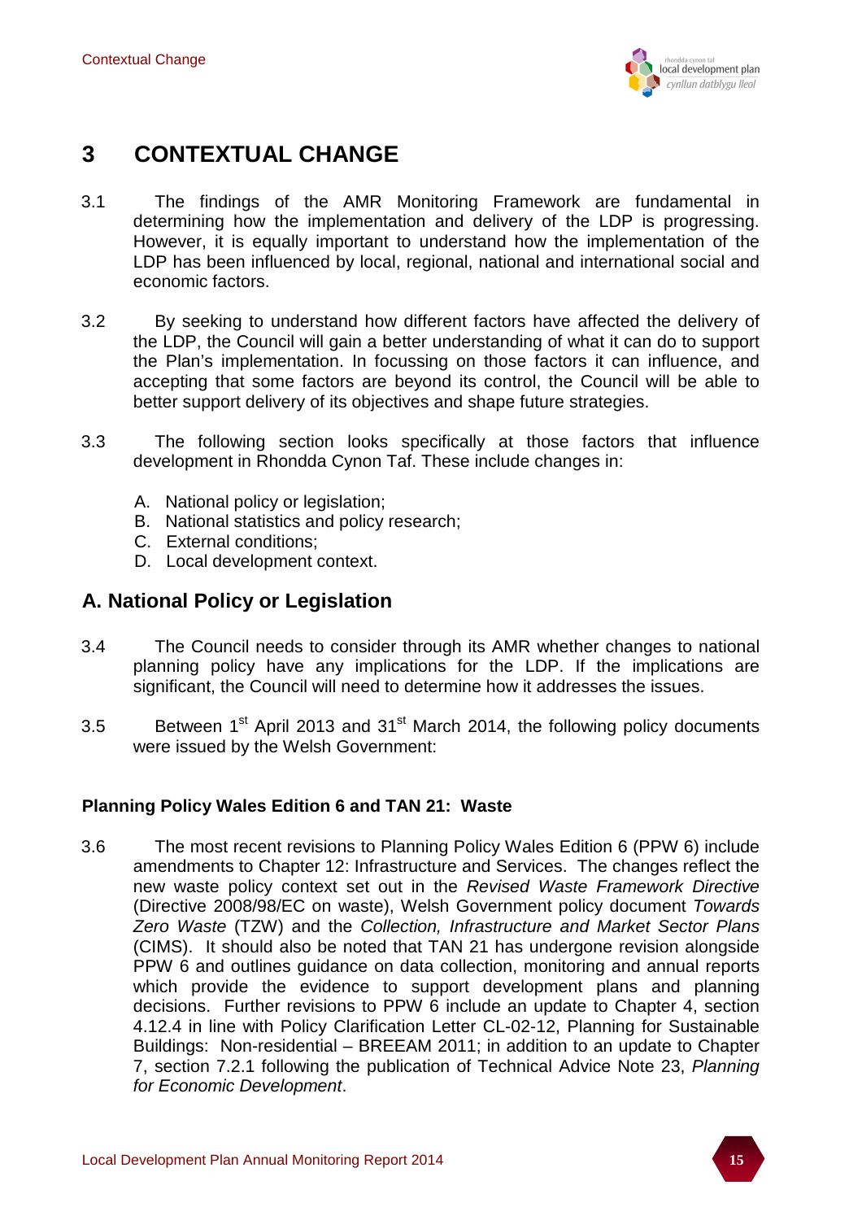# 3 CONTEXTUAL CHANGE

3.1 The findings of the AMR Monitoring Framework are fundamental in determining how the implementation and delivery of the LDP is progressing. However, it is equally important to understand how the implementation of the LDP has been influenced by local, regional, national and international social and economic factors.

3.2 By seeking to understand how different factors have affected the delivery of the LDP, the Council will gain a better understanding of what it can do to support the Plan's implementation. In focussing on those factors it can influence, and accepting that some factors are beyond its control, the Council will be able to better support delivery of its objectives and shape future strategies.

3.3 The following section looks specifically at those factors that influence development in Rhondda Cynon Taf. These include changes in:

A. National policy or legislation;
B. National statistics and policy research;
C. External conditions;
D. Local development context.

## A. National Policy or Legislation

3.4 The Council needs to consider through its AMR whether changes to national planning policy have any implications for the LDP. If the implications are significant, the Council will need to determine how it addresses the issues.

3.5 Between 1st April 2013 and 31st March 2014, the following policy documents were issued by the Welsh Government:

### Planning Policy Wales Edition 6 and TAN 21: Waste

3.6 The most recent revisions to Planning Policy Wales Edition 6 (PPW 6) include amendments to Chapter 12: Infrastructure and Services. The changes reflect the new waste policy context set out in the *Revised Waste Framework Directive* (Directive 2008/98/EC on waste), Welsh Government policy document *Towards Zero Waste* (TZW) and the *Collection, Infrastructure and Market Sector Plans* (CIMS). It should also be noted that TAN 21 has undergone revision alongside PPW 6 and outlines guidance on data collection, monitoring and annual reports which provide the evidence to support development plans and planning decisions. Further revisions to PPW 6 include an update to Chapter 4, section 4.12.4 in line with Policy Clarification Letter CL-02-12, Planning for Sustainable Buildings: Non-residential – BREEAM 2011; in addition to an update to Chapter 7, section 7.2.1 following the publication of Technical Advice Note 23, *Planning for Economic Development*.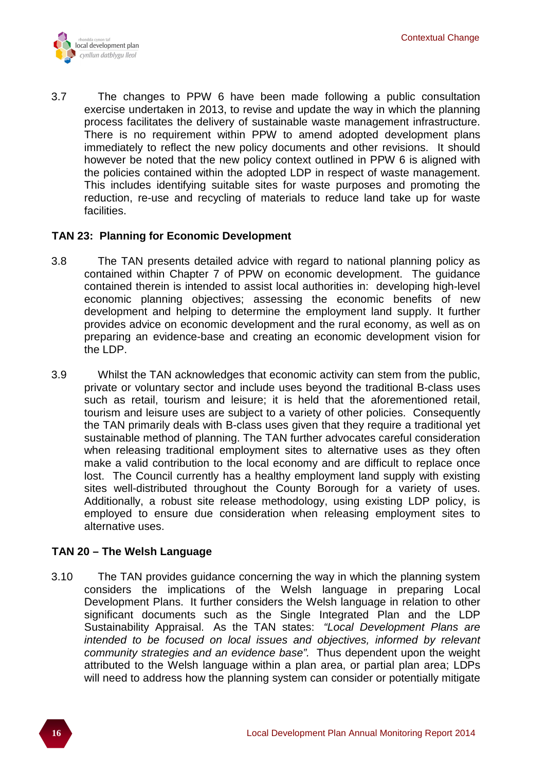3.7 The changes to PPW 6 have been made following a public consultation exercise undertaken in 2013, to revise and update the way in which the planning process facilitates the delivery of sustainable waste management infrastructure. There is no requirement within PPW to amend adopted development plans immediately to reflect the new policy documents and other revisions. It should however be noted that the new policy context outlined in PPW 6 is aligned with the policies contained within the adopted LDP in respect of waste management. This includes identifying suitable sites for waste purposes and promoting the reduction, re-use and recycling of materials to reduce land take up for waste facilities.

**TAN 23: Planning for Economic Development**

3.8 The TAN presents detailed advice with regard to national planning policy as contained within Chapter 7 of PPW on economic development. The guidance contained therein is intended to assist local authorities in: developing high-level economic planning objectives; assessing the economic benefits of new development and helping to determine the employment land supply. It further provides advice on economic development and the rural economy, as well as on preparing an evidence-base and creating an economic development vision for the LDP.

3.9 Whilst the TAN acknowledges that economic activity can stem from the public, private or voluntary sector and include uses beyond the traditional B-class uses such as retail, tourism and leisure; it is held that the aforementioned retail, tourism and leisure uses are subject to a variety of other policies. Consequently the TAN primarily deals with B-class uses given that they require a traditional yet sustainable method of planning. The TAN further advocates careful consideration when releasing traditional employment sites to alternative uses as they often make a valid contribution to the local economy and are difficult to replace once lost. The Council currently has a healthy employment land supply with existing sites well-distributed throughout the County Borough for a variety of uses. Additionally, a robust site release methodology, using existing LDP policy, is employed to ensure due consideration when releasing employment sites to alternative uses.

**TAN 20 – The Welsh Language**

3.10 The TAN provides guidance concerning the way in which the planning system considers the implications of the Welsh language in preparing Local Development Plans. It further considers the Welsh language in relation to other significant documents such as the Single Integrated Plan and the LDP Sustainability Appraisal. As the TAN states: *"Local Development Plans are intended to be focused on local issues and objectives, informed by relevant community strategies and an evidence base".* Thus dependent upon the weight attributed to the Welsh language within a plan area, or partial plan area; LDPs will need to address how the planning system can consider or potentially mitigate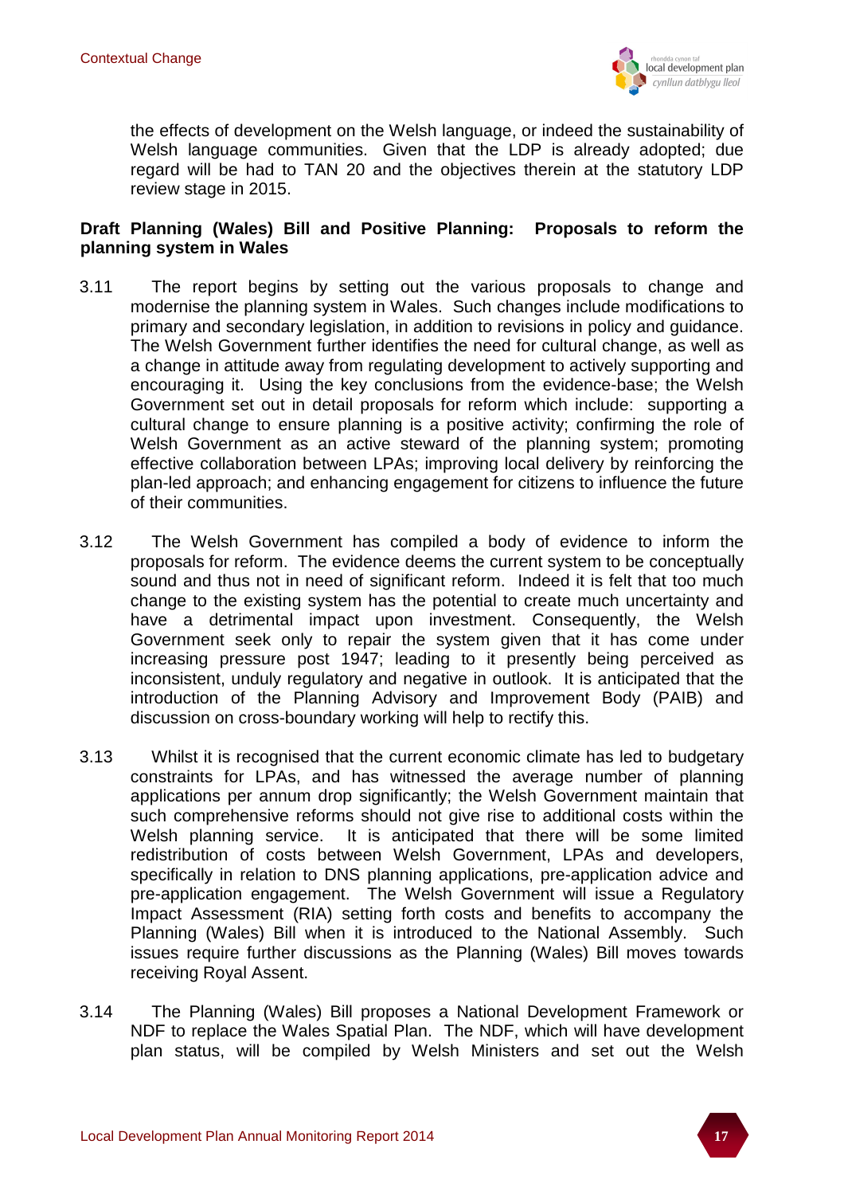the effects of development on the Welsh language, or indeed the sustainability of Welsh language communities. Given that the LDP is already adopted; due regard will be had to TAN 20 and the objectives therein at the statutory LDP review stage in 2015.

**Draft Planning (Wales) Bill and Positive Planning: Proposals to reform the planning system in Wales**

3.11 The report begins by setting out the various proposals to change and modernise the planning system in Wales. Such changes include modifications to primary and secondary legislation, in addition to revisions in policy and guidance. The Welsh Government further identifies the need for cultural change, as well as a change in attitude away from regulating development to actively supporting and encouraging it. Using the key conclusions from the evidence-base; the Welsh Government set out in detail proposals for reform which include: supporting a cultural change to ensure planning is a positive activity; confirming the role of Welsh Government as an active steward of the planning system; promoting effective collaboration between LPAs; improving local delivery by reinforcing the plan-led approach; and enhancing engagement for citizens to influence the future of their communities.

3.12 The Welsh Government has compiled a body of evidence to inform the proposals for reform. The evidence deems the current system to be conceptually sound and thus not in need of significant reform. Indeed it is felt that too much change to the existing system has the potential to create much uncertainty and have a detrimental impact upon investment. Consequently, the Welsh Government seek only to repair the system given that it has come under increasing pressure post 1947; leading to it presently being perceived as inconsistent, unduly regulatory and negative in outlook. It is anticipated that the introduction of the Planning Advisory and Improvement Body (PAIB) and discussion on cross-boundary working will help to rectify this.

3.13 Whilst it is recognised that the current economic climate has led to budgetary constraints for LPAs, and has witnessed the average number of planning applications per annum drop significantly; the Welsh Government maintain that such comprehensive reforms should not give rise to additional costs within the Welsh planning service. It is anticipated that there will be some limited redistribution of costs between Welsh Government, LPAs and developers, specifically in relation to DNS planning applications, pre-application advice and pre-application engagement. The Welsh Government will issue a Regulatory Impact Assessment (RIA) setting forth costs and benefits to accompany the Planning (Wales) Bill when it is introduced to the National Assembly. Such issues require further discussions as the Planning (Wales) Bill moves towards receiving Royal Assent.

3.14 The Planning (Wales) Bill proposes a National Development Framework or NDF to replace the Wales Spatial Plan. The NDF, which will have development plan status, will be compiled by Welsh Ministers and set out the Welsh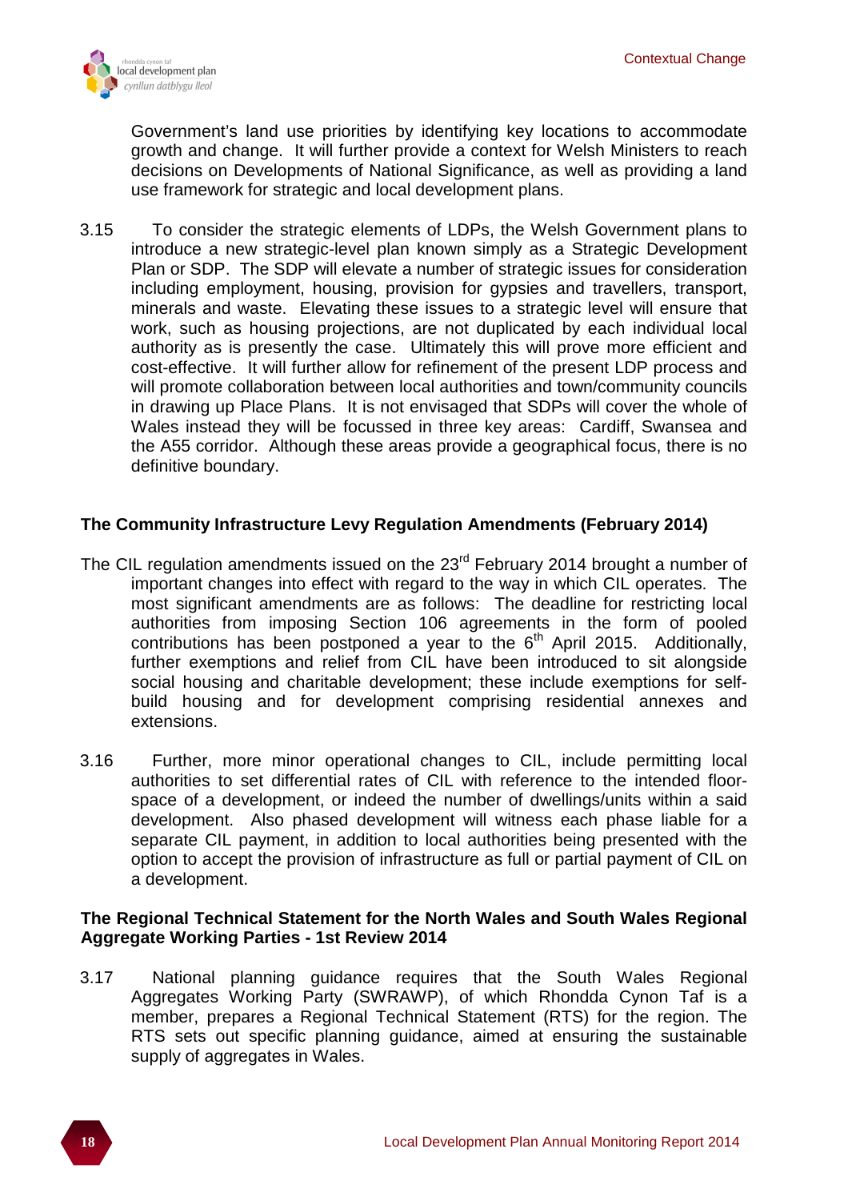Government's land use priorities by identifying key locations to accommodate growth and change. It will further provide a context for Welsh Ministers to reach decisions on Developments of National Significance, as well as providing a land use framework for strategic and local development plans.

3.15 To consider the strategic elements of LDPs, the Welsh Government plans to introduce a new strategic-level plan known simply as a Strategic Development Plan or SDP. The SDP will elevate a number of strategic issues for consideration including employment, housing, provision for gypsies and travellers, transport, minerals and waste. Elevating these issues to a strategic level will ensure that work, such as housing projections, are not duplicated by each individual local authority as is presently the case. Ultimately this will prove more efficient and cost-effective. It will further allow for refinement of the present LDP process and will promote collaboration between local authorities and town/community councils in drawing up Place Plans. It is not envisaged that SDPs will cover the whole of Wales instead they will be focussed in three key areas: Cardiff, Swansea and the A55 corridor. Although these areas provide a geographical focus, there is no definitive boundary.

**The Community Infrastructure Levy Regulation Amendments (February 2014)**

The CIL regulation amendments issued on the 23rd February 2014 brought a number of important changes into effect with regard to the way in which CIL operates. The most significant amendments are as follows: The deadline for restricting local authorities from imposing Section 106 agreements in the form of pooled contributions has been postponed a year to the 6th April 2015. Additionally, further exemptions and relief from CIL have been introduced to sit alongside social housing and charitable development; these include exemptions for self-build housing and for development comprising residential annexes and extensions.

3.16 Further, more minor operational changes to CIL, include permitting local authorities to set differential rates of CIL with reference to the intended floor-space of a development, or indeed the number of dwellings/units within a said development. Also phased development will witness each phase liable for a separate CIL payment, in addition to local authorities being presented with the option to accept the provision of infrastructure as full or partial payment of CIL on a development.

**The Regional Technical Statement for the North Wales and South Wales Regional Aggregate Working Parties - 1st Review 2014**

3.17 National planning guidance requires that the South Wales Regional Aggregates Working Party (SWRAWP), of which Rhondda Cynon Taf is a member, prepares a Regional Technical Statement (RTS) for the region. The RTS sets out specific planning guidance, aimed at ensuring the sustainable supply of aggregates in Wales.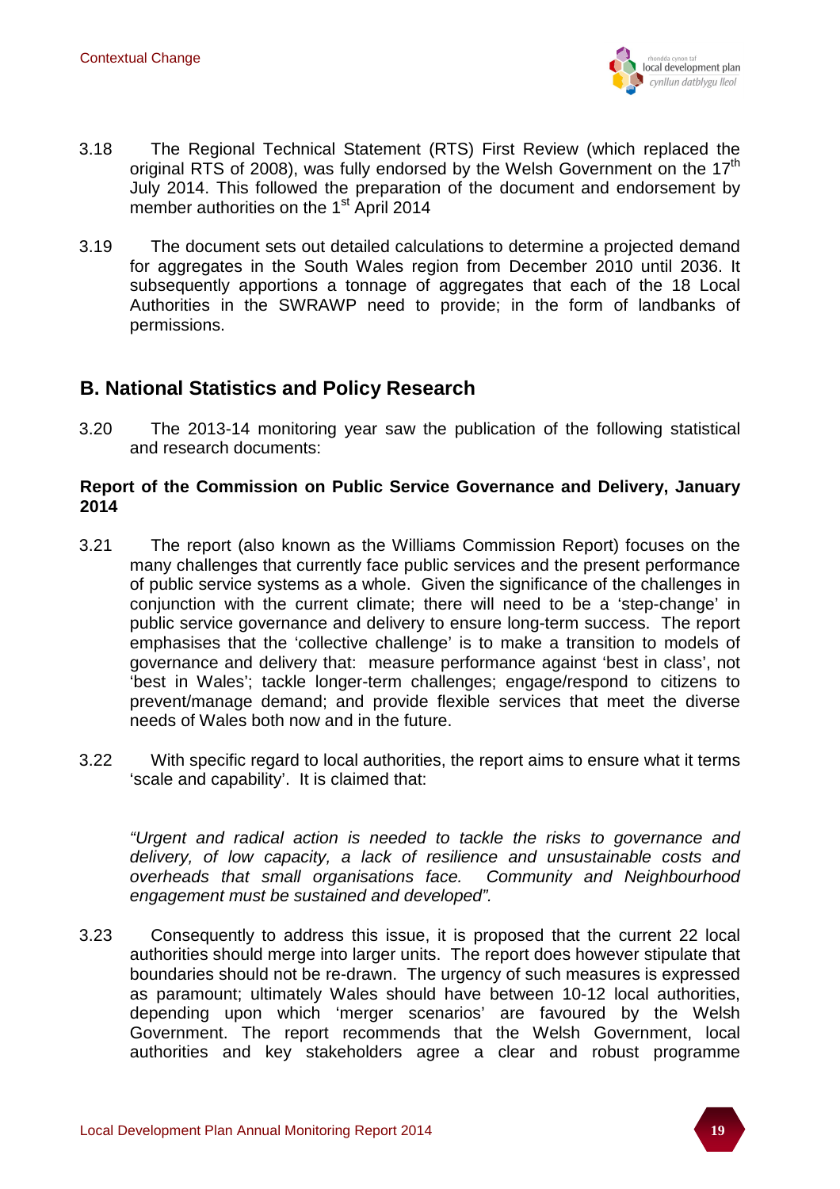3.18 The Regional Technical Statement (RTS) First Review (which replaced the original RTS of 2008), was fully endorsed by the Welsh Government on the 17th July 2014. This followed the preparation of the document and endorsement by member authorities on the 1st April 2014

3.19 The document sets out detailed calculations to determine a projected demand for aggregates in the South Wales region from December 2010 until 2036. It subsequently apportions a tonnage of aggregates that each of the 18 Local Authorities in the SWRAWP need to provide; in the form of landbanks of permissions.

## B. National Statistics and Policy Research

3.20 The 2013-14 monitoring year saw the publication of the following statistical and research documents:

**Report of the Commission on Public Service Governance and Delivery, January 2014**

3.21 The report (also known as the Williams Commission Report) focuses on the many challenges that currently face public services and the present performance of public service systems as a whole. Given the significance of the challenges in conjunction with the current climate; there will need to be a 'step-change' in public service governance and delivery to ensure long-term success. The report emphasises that the 'collective challenge' is to make a transition to models of governance and delivery that: measure performance against 'best in class', not 'best in Wales'; tackle longer-term challenges; engage/respond to citizens to prevent/manage demand; and provide flexible services that meet the diverse needs of Wales both now and in the future.

3.22 With specific regard to local authorities, the report aims to ensure what it terms 'scale and capability'. It is claimed that:

*"Urgent and radical action is needed to tackle the risks to governance and delivery, of low capacity, a lack of resilience and unsustainable costs and overheads that small organisations face. Community and Neighbourhood engagement must be sustained and developed".*

3.23 Consequently to address this issue, it is proposed that the current 22 local authorities should merge into larger units. The report does however stipulate that boundaries should not be re-drawn. The urgency of such measures is expressed as paramount; ultimately Wales should have between 10-12 local authorities, depending upon which 'merger scenarios' are favoured by the Welsh Government. The report recommends that the Welsh Government, local authorities and key stakeholders agree a clear and robust programme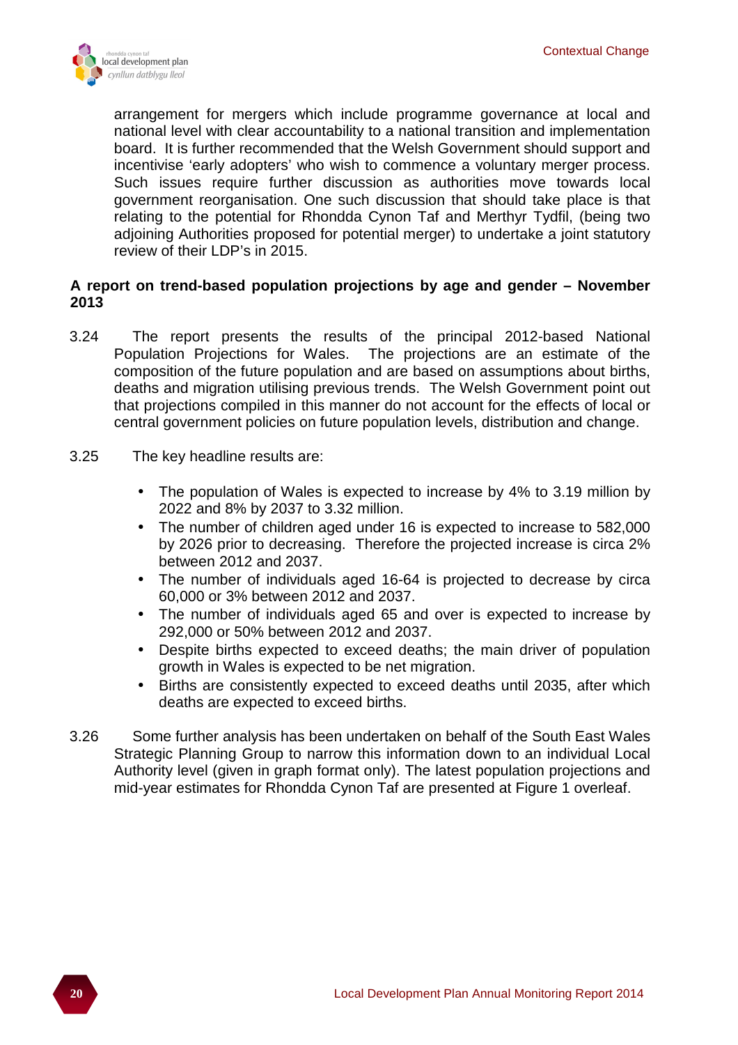arrangement for mergers which include programme governance at local and national level with clear accountability to a national transition and implementation board. It is further recommended that the Welsh Government should support and incentivise 'early adopters' who wish to commence a voluntary merger process. Such issues require further discussion as authorities move towards local government reorganisation. One such discussion that should take place is that relating to the potential for Rhondda Cynon Taf and Merthyr Tydfil, (being two adjoining Authorities proposed for potential merger) to undertake a joint statutory review of their LDP's in 2015.

**A report on trend-based population projections by age and gender – November 2013**

3.24 The report presents the results of the principal 2012-based National Population Projections for Wales. The projections are an estimate of the composition of the future population and are based on assumptions about births, deaths and migration utilising previous trends. The Welsh Government point out that projections compiled in this manner do not account for the effects of local or central government policies on future population levels, distribution and change.

3.25 The key headline results are:

- The population of Wales is expected to increase by 4% to 3.19 million by 2022 and 8% by 2037 to 3.32 million.
- The number of children aged under 16 is expected to increase to 582,000 by 2026 prior to decreasing. Therefore the projected increase is circa 2% between 2012 and 2037.
- The number of individuals aged 16-64 is projected to decrease by circa 60,000 or 3% between 2012 and 2037.
- The number of individuals aged 65 and over is expected to increase by 292,000 or 50% between 2012 and 2037.
- Despite births expected to exceed deaths; the main driver of population growth in Wales is expected to be net migration.
- Births are consistently expected to exceed deaths until 2035, after which deaths are expected to exceed births.

3.26 Some further analysis has been undertaken on behalf of the South East Wales Strategic Planning Group to narrow this information down to an individual Local Authority level (given in graph format only). The latest population projections and mid-year estimates for Rhondda Cynon Taf are presented at Figure 1 overleaf.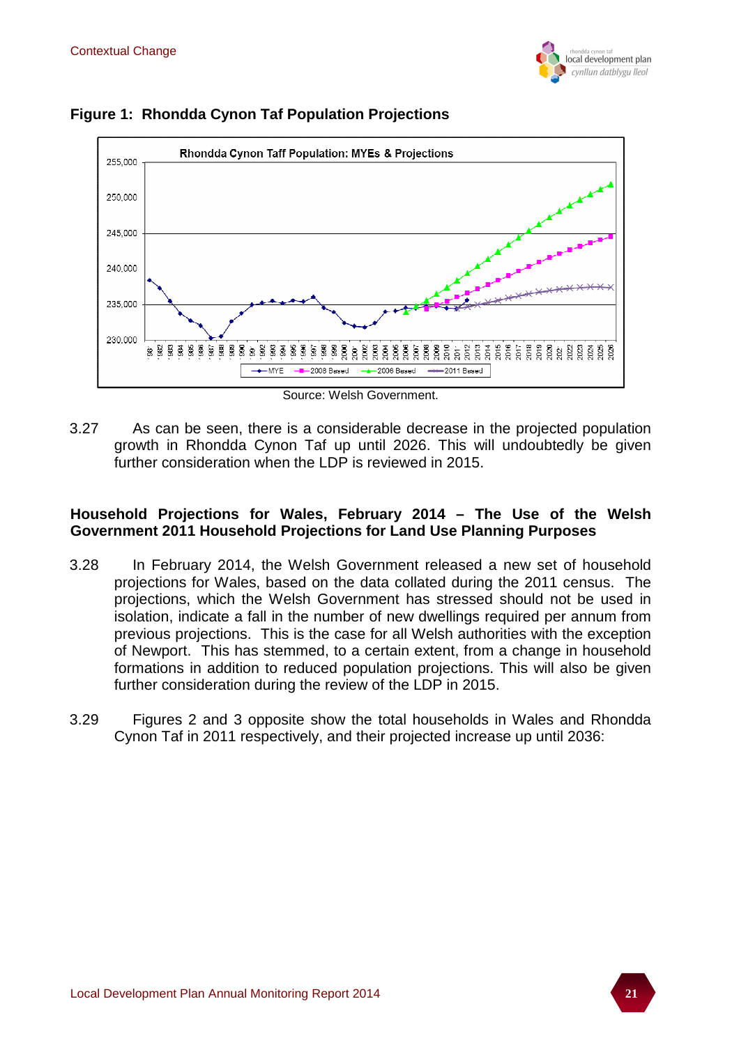**Figure 1: Rhondda Cynon Taf Population Projections**

Source: Welsh Government.

3.27 As can be seen, there is a considerable decrease in the projected population growth in Rhondda Cynon Taf up until 2026. This will undoubtedly be given further consideration when the LDP is reviewed in 2015.

**Household Projections for Wales, February 2014 – The Use of the Welsh Government 2011 Household Projections for Land Use Planning Purposes**

3.28 In February 2014, the Welsh Government released a new set of household projections for Wales, based on the data collated during the 2011 census. The projections, which the Welsh Government has stressed should not be used in isolation, indicate a fall in the number of new dwellings required per annum from previous projections. This is the case for all Welsh authorities with the exception of Newport. This has stemmed, to a certain extent, from a change in household formations in addition to reduced population projections. This will also be given further consideration during the review of the LDP in 2015.

3.29 Figures 2 and 3 opposite show the total households in Wales and Rhondda Cynon Taf in 2011 respectively, and their projected increase up until 2036: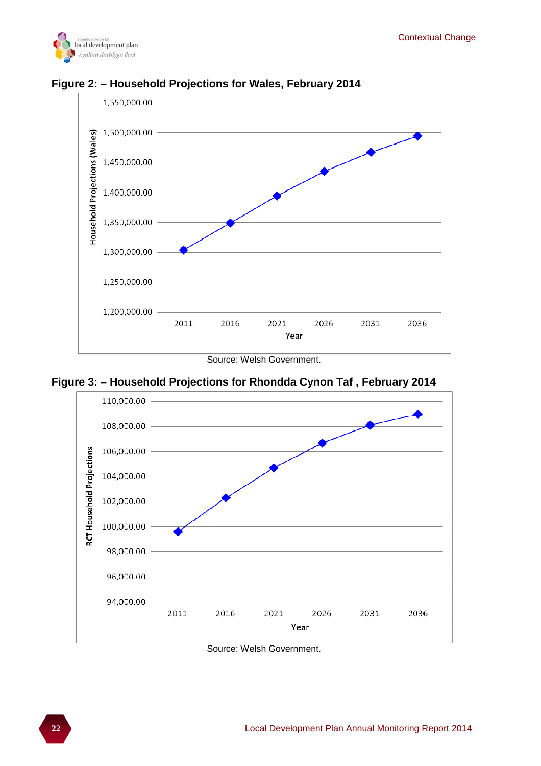**Figure 2: – Household Projections for Wales, February 2014**

Source: Welsh Government.

**Figure 3: – Household Projections for Rhondda Cynon Taf , February 2014**

Source: Welsh Government.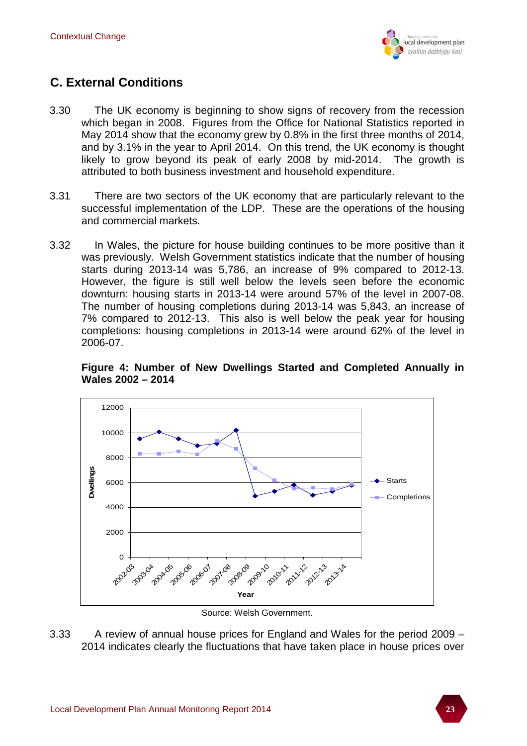## C. External Conditions

3.30 The UK economy is beginning to show signs of recovery from the recession which began in 2008. Figures from the Office for National Statistics reported in May 2014 show that the economy grew by 0.8% in the first three months of 2014, and by 3.1% in the year to April 2014. On this trend, the UK economy is thought likely to grow beyond its peak of early 2008 by mid-2014. The growth is attributed to both business investment and household expenditure.

3.31 There are two sectors of the UK economy that are particularly relevant to the successful implementation of the LDP. These are the operations of the housing and commercial markets.

3.32 In Wales, the picture for house building continues to be more positive than it was previously. Welsh Government statistics indicate that the number of housing starts during 2013-14 was 5,786, an increase of 9% compared to 2012-13. However, the figure is still well below the levels seen before the economic downturn: housing starts in 2013-14 were around 57% of the level in 2007-08. The number of housing completions during 2013-14 was 5,843, an increase of 7% compared to 2012-13. This also is well below the peak year for housing completions: housing completions in 2013-14 were around 62% of the level in 2006-07.

**Figure 4: Number of New Dwellings Started and Completed Annually in Wales 2002 – 2014**

Source: Welsh Government.

3.33 A review of annual house prices for England and Wales for the period 2009 – 2014 indicates clearly the fluctuations that have taken place in house prices over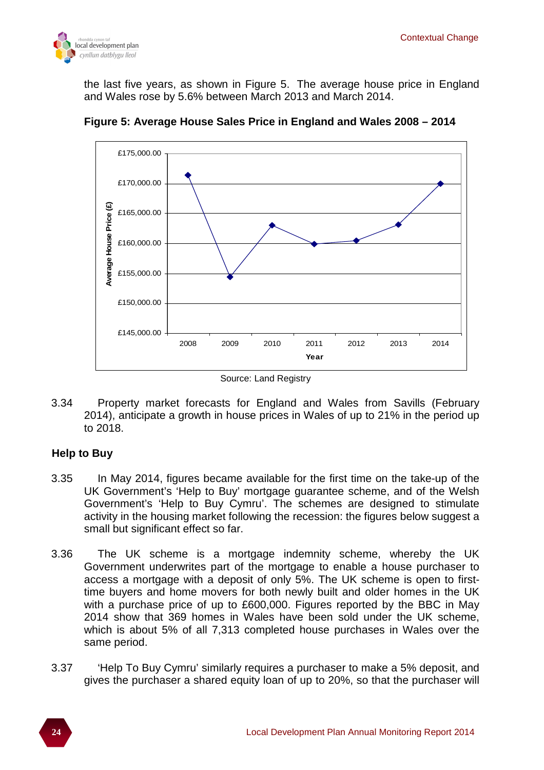the last five years, as shown in Figure 5. The average house price in England and Wales rose by 5.6% between March 2013 and March 2014.

**Figure 5: Average House Sales Price in England and Wales 2008 – 2014**

Source: Land Registry

3.34 Property market forecasts for England and Wales from Savills (February 2014), anticipate a growth in house prices in Wales of up to 21% in the period up to 2018.

### Help to Buy

3.35 In May 2014, figures became available for the first time on the take-up of the UK Government's 'Help to Buy' mortgage guarantee scheme, and of the Welsh Government's 'Help to Buy Cymru'. The schemes are designed to stimulate activity in the housing market following the recession: the figures below suggest a small but significant effect so far.

3.36 The UK scheme is a mortgage indemnity scheme, whereby the UK Government underwrites part of the mortgage to enable a house purchaser to access a mortgage with a deposit of only 5%. The UK scheme is open to first-time buyers and home movers for both newly built and older homes in the UK with a purchase price of up to £600,000. Figures reported by the BBC in May 2014 show that 369 homes in Wales have been sold under the UK scheme, which is about 5% of all 7,313 completed house purchases in Wales over the same period.

3.37 'Help To Buy Cymru' similarly requires a purchaser to make a 5% deposit, and gives the purchaser a shared equity loan of up to 20%, so that the purchaser will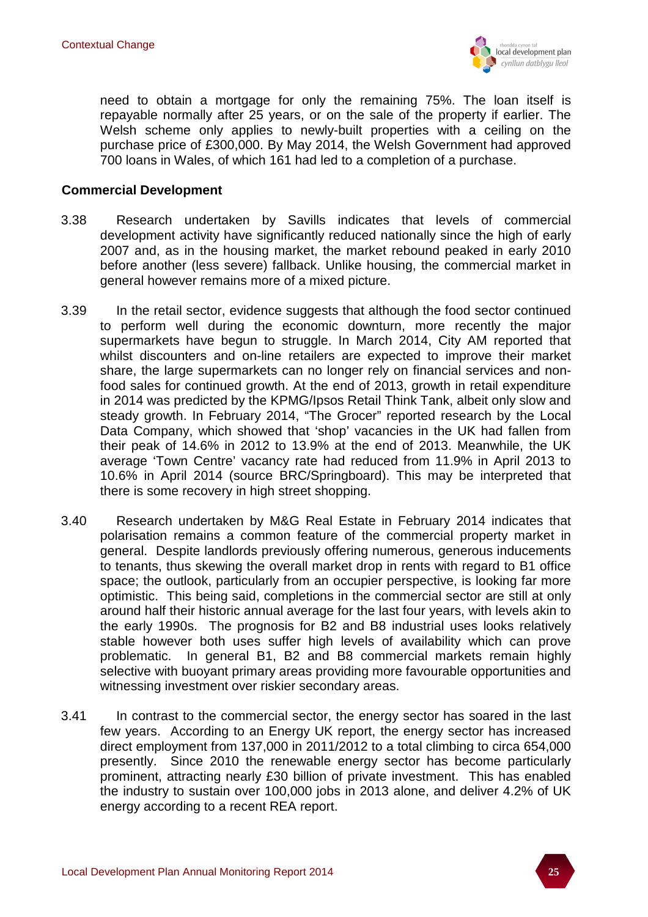need to obtain a mortgage for only the remaining 75%. The loan itself is repayable normally after 25 years, or on the sale of the property if earlier. The Welsh scheme only applies to newly-built properties with a ceiling on the purchase price of £300,000. By May 2014, the Welsh Government had approved 700 loans in Wales, of which 161 had led to a completion of a purchase.

**Commercial Development**

3.38 Research undertaken by Savills indicates that levels of commercial development activity have significantly reduced nationally since the high of early 2007 and, as in the housing market, the market rebound peaked in early 2010 before another (less severe) fallback. Unlike housing, the commercial market in general however remains more of a mixed picture.

3.39 In the retail sector, evidence suggests that although the food sector continued to perform well during the economic downturn, more recently the major supermarkets have begun to struggle. In March 2014, City AM reported that whilst discounters and on-line retailers are expected to improve their market share, the large supermarkets can no longer rely on financial services and non-food sales for continued growth. At the end of 2013, growth in retail expenditure in 2014 was predicted by the KPMG/Ipsos Retail Think Tank, albeit only slow and steady growth. In February 2014, "The Grocer" reported research by the Local Data Company, which showed that 'shop' vacancies in the UK had fallen from their peak of 14.6% in 2012 to 13.9% at the end of 2013. Meanwhile, the UK average 'Town Centre' vacancy rate had reduced from 11.9% in April 2013 to 10.6% in April 2014 (source BRC/Springboard). This may be interpreted that there is some recovery in high street shopping.

3.40 Research undertaken by M&G Real Estate in February 2014 indicates that polarisation remains a common feature of the commercial property market in general. Despite landlords previously offering numerous, generous inducements to tenants, thus skewing the overall market drop in rents with regard to B1 office space; the outlook, particularly from an occupier perspective, is looking far more optimistic. This being said, completions in the commercial sector are still at only around half their historic annual average for the last four years, with levels akin to the early 1990s. The prognosis for B2 and B8 industrial uses looks relatively stable however both uses suffer high levels of availability which can prove problematic. In general B1, B2 and B8 commercial markets remain highly selective with buoyant primary areas providing more favourable opportunities and witnessing investment over riskier secondary areas.

3.41 In contrast to the commercial sector, the energy sector has soared in the last few years. According to an Energy UK report, the energy sector has increased direct employment from 137,000 in 2011/2012 to a total climbing to circa 654,000 presently. Since 2010 the renewable energy sector has become particularly prominent, attracting nearly £30 billion of private investment. This has enabled the industry to sustain over 100,000 jobs in 2013 alone, and deliver 4.2% of UK energy according to a recent REA report.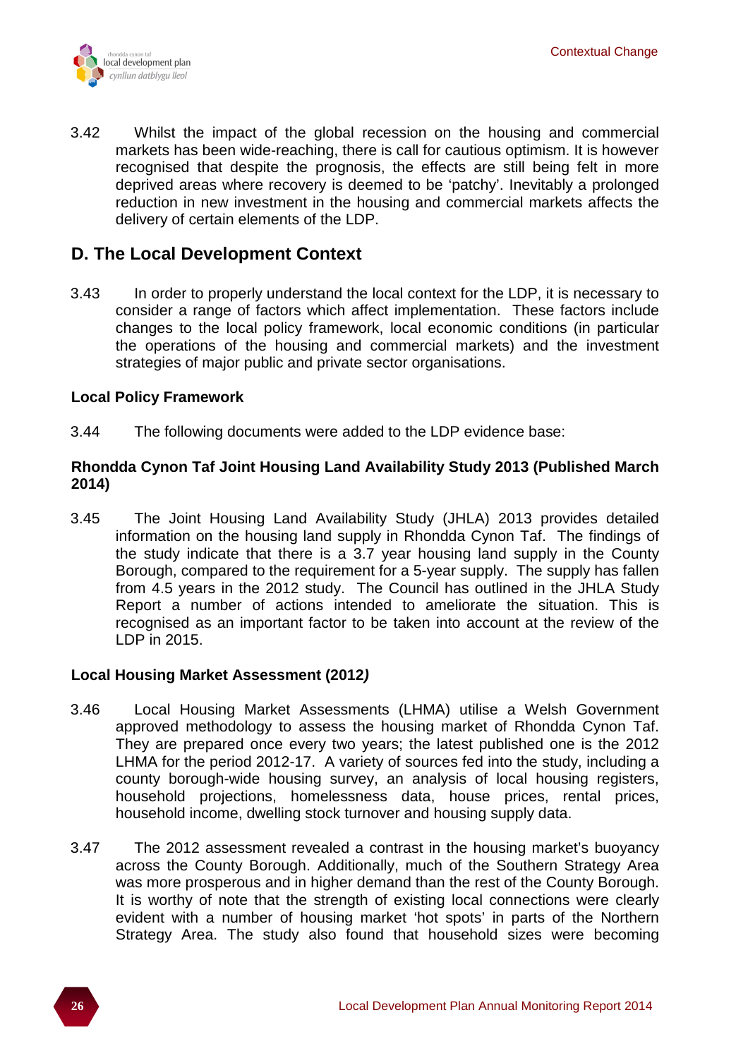3.42 Whilst the impact of the global recession on the housing and commercial markets has been wide-reaching, there is call for cautious optimism. It is however recognised that despite the prognosis, the effects are still being felt in more deprived areas where recovery is deemed to be 'patchy'. Inevitably a prolonged reduction in new investment in the housing and commercial markets affects the delivery of certain elements of the LDP.

## D. The Local Development Context

3.43 In order to properly understand the local context for the LDP, it is necessary to consider a range of factors which affect implementation. These factors include changes to the local policy framework, local economic conditions (in particular the operations of the housing and commercial markets) and the investment strategies of major public and private sector organisations.

**Local Policy Framework**

3.44 The following documents were added to the LDP evidence base:

**Rhondda Cynon Taf Joint Housing Land Availability Study 2013 (Published March 2014)**

3.45 The Joint Housing Land Availability Study (JHLA) 2013 provides detailed information on the housing land supply in Rhondda Cynon Taf. The findings of the study indicate that there is a 3.7 year housing land supply in the County Borough, compared to the requirement for a 5-year supply. The supply has fallen from 4.5 years in the 2012 study. The Council has outlined in the JHLA Study Report a number of actions intended to ameliorate the situation. This is recognised as an important factor to be taken into account at the review of the LDP in 2015.

**Local Housing Market Assessment (2012*)***

3.46 Local Housing Market Assessments (LHMA) utilise a Welsh Government approved methodology to assess the housing market of Rhondda Cynon Taf. They are prepared once every two years; the latest published one is the 2012 LHMA for the period 2012-17. A variety of sources fed into the study, including a county borough-wide housing survey, an analysis of local housing registers, household projections, homelessness data, house prices, rental prices, household income, dwelling stock turnover and housing supply data.

3.47 The 2012 assessment revealed a contrast in the housing market's buoyancy across the County Borough. Additionally, much of the Southern Strategy Area was more prosperous and in higher demand than the rest of the County Borough. It is worthy of note that the strength of existing local connections were clearly evident with a number of housing market 'hot spots' in parts of the Northern Strategy Area. The study also found that household sizes were becoming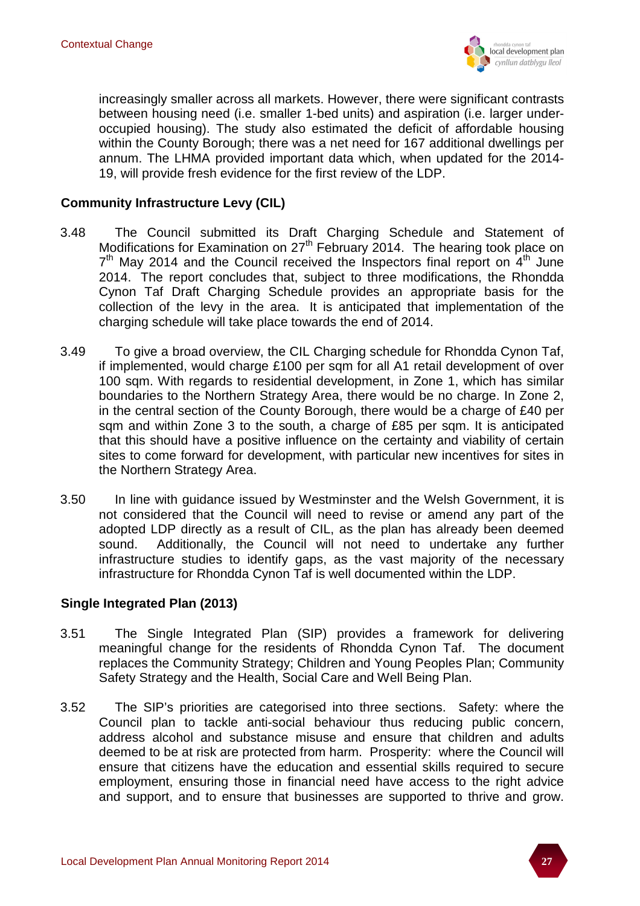increasingly smaller across all markets. However, there were significant contrasts between housing need (i.e. smaller 1-bed units) and aspiration (i.e. larger under-occupied housing). The study also estimated the deficit of affordable housing within the County Borough; there was a net need for 167 additional dwellings per annum. The LHMA provided important data which, when updated for the 2014-19, will provide fresh evidence for the first review of the LDP.

**Community Infrastructure Levy (CIL)**

3.48 The Council submitted its Draft Charging Schedule and Statement of Modifications for Examination on 27th February 2014. The hearing took place on 7th May 2014 and the Council received the Inspectors final report on 4th June 2014. The report concludes that, subject to three modifications, the Rhondda Cynon Taf Draft Charging Schedule provides an appropriate basis for the collection of the levy in the area. It is anticipated that implementation of the charging schedule will take place towards the end of 2014.

3.49 To give a broad overview, the CIL Charging schedule for Rhondda Cynon Taf, if implemented, would charge £100 per sqm for all A1 retail development of over 100 sqm. With regards to residential development, in Zone 1, which has similar boundaries to the Northern Strategy Area, there would be no charge. In Zone 2, in the central section of the County Borough, there would be a charge of £40 per sqm and within Zone 3 to the south, a charge of £85 per sqm. It is anticipated that this should have a positive influence on the certainty and viability of certain sites to come forward for development, with particular new incentives for sites in the Northern Strategy Area.

3.50 In line with guidance issued by Westminster and the Welsh Government, it is not considered that the Council will need to revise or amend any part of the adopted LDP directly as a result of CIL, as the plan has already been deemed sound. Additionally, the Council will not need to undertake any further infrastructure studies to identify gaps, as the vast majority of the necessary infrastructure for Rhondda Cynon Taf is well documented within the LDP.

**Single Integrated Plan (2013)**

3.51 The Single Integrated Plan (SIP) provides a framework for delivering meaningful change for the residents of Rhondda Cynon Taf. The document replaces the Community Strategy; Children and Young Peoples Plan; Community Safety Strategy and the Health, Social Care and Well Being Plan.

3.52 The SIP's priorities are categorised into three sections. Safety: where the Council plan to tackle anti-social behaviour thus reducing public concern, address alcohol and substance misuse and ensure that children and adults deemed to be at risk are protected from harm. Prosperity: where the Council will ensure that citizens have the education and essential skills required to secure employment, ensuring those in financial need have access to the right advice and support, and to ensure that businesses are supported to thrive and grow.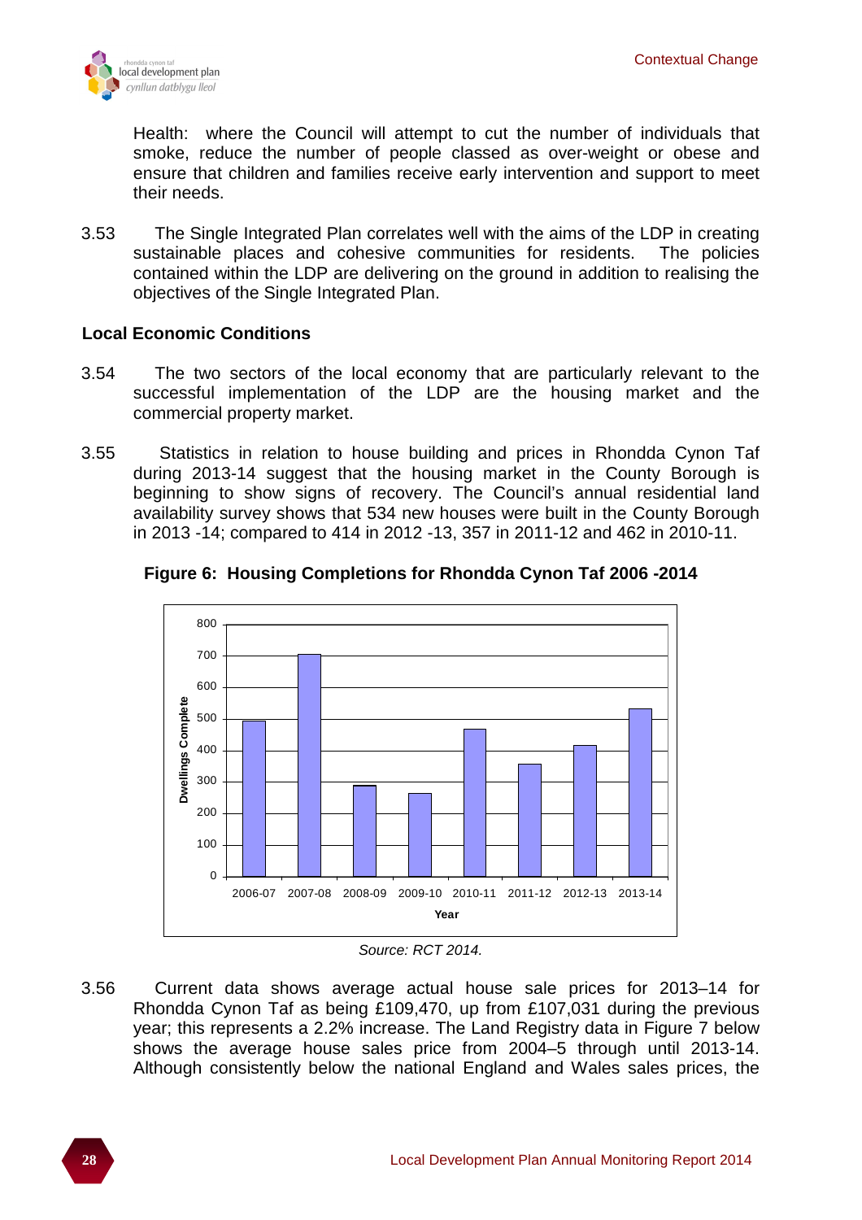Health: where the Council will attempt to cut the number of individuals that smoke, reduce the number of people classed as over-weight or obese and ensure that children and families receive early intervention and support to meet their needs.

3.53 The Single Integrated Plan correlates well with the aims of the LDP in creating sustainable places and cohesive communities for residents. The policies contained within the LDP are delivering on the ground in addition to realising the objectives of the Single Integrated Plan.

## Local Economic Conditions

3.54 The two sectors of the local economy that are particularly relevant to the successful implementation of the LDP are the housing market and the commercial property market.

3.55 Statistics in relation to house building and prices in Rhondda Cynon Taf during 2013-14 suggest that the housing market in the County Borough is beginning to show signs of recovery. The Council's annual residential land availability survey shows that 534 new houses were built in the County Borough in 2013 -14; compared to 414 in 2012 -13, 357 in 2011-12 and 462 in 2010-11.

**Figure 6: Housing Completions for Rhondda Cynon Taf 2006 -2014**

*Source: RCT 2014.*

3.56 Current data shows average actual house sale prices for 2013–14 for Rhondda Cynon Taf as being £109,470, up from £107,031 during the previous year; this represents a 2.2% increase. The Land Registry data in Figure 7 below shows the average house sales price from 2004–5 through until 2013-14. Although consistently below the national England and Wales sales prices, the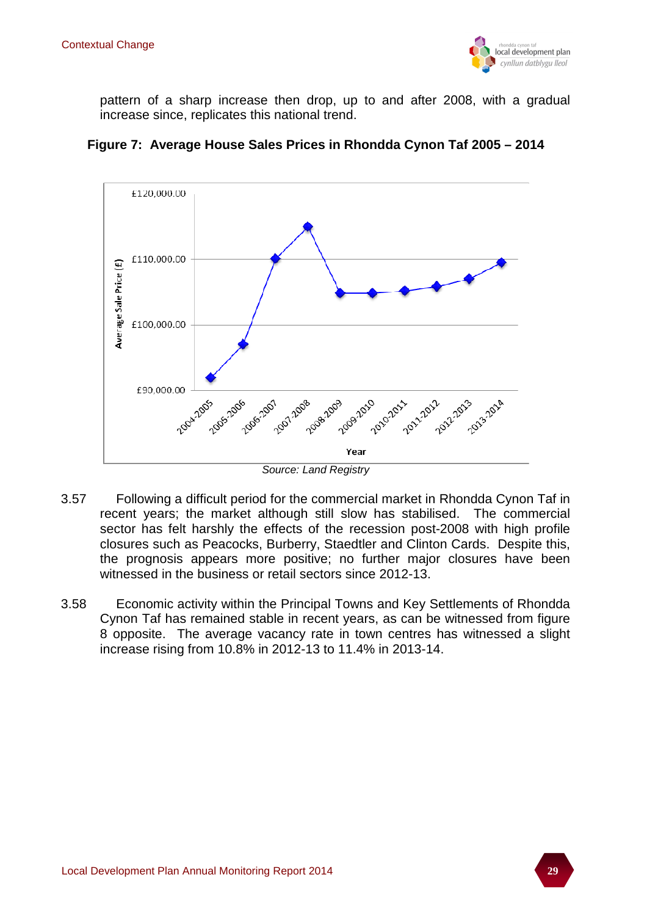pattern of a sharp increase then drop, up to and after 2008, with a gradual increase since, replicates this national trend.

**Figure 7: Average House Sales Prices in Rhondda Cynon Taf 2005 – 2014**

*Source: Land Registry*

3.57 Following a difficult period for the commercial market in Rhondda Cynon Taf in recent years; the market although still slow has stabilised. The commercial sector has felt harshly the effects of the recession post-2008 with high profile closures such as Peacocks, Burberry, Staedtler and Clinton Cards. Despite this, the prognosis appears more positive; no further major closures have been witnessed in the business or retail sectors since 2012-13.

3.58 Economic activity within the Principal Towns and Key Settlements of Rhondda Cynon Taf has remained stable in recent years, as can be witnessed from figure 8 opposite. The average vacancy rate in town centres has witnessed a slight increase rising from 10.8% in 2012-13 to 11.4% in 2013-14.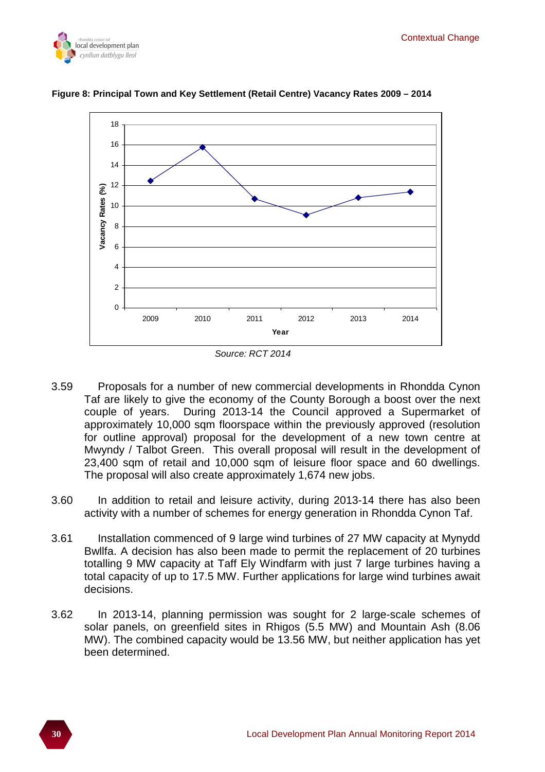**Figure 8: Principal Town and Key Settlement (Retail Centre) Vacancy Rates 2009 – 2014**

*Source: RCT 2014*

3.59 Proposals for a number of new commercial developments in Rhondda Cynon Taf are likely to give the economy of the County Borough a boost over the next couple of years. During 2013-14 the Council approved a Supermarket of approximately 10,000 sqm floorspace within the previously approved (resolution for outline approval) proposal for the development of a new town centre at Mwyndy / Talbot Green. This overall proposal will result in the development of 23,400 sqm of retail and 10,000 sqm of leisure floor space and 60 dwellings. The proposal will also create approximately 1,674 new jobs.

3.60 In addition to retail and leisure activity, during 2013-14 there has also been activity with a number of schemes for energy generation in Rhondda Cynon Taf.

3.61 Installation commenced of 9 large wind turbines of 27 MW capacity at Mynydd Bwllfa. A decision has also been made to permit the replacement of 20 turbines totalling 9 MW capacity at Taff Ely Windfarm with just 7 large turbines having a total capacity of up to 17.5 MW. Further applications for large wind turbines await decisions.

3.62 In 2013-14, planning permission was sought for 2 large-scale schemes of solar panels, on greenfield sites in Rhigos (5.5 MW) and Mountain Ash (8.06 MW). The combined capacity would be 13.56 MW, but neither application has yet been determined.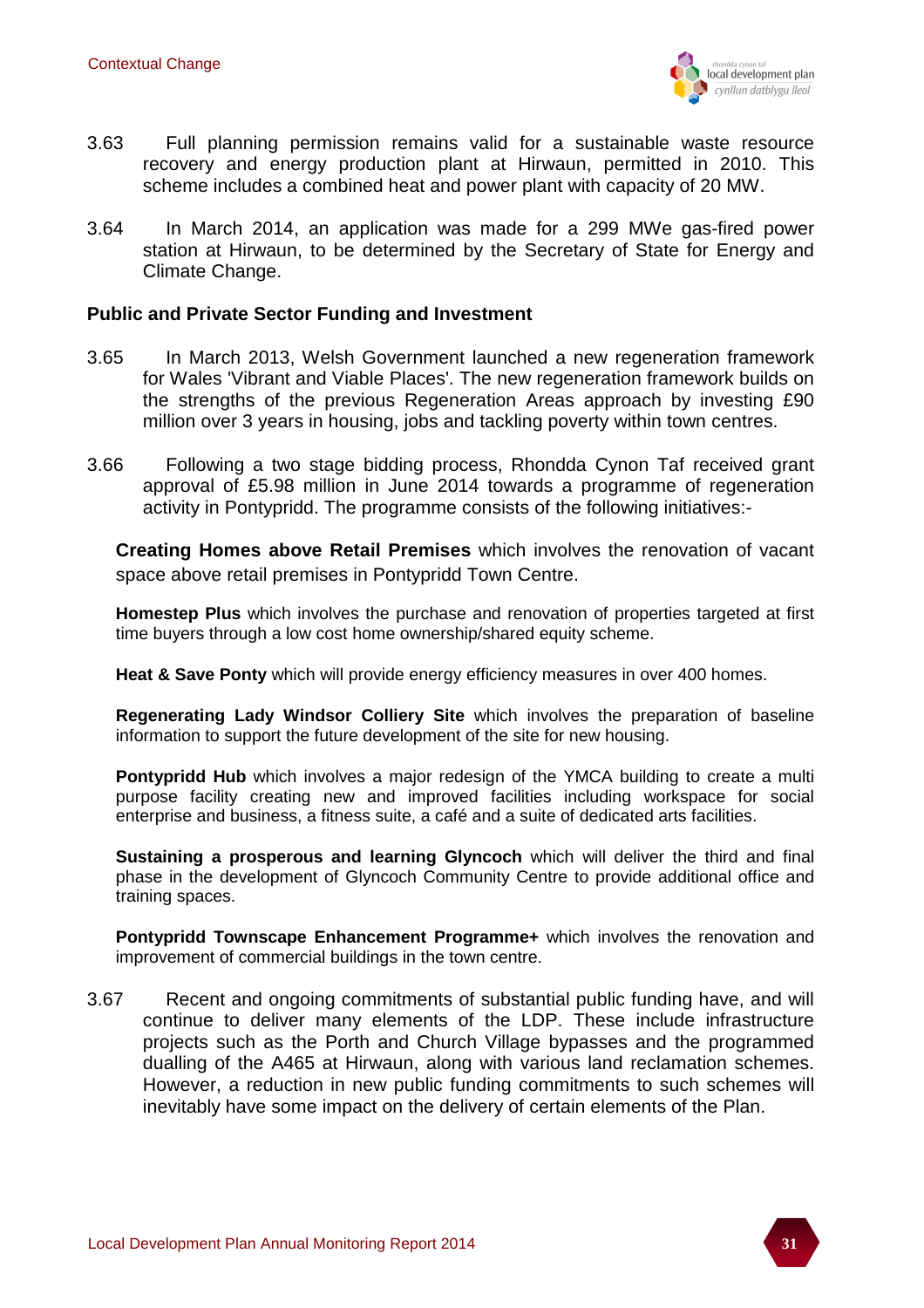3.63 Full planning permission remains valid for a sustainable waste resource recovery and energy production plant at Hirwaun, permitted in 2010. This scheme includes a combined heat and power plant with capacity of 20 MW.

3.64 In March 2014, an application was made for a 299 MWe gas-fired power station at Hirwaun, to be determined by the Secretary of State for Energy and Climate Change.

**Public and Private Sector Funding and Investment**

3.65 In March 2013, Welsh Government launched a new regeneration framework for Wales 'Vibrant and Viable Places'. The new regeneration framework builds on the strengths of the previous Regeneration Areas approach by investing £90 million over 3 years in housing, jobs and tackling poverty within town centres.

3.66 Following a two stage bidding process, Rhondda Cynon Taf received grant approval of £5.98 million in June 2014 towards a programme of regeneration activity in Pontypridd. The programme consists of the following initiatives:-

**Creating Homes above Retail Premises** which involves the renovation of vacant space above retail premises in Pontypridd Town Centre.

**Homestep Plus** which involves the purchase and renovation of properties targeted at first time buyers through a low cost home ownership/shared equity scheme.

**Heat & Save Ponty** which will provide energy efficiency measures in over 400 homes.

**Regenerating Lady Windsor Colliery Site** which involves the preparation of baseline information to support the future development of the site for new housing.

**Pontypridd Hub** which involves a major redesign of the YMCA building to create a multi purpose facility creating new and improved facilities including workspace for social enterprise and business, a fitness suite, a café and a suite of dedicated arts facilities.

**Sustaining a prosperous and learning Glyncoch** which will deliver the third and final phase in the development of Glyncoch Community Centre to provide additional office and training spaces.

**Pontypridd Townscape Enhancement Programme+** which involves the renovation and improvement of commercial buildings in the town centre.

3.67 Recent and ongoing commitments of substantial public funding have, and will continue to deliver many elements of the LDP. These include infrastructure projects such as the Porth and Church Village bypasses and the programmed dualling of the A465 at Hirwaun, along with various land reclamation schemes. However, a reduction in new public funding commitments to such schemes will inevitably have some impact on the delivery of certain elements of the Plan.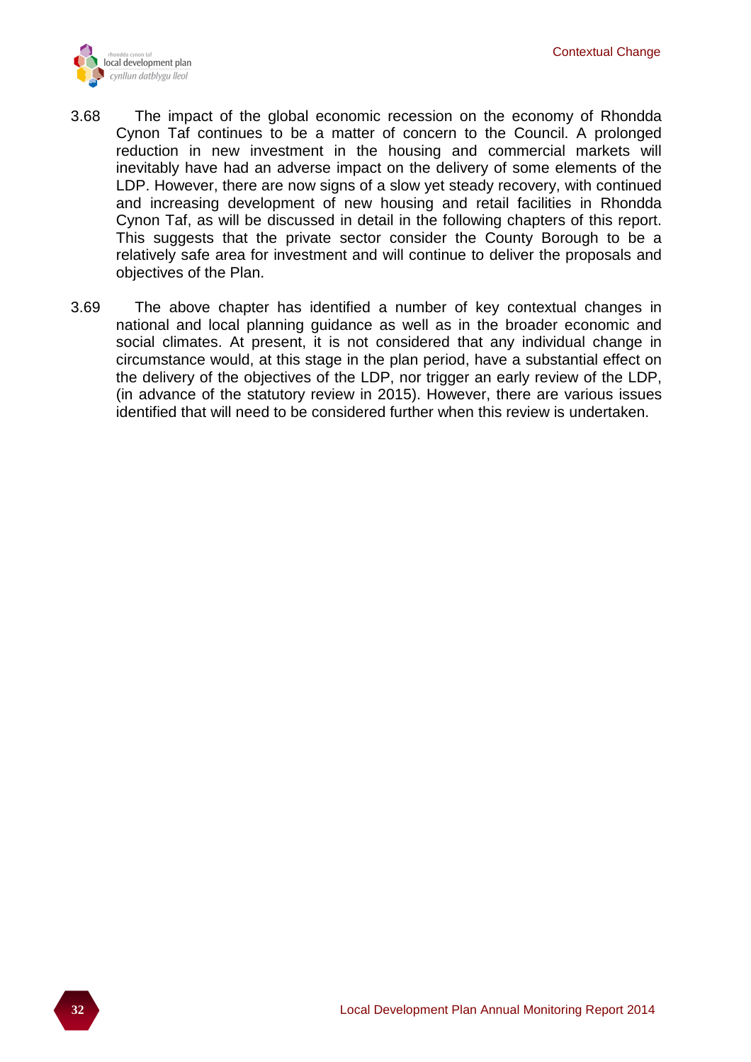3.68 The impact of the global economic recession on the economy of Rhondda Cynon Taf continues to be a matter of concern to the Council. A prolonged reduction in new investment in the housing and commercial markets will inevitably have had an adverse impact on the delivery of some elements of the LDP. However, there are now signs of a slow yet steady recovery, with continued and increasing development of new housing and retail facilities in Rhondda Cynon Taf, as will be discussed in detail in the following chapters of this report. This suggests that the private sector consider the County Borough to be a relatively safe area for investment and will continue to deliver the proposals and objectives of the Plan.

3.69 The above chapter has identified a number of key contextual changes in national and local planning guidance as well as in the broader economic and social climates. At present, it is not considered that any individual change in circumstance would, at this stage in the plan period, have a substantial effect on the delivery of the objectives of the LDP, nor trigger an early review of the LDP, (in advance of the statutory review in 2015). However, there are various issues identified that will need to be considered further when this review is undertaken.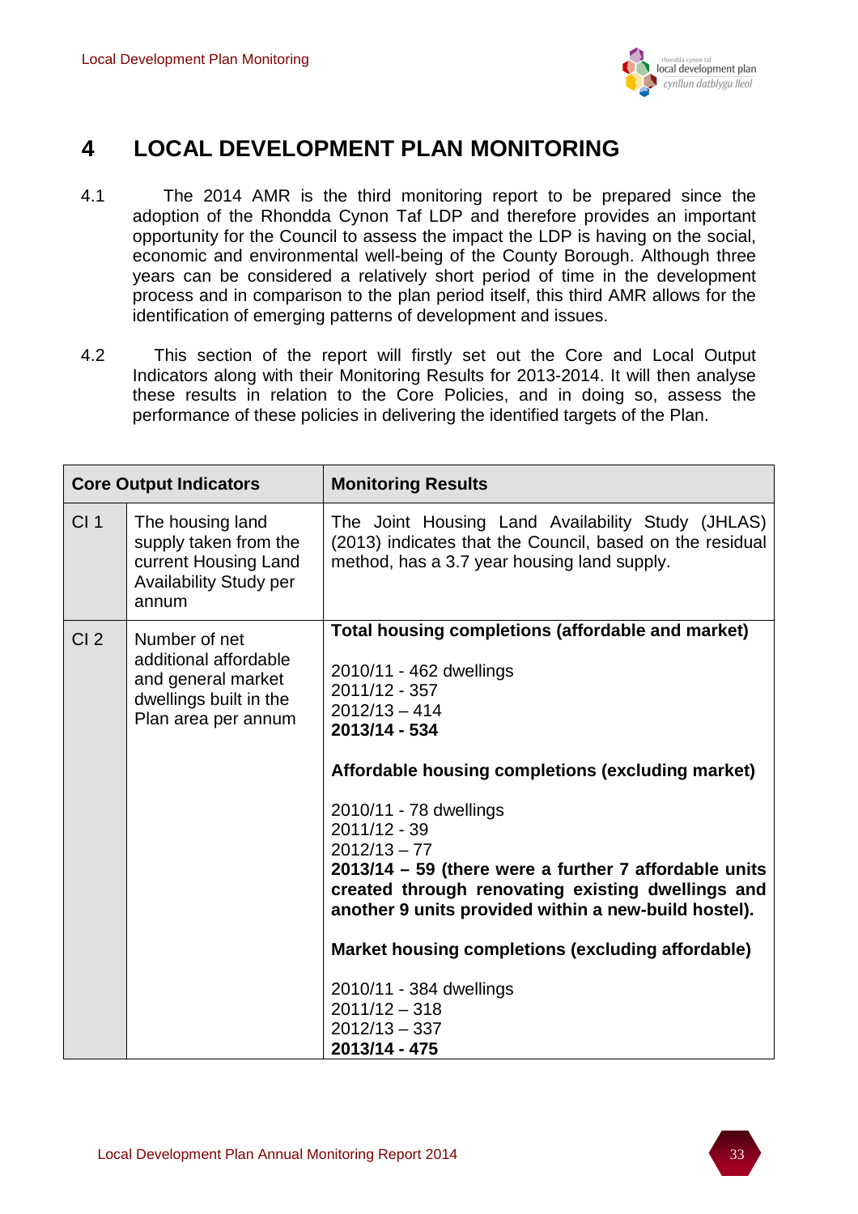# 4 LOCAL DEVELOPMENT PLAN MONITORING

4.1 The 2014 AMR is the third monitoring report to be prepared since the adoption of the Rhondda Cynon Taf LDP and therefore provides an important opportunity for the Council to assess the impact the LDP is having on the social, economic and environmental well-being of the County Borough. Although three years can be considered a relatively short period of time in the development process and in comparison to the plan period itself, this third AMR allows for the identification of emerging patterns of development and issues.

4.2 This section of the report will firstly set out the Core and Local Output Indicators along with their Monitoring Results for 2013-2014. It will then analyse these results in relation to the Core Policies, and in doing so, assess the performance of these policies in delivering the identified targets of the Plan.

| **Core Output Indicators** | | **Monitoring Results** |
|---|---|---|
| CI 1 | The housing land supply taken from the current Housing Land Availability Study per annum | The Joint Housing Land Availability Study (JHLAS) (2013) indicates that the Council, based on the residual method, has a 3.7 year housing land supply. |
| CI 2 | Number of net additional affordable and general market dwellings built in the Plan area per annum | **Total housing completions (affordable and market)**<br><br>2010/11 - 462 dwellings<br>2011/12 - 357<br>2012/13 – 414<br>**2013/14 - 534**<br><br>**Affordable housing completions (excluding market)**<br><br>2010/11 - 78 dwellings<br>2011/12 - 39<br>2012/13 – 77<br>**2013/14 – 59 (there were a further 7 affordable units created through renovating existing dwellings and another 9 units provided within a new-build hostel).**<br><br>**Market housing completions (excluding affordable)**<br><br>2010/11 - 384 dwellings<br>2011/12 – 318<br>2012/13 – 337<br>**2013/14 - 475** |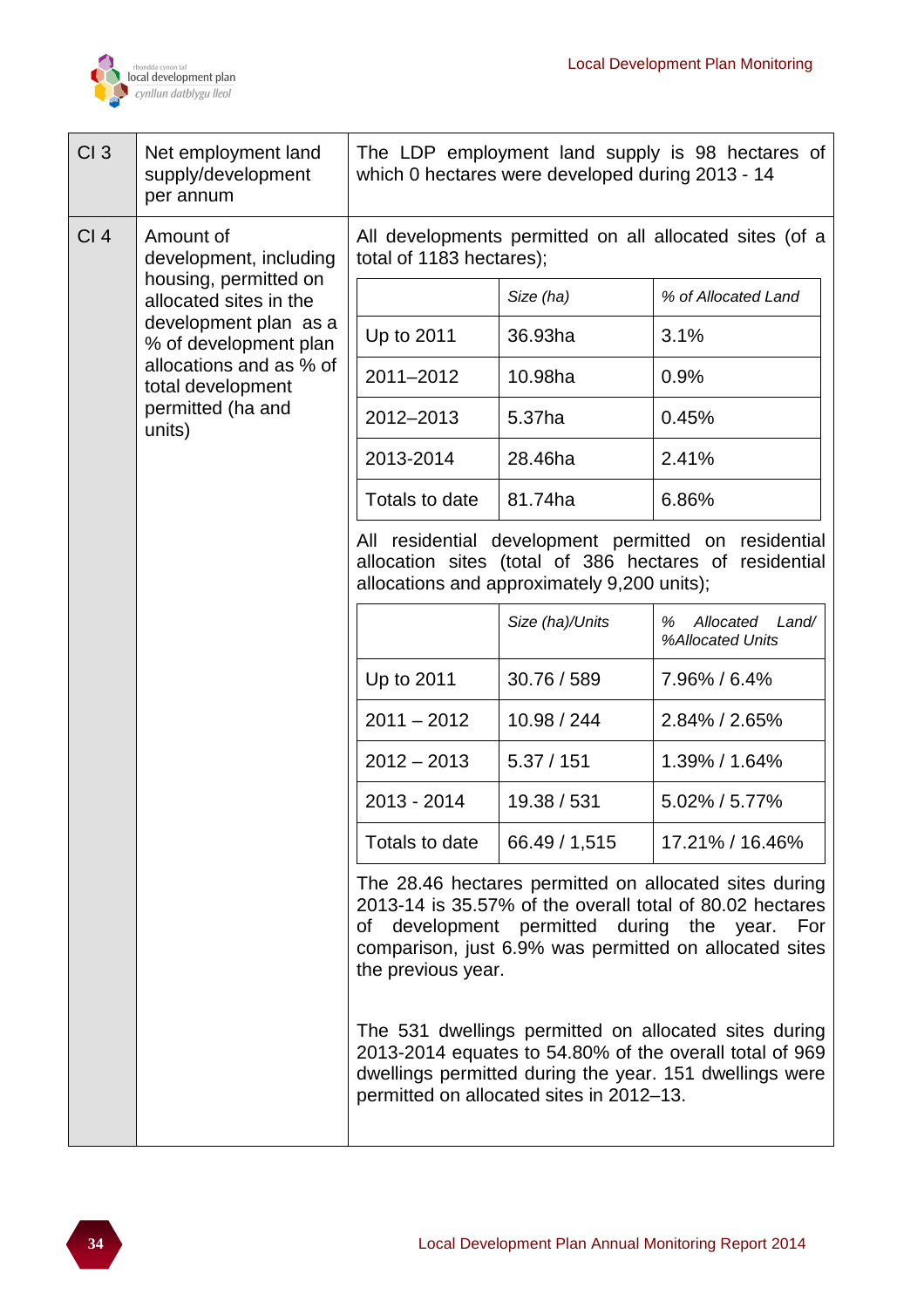| | | |
|---|---|---|
| CI 3 | Net employment land supply/development per annum | The LDP employment land supply is 98 hectares of which 0 hectares were developed during 2013 - 14 |
| CI 4 | Amount of development, including housing, permitted on allocated sites in the development plan as a % of development plan allocations and as % of total development permitted (ha and units) | All developments permitted on all allocated sites (of a total of 1183 hectares); |

| | *Size (ha)* | *% of Allocated Land* |
|---|---|---|
| Up to 2011 | 36.93ha | 3.1% |
| 2011–2012 | 10.98ha | 0.9% |
| 2012–2013 | 5.37ha | 0.45% |
| 2013-2014 | 28.46ha | 2.41% |
| Totals to date | 81.74ha | 6.86% |

All residential development permitted on residential allocation sites (total of 386 hectares of residential allocations and approximately 9,200 units);

| | *Size (ha)/Units* | *% Allocated Land/ %Allocated Units* |
|---|---|---|
| Up to 2011 | 30.76 / 589 | 7.96% / 6.4% |
| 2011 – 2012 | 10.98 / 244 | 2.84% / 2.65% |
| 2012 – 2013 | 5.37 / 151 | 1.39% / 1.64% |
| 2013 - 2014 | 19.38 / 531 | 5.02% / 5.77% |
| Totals to date | 66.49 / 1,515 | 17.21% / 16.46% |

The 28.46 hectares permitted on allocated sites during 2013-14 is 35.57% of the overall total of 80.02 hectares of development permitted during the year. For comparison, just 6.9% was permitted on allocated sites the previous year.

The 531 dwellings permitted on allocated sites during 2013-2014 equates to 54.80% of the overall total of 969 dwellings permitted during the year. 151 dwellings were permitted on allocated sites in 2012–13.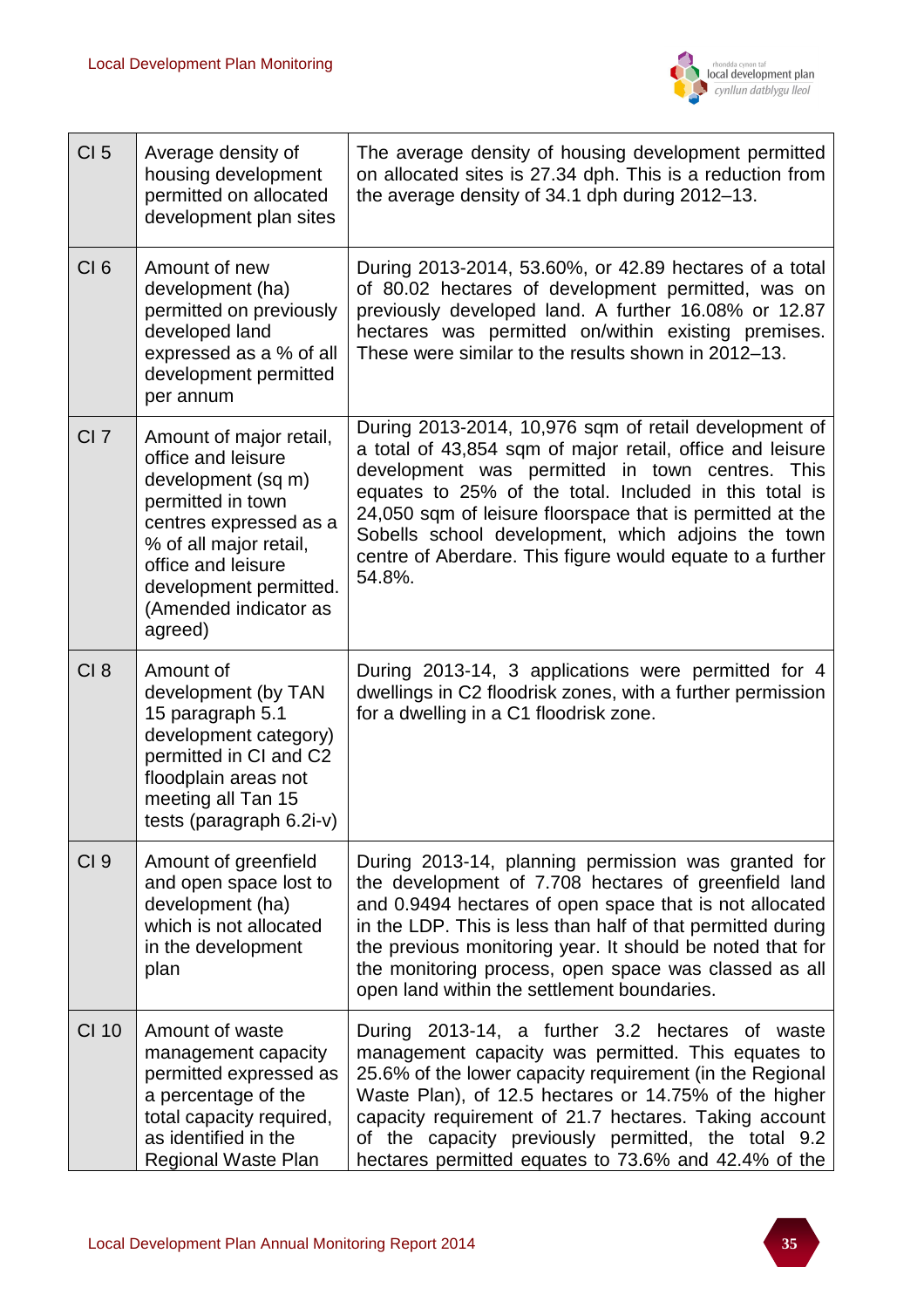| | | |
|---|---|---|
| CI 5 | Average density of housing development permitted on allocated development plan sites | The average density of housing development permitted on allocated sites is 27.34 dph. This is a reduction from the average density of 34.1 dph during 2012–13. |
| CI 6 | Amount of new development (ha) permitted on previously developed land expressed as a % of all development permitted per annum | During 2013-2014, 53.60%, or 42.89 hectares of a total of 80.02 hectares of development permitted, was on previously developed land. A further 16.08% or 12.87 hectares was permitted on/within existing premises. These were similar to the results shown in 2012–13. |
| CI 7 | Amount of major retail, office and leisure development (sq m) permitted in town centres expressed as a % of all major retail, office and leisure development permitted. (Amended indicator as agreed) | During 2013-2014, 10,976 sqm of retail development of a total of 43,854 sqm of major retail, office and leisure development was permitted in town centres. This equates to 25% of the total. Included in this total is 24,050 sqm of leisure floorspace that is permitted at the Sobells school development, which adjoins the town centre of Aberdare. This figure would equate to a further 54.8%. |
| CI 8 | Amount of development (by TAN 15 paragraph 5.1 development category) permitted in CI and C2 floodplain areas not meeting all Tan 15 tests (paragraph 6.2i-v) | During 2013-14, 3 applications were permitted for 4 dwellings in C2 floodrisk zones, with a further permission for a dwelling in a C1 floodrisk zone. |
| CI 9 | Amount of greenfield and open space lost to development (ha) which is not allocated in the development plan | During 2013-14, planning permission was granted for the development of 7.708 hectares of greenfield land and 0.9494 hectares of open space that is not allocated in the LDP. This is less than half of that permitted during the previous monitoring year. It should be noted that for the monitoring process, open space was classed as all open land within the settlement boundaries. |
| CI 10 | Amount of waste management capacity permitted expressed as a percentage of the total capacity required, as identified in the Regional Waste Plan | During 2013-14, a further 3.2 hectares of waste management capacity was permitted. This equates to 25.6% of the lower capacity requirement (in the Regional Waste Plan), of 12.5 hectares or 14.75% of the higher capacity requirement of 21.7 hectares. Taking account of the capacity previously permitted, the total 9.2 hectares permitted equates to 73.6% and 42.4% of the |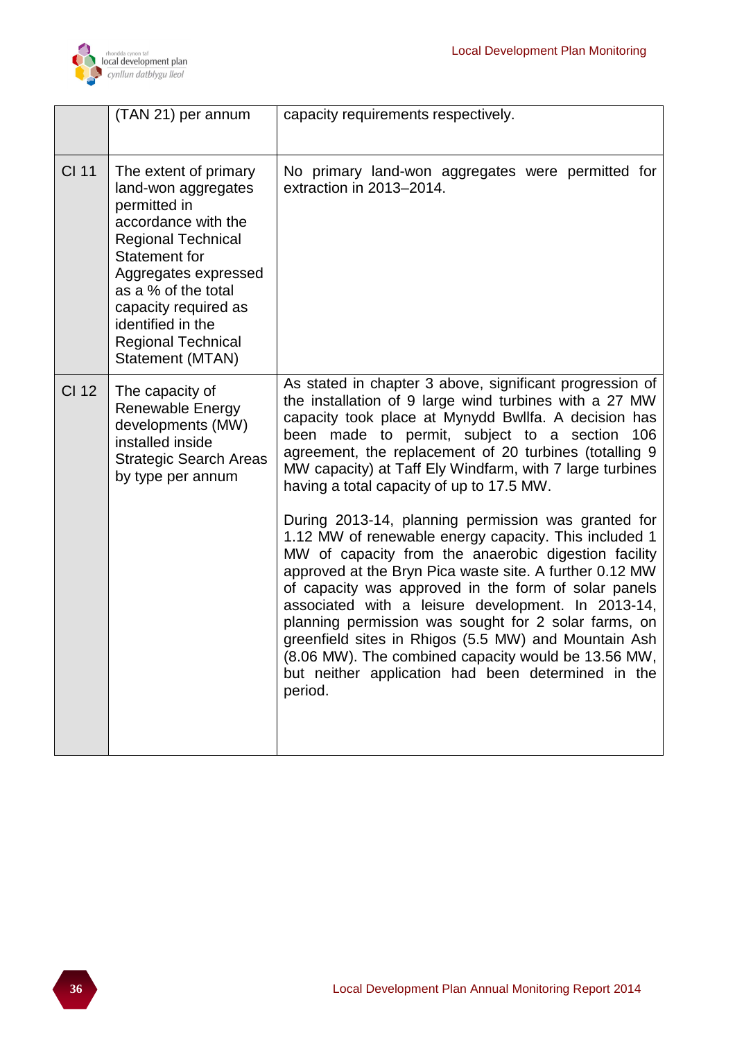| | | |
|---|---|---|
| | (TAN 21) per annum | capacity requirements respectively. |
| CI 11 | The extent of primary land-won aggregates permitted in accordance with the Regional Technical Statement for Aggregates expressed as a % of the total capacity required as identified in the Regional Technical Statement (MTAN) | No primary land-won aggregates were permitted for extraction in 2013–2014. |
| CI 12 | The capacity of Renewable Energy developments (MW) installed inside Strategic Search Areas by type per annum | As stated in chapter 3 above, significant progression of the installation of 9 large wind turbines with a 27 MW capacity took place at Mynydd Bwllfa. A decision has been made to permit, subject to a section 106 agreement, the replacement of 20 turbines (totalling 9 MW capacity) at Taff Ely Windfarm, with 7 large turbines having a total capacity of up to 17.5 MW.<br><br>During 2013-14, planning permission was granted for 1.12 MW of renewable energy capacity. This included 1 MW of capacity from the anaerobic digestion facility approved at the Bryn Pica waste site. A further 0.12 MW of capacity was approved in the form of solar panels associated with a leisure development. In 2013-14, planning permission was sought for 2 solar farms, on greenfield sites in Rhigos (5.5 MW) and Mountain Ash (8.06 MW). The combined capacity would be 13.56 MW, but neither application had been determined in the period. |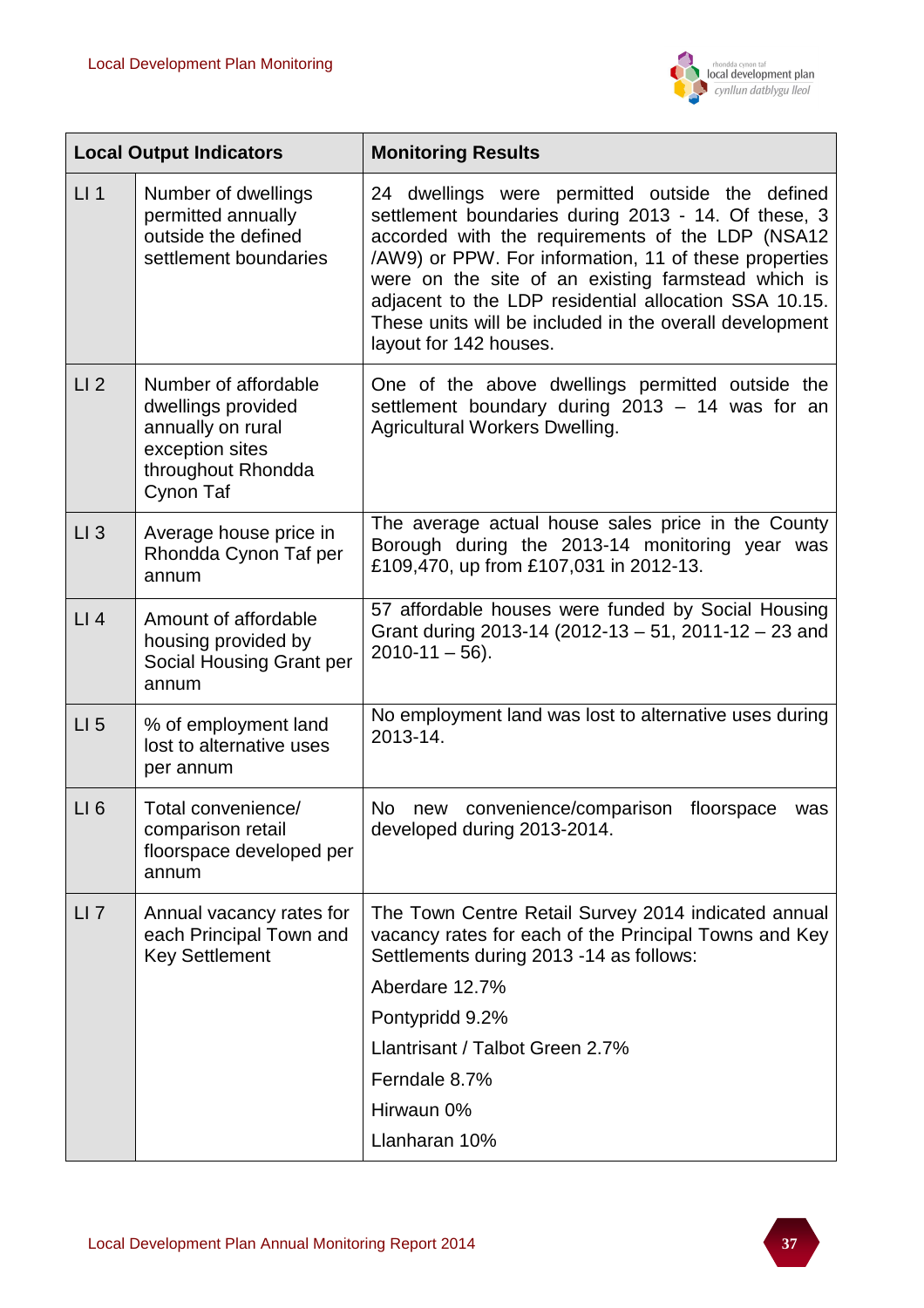| Local Output Indicators | | Monitoring Results |
|---|---|---|
| LI 1 | Number of dwellings permitted annually outside the defined settlement boundaries | 24 dwellings were permitted outside the defined settlement boundaries during 2013 - 14. Of these, 3 accorded with the requirements of the LDP (NSA12 /AW9) or PPW. For information, 11 of these properties were on the site of an existing farmstead which is adjacent to the LDP residential allocation SSA 10.15. These units will be included in the overall development layout for 142 houses. |
| LI 2 | Number of affordable dwellings provided annually on rural exception sites throughout Rhondda Cynon Taf | One of the above dwellings permitted outside the settlement boundary during 2013 – 14 was for an Agricultural Workers Dwelling. |
| LI 3 | Average house price in Rhondda Cynon Taf per annum | The average actual house sales price in the County Borough during the 2013-14 monitoring year was £109,470, up from £107,031 in 2012-13. |
| LI 4 | Amount of affordable housing provided by Social Housing Grant per annum | 57 affordable houses were funded by Social Housing Grant during 2013-14 (2012-13 – 51, 2011-12 – 23 and 2010-11 – 56). |
| LI 5 | % of employment land lost to alternative uses per annum | No employment land was lost to alternative uses during 2013-14. |
| LI 6 | Total convenience/ comparison retail floorspace developed per annum | No new convenience/comparison floorspace was developed during 2013-2014. |
| LI 7 | Annual vacancy rates for each Principal Town and Key Settlement | The Town Centre Retail Survey 2014 indicated annual vacancy rates for each of the Principal Towns and Key Settlements during 2013 -14 as follows:<br><br>Aberdare 12.7%<br><br>Pontypridd 9.2%<br><br>Llantrisant / Talbot Green 2.7%<br><br>Ferndale 8.7%<br><br>Hirwaun 0%<br><br>Llanharan 10% |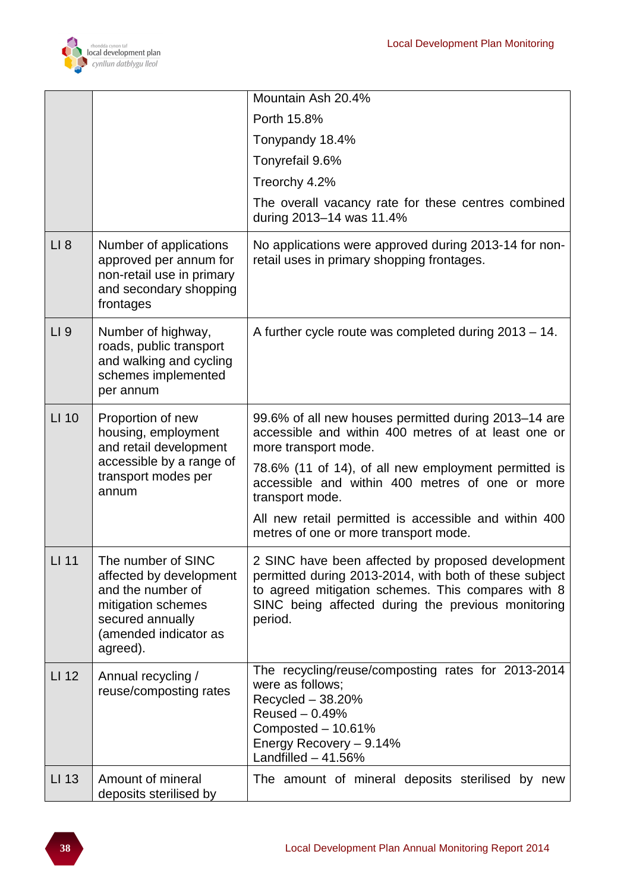| | | |
|---|---|---|
| | | Mountain Ash 20.4%<br>Porth 15.8%<br>Tonypandy 18.4%<br>Tonyrefail 9.6%<br>Treorchy 4.2%<br>The overall vacancy rate for these centres combined during 2013–14 was 11.4% |
| LI 8 | Number of applications approved per annum for non-retail use in primary and secondary shopping frontages | No applications were approved during 2013-14 for non-retail uses in primary shopping frontages. |
| LI 9 | Number of highway, roads, public transport and walking and cycling schemes implemented per annum | A further cycle route was completed during 2013 – 14. |
| LI 10 | Proportion of new housing, employment and retail development accessible by a range of transport modes per annum | 99.6% of all new houses permitted during 2013–14 are accessible and within 400 metres of at least one or more transport mode.<br>78.6% (11 of 14), of all new employment permitted is accessible and within 400 metres of one or more transport mode.<br>All new retail permitted is accessible and within 400 metres of one or more transport mode. |
| LI 11 | The number of SINC affected by development and the number of mitigation schemes secured annually (amended indicator as agreed). | 2 SINC have been affected by proposed development permitted during 2013-2014, with both of these subject to agreed mitigation schemes. This compares with 8 SINC being affected during the previous monitoring period. |
| LI 12 | Annual recycling / reuse/composting rates | The recycling/reuse/composting rates for 2013-2014 were as follows;<br>Recycled – 38.20%<br>Reused – 0.49%<br>Composted – 10.61%<br>Energy Recovery – 9.14%<br>Landfilled – 41.56% |
| LI 13 | Amount of mineral deposits sterilised by | The amount of mineral deposits sterilised by new |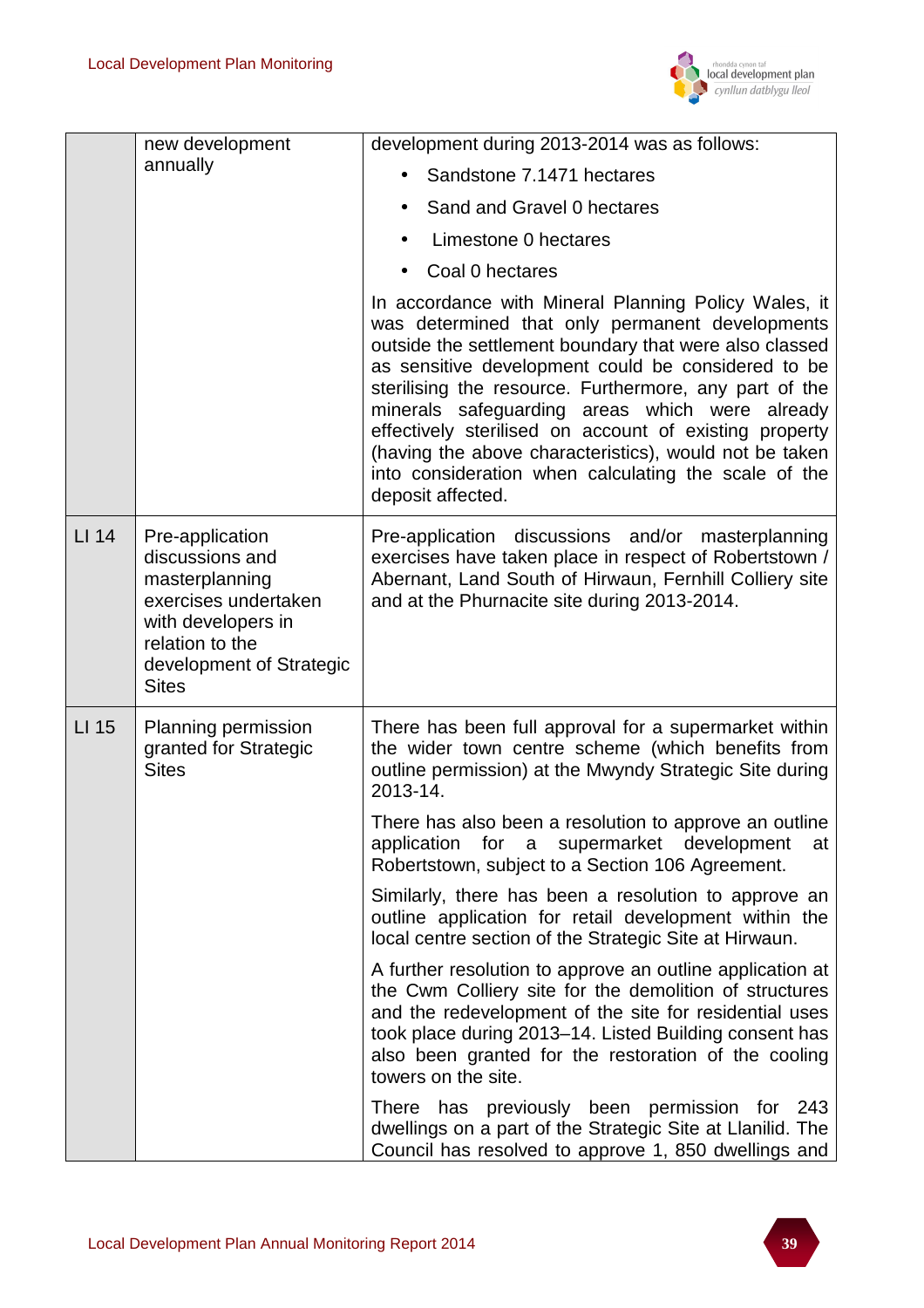|  | new development annually | development during 2013-2014 was as follows:<br>• Sandstone 7.1471 hectares<br>• Sand and Gravel 0 hectares<br>• Limestone 0 hectares<br>• Coal 0 hectares<br><br>In accordance with Mineral Planning Policy Wales, it was determined that only permanent developments outside the settlement boundary that were also classed as sensitive development could be considered to be sterilising the resource. Furthermore, any part of the minerals safeguarding areas which were already effectively sterilised on account of existing property (having the above characteristics), would not be taken into consideration when calculating the scale of the deposit affected. |
|---|---|---|
| LI 14 | Pre-application discussions and masterplanning exercises undertaken with developers in relation to the development of Strategic Sites | Pre-application discussions and/or masterplanning exercises have taken place in respect of Robertstown / Abernant, Land South of Hirwaun, Fernhill Colliery site and at the Phurnacite site during 2013-2014. |
| LI 15 | Planning permission granted for Strategic Sites | There has been full approval for a supermarket within the wider town centre scheme (which benefits from outline permission) at the Mwyndy Strategic Site during 2013-14.<br><br>There has also been a resolution to approve an outline application for a supermarket development at Robertstown, subject to a Section 106 Agreement.<br><br>Similarly, there has been a resolution to approve an outline application for retail development within the local centre section of the Strategic Site at Hirwaun.<br><br>A further resolution to approve an outline application at the Cwm Colliery site for the demolition of structures and the redevelopment of the site for residential uses took place during 2013–14. Listed Building consent has also been granted for the restoration of the cooling towers on the site.<br><br>There has previously been permission for 243 dwellings on a part of the Strategic Site at Llanilid. The Council has resolved to approve 1, 850 dwellings and |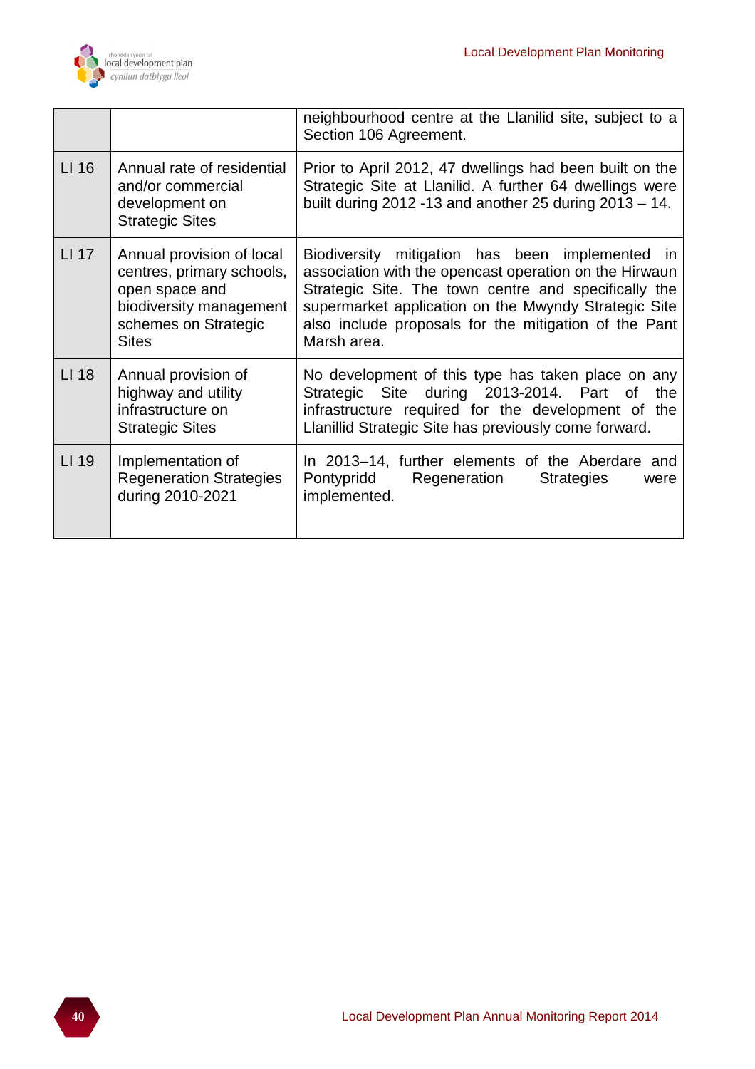| | | |
|---|---|---|
| | | neighbourhood centre at the Llanilid site, subject to a Section 106 Agreement. |
| LI 16 | Annual rate of residential and/or commercial development on Strategic Sites | Prior to April 2012, 47 dwellings had been built on the Strategic Site at Llanilid. A further 64 dwellings were built during 2012 -13 and another 25 during 2013 – 14. |
| LI 17 | Annual provision of local centres, primary schools, open space and biodiversity management schemes on Strategic Sites | Biodiversity mitigation has been implemented in association with the opencast operation on the Hirwaun Strategic Site. The town centre and specifically the supermarket application on the Mwyndy Strategic Site also include proposals for the mitigation of the Pant Marsh area. |
| LI 18 | Annual provision of highway and utility infrastructure on Strategic Sites | No development of this type has taken place on any Strategic Site during 2013-2014. Part of the infrastructure required for the development of the Llanillid Strategic Site has previously come forward. |
| LI 19 | Implementation of Regeneration Strategies during 2010-2021 | In 2013–14, further elements of the Aberdare and Pontypridd Regeneration Strategies were implemented. |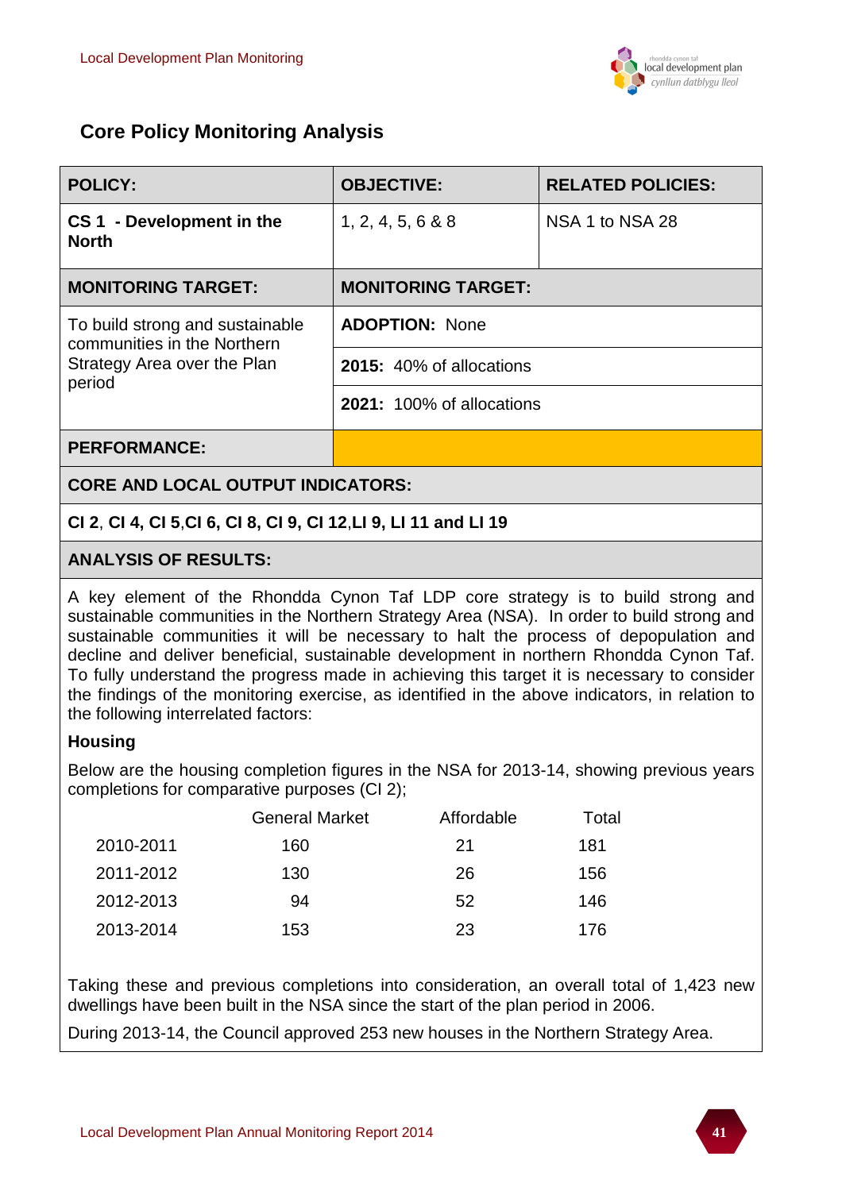## Core Policy Monitoring Analysis

| POLICY: | OBJECTIVE: | RELATED POLICIES: |
|---|---|---|
| **CS 1 - Development in the North** | 1, 2, 4, 5, 6 & 8 | NSA 1 to NSA 28 |
| **MONITORING TARGET:** | **MONITORING TARGET:** | |
| To build strong and sustainable communities in the Northern Strategy Area over the Plan period | **ADOPTION:** None | |
| | **2015:** 40% of allocations | |
| | **2021:** 100% of allocations | |
| **PERFORMANCE:** | | |

**CORE AND LOCAL OUTPUT INDICATORS:**

**CI 2, CI 4, CI 5, CI 6, CI 8, CI 9, CI 12, LI 9, LI 11 and LI 19**

**ANALYSIS OF RESULTS:**

A key element of the Rhondda Cynon Taf LDP core strategy is to build strong and sustainable communities in the Northern Strategy Area (NSA). In order to build strong and sustainable communities it will be necessary to halt the process of depopulation and decline and deliver beneficial, sustainable development in northern Rhondda Cynon Taf. To fully understand the progress made in achieving this target it is necessary to consider the findings of the monitoring exercise, as identified in the above indicators, in relation to the following interrelated factors:

**Housing**

Below are the housing completion figures in the NSA for 2013-14, showing previous years completions for comparative purposes (CI 2);

| | General Market | Affordable | Total |
|---|---|---|---|
| 2010-2011 | 160 | 21 | 181 |
| 2011-2012 | 130 | 26 | 156 |
| 2012-2013 | 94 | 52 | 146 |
| 2013-2014 | 153 | 23 | 176 |

Taking these and previous completions into consideration, an overall total of 1,423 new dwellings have been built in the NSA since the start of the plan period in 2006.

During 2013-14, the Council approved 253 new houses in the Northern Strategy Area.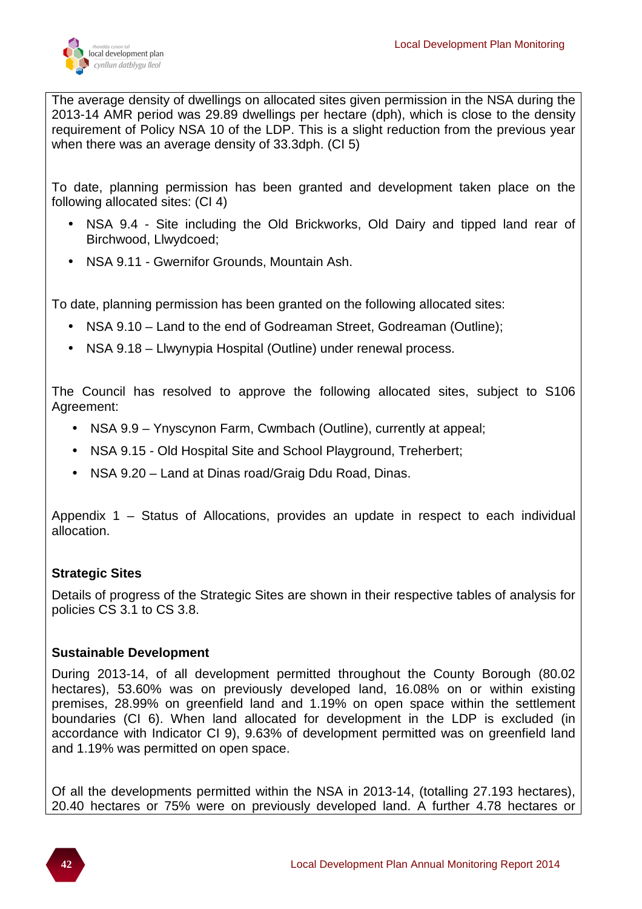The average density of dwellings on allocated sites given permission in the NSA during the 2013-14 AMR period was 29.89 dwellings per hectare (dph), which is close to the density requirement of Policy NSA 10 of the LDP. This is a slight reduction from the previous year when there was an average density of 33.3dph. (CI 5)

To date, planning permission has been granted and development taken place on the following allocated sites: (CI 4)

- NSA 9.4 - Site including the Old Brickworks, Old Dairy and tipped land rear of Birchwood, Llwydcoed;
- NSA 9.11 - Gwernifor Grounds, Mountain Ash.

To date, planning permission has been granted on the following allocated sites:

- NSA 9.10 – Land to the end of Godreaman Street, Godreaman (Outline);
- NSA 9.18 – Llwynypia Hospital (Outline) under renewal process.

The Council has resolved to approve the following allocated sites, subject to S106 Agreement:

- NSA 9.9 – Ynyscynon Farm, Cwmbach (Outline), currently at appeal;
- NSA 9.15 - Old Hospital Site and School Playground, Treherbert;
- NSA 9.20 – Land at Dinas road/Graig Ddu Road, Dinas.

Appendix 1 – Status of Allocations, provides an update in respect to each individual allocation.

**Strategic Sites**

Details of progress of the Strategic Sites are shown in their respective tables of analysis for policies CS 3.1 to CS 3.8.

**Sustainable Development**

During 2013-14, of all development permitted throughout the County Borough (80.02 hectares), 53.60% was on previously developed land, 16.08% on or within existing premises, 28.99% on greenfield land and 1.19% on open space within the settlement boundaries (CI 6). When land allocated for development in the LDP is excluded (in accordance with Indicator CI 9), 9.63% of development permitted was on greenfield land and 1.19% was permitted on open space.

Of all the developments permitted within the NSA in 2013-14, (totalling 27.193 hectares), 20.40 hectares or 75% were on previously developed land. A further 4.78 hectares or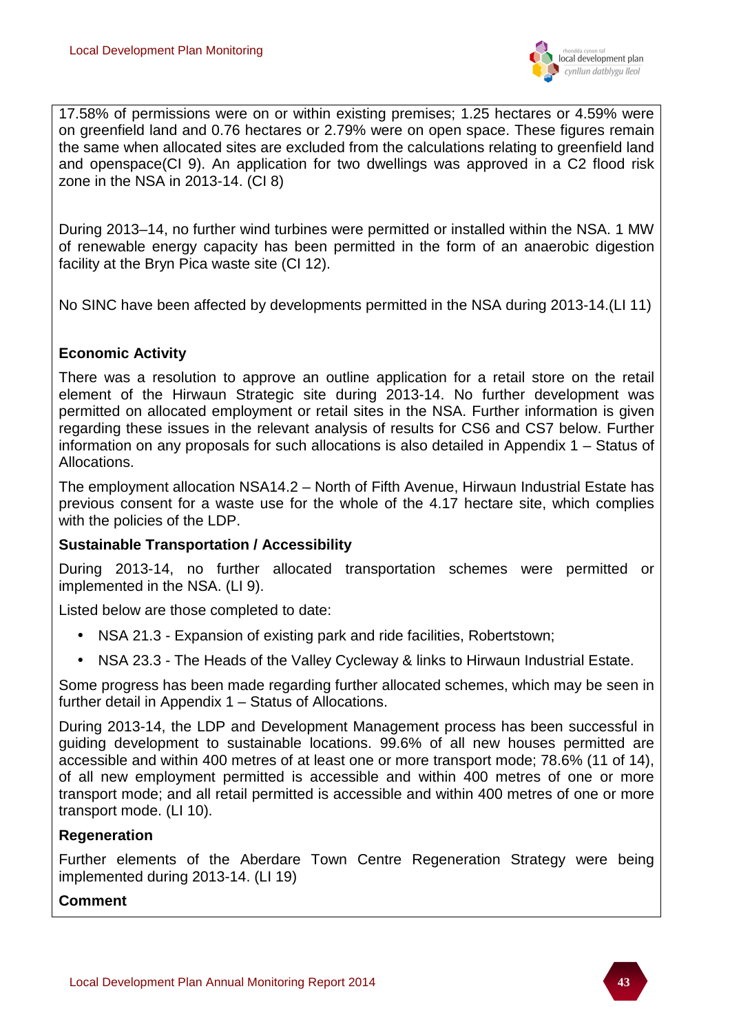17.58% of permissions were on or within existing premises; 1.25 hectares or 4.59% were on greenfield land and 0.76 hectares or 2.79% were on open space. These figures remain the same when allocated sites are excluded from the calculations relating to greenfield land and openspace(CI 9). An application for two dwellings was approved in a C2 flood risk zone in the NSA in 2013-14. (CI 8)

During 2013–14, no further wind turbines were permitted or installed within the NSA. 1 MW of renewable energy capacity has been permitted in the form of an anaerobic digestion facility at the Bryn Pica waste site (CI 12).

No SINC have been affected by developments permitted in the NSA during 2013-14.(LI 11)

**Economic Activity**

There was a resolution to approve an outline application for a retail store on the retail element of the Hirwaun Strategic site during 2013-14. No further development was permitted on allocated employment or retail sites in the NSA. Further information is given regarding these issues in the relevant analysis of results for CS6 and CS7 below. Further information on any proposals for such allocations is also detailed in Appendix 1 – Status of Allocations.

The employment allocation NSA14.2 – North of Fifth Avenue, Hirwaun Industrial Estate has previous consent for a waste use for the whole of the 4.17 hectare site, which complies with the policies of the LDP.

**Sustainable Transportation / Accessibility**

During 2013-14, no further allocated transportation schemes were permitted or implemented in the NSA. (LI 9).

Listed below are those completed to date:

- NSA 21.3 - Expansion of existing park and ride facilities, Robertstown;
- NSA 23.3 - The Heads of the Valley Cycleway & links to Hirwaun Industrial Estate.

Some progress has been made regarding further allocated schemes, which may be seen in further detail in Appendix 1 – Status of Allocations.

During 2013-14, the LDP and Development Management process has been successful in guiding development to sustainable locations. 99.6% of all new houses permitted are accessible and within 400 metres of at least one or more transport mode; 78.6% (11 of 14), of all new employment permitted is accessible and within 400 metres of one or more transport mode; and all retail permitted is accessible and within 400 metres of one or more transport mode. (LI 10).

**Regeneration**

Further elements of the Aberdare Town Centre Regeneration Strategy were being implemented during 2013-14. (LI 19)

**Comment**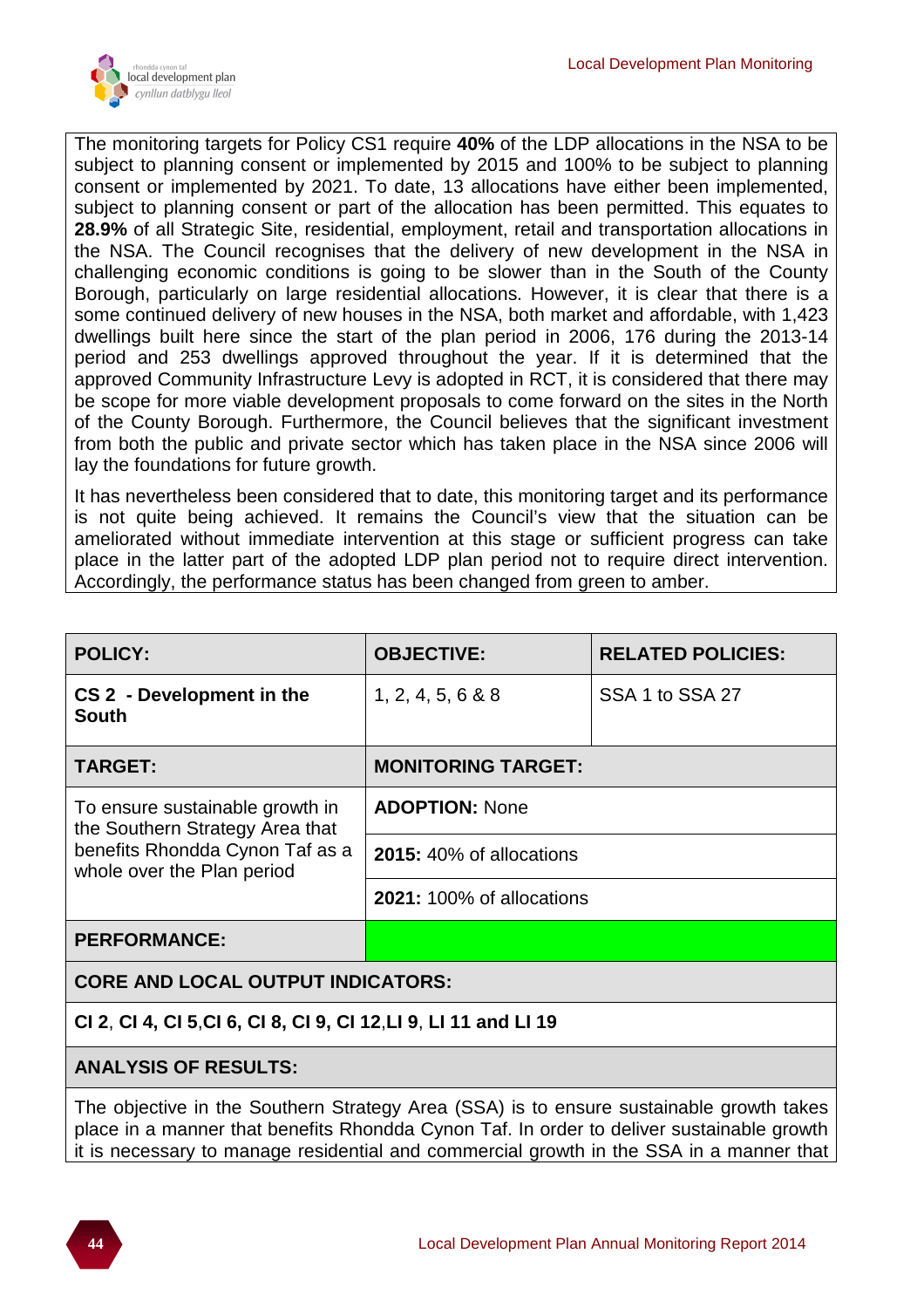The monitoring targets for Policy CS1 require **40%** of the LDP allocations in the NSA to be subject to planning consent or implemented by 2015 and 100% to be subject to planning consent or implemented by 2021. To date, 13 allocations have either been implemented, subject to planning consent or part of the allocation has been permitted. This equates to **28.9%** of all Strategic Site, residential, employment, retail and transportation allocations in the NSA. The Council recognises that the delivery of new development in the NSA in challenging economic conditions is going to be slower than in the South of the County Borough, particularly on large residential allocations. However, it is clear that there is a some continued delivery of new houses in the NSA, both market and affordable, with 1,423 dwellings built here since the start of the plan period in 2006, 176 during the 2013-14 period and 253 dwellings approved throughout the year. If it is determined that the approved Community Infrastructure Levy is adopted in RCT, it is considered that there may be scope for more viable development proposals to come forward on the sites in the North of the County Borough. Furthermore, the Council believes that the significant investment from both the public and private sector which has taken place in the NSA since 2006 will lay the foundations for future growth.

It has nevertheless been considered that to date, this monitoring target and its performance is not quite being achieved. It remains the Council's view that the situation can be ameliorated without immediate intervention at this stage or sufficient progress can take place in the latter part of the adopted LDP plan period not to require direct intervention. Accordingly, the performance status has been changed from green to amber.

| **POLICY:** | **OBJECTIVE:** | **RELATED POLICIES:** |
|---|---|---|
| **CS 2 - Development in the South** | 1, 2, 4, 5, 6 & 8 | SSA 1 to SSA 27 |
| **TARGET:** | **MONITORING TARGET:** | |
| To ensure sustainable growth in the Southern Strategy Area that benefits Rhondda Cynon Taf as a whole over the Plan period | **ADOPTION:** None | |
| | **2015:** 40% of allocations | |
| | **2021:** 100% of allocations | |
| **PERFORMANCE:** | (Green) | |
| **CORE AND LOCAL OUTPUT INDICATORS:** | | |
| **CI 2**, **CI 4, CI 5**,**CI 6, CI 8, CI 9, CI 12**,**LI 9**, **LI 11 and LI 19** | | |
| **ANALYSIS OF RESULTS:** | | |

The objective in the Southern Strategy Area (SSA) is to ensure sustainable growth takes place in a manner that benefits Rhondda Cynon Taf. In order to deliver sustainable growth it is necessary to manage residential and commercial growth in the SSA in a manner that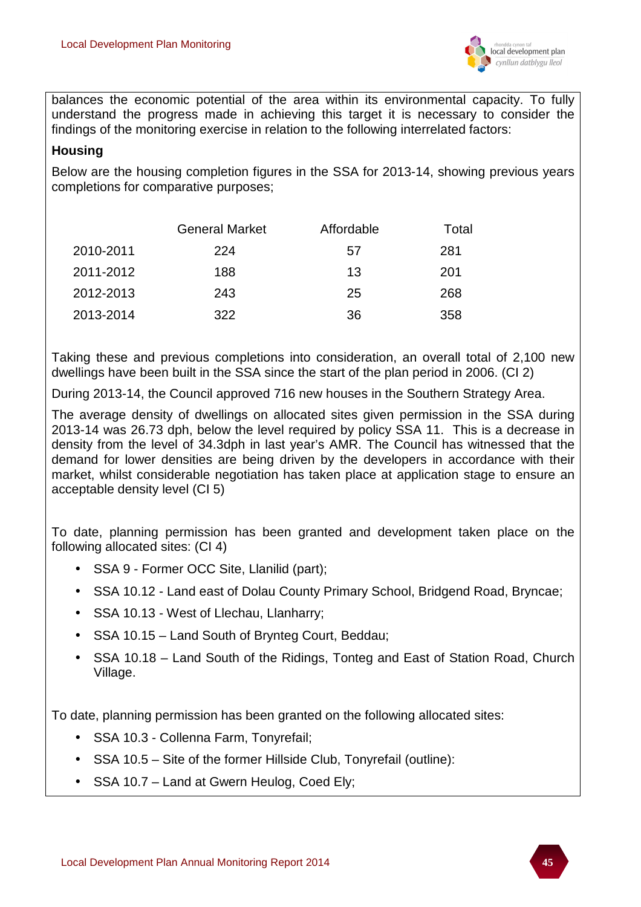balances the economic potential of the area within its environmental capacity. To fully understand the progress made in achieving this target it is necessary to consider the findings of the monitoring exercise in relation to the following interrelated factors:

**Housing**

Below are the housing completion figures in the SSA for 2013-14, showing previous years completions for comparative purposes;

| | General Market | Affordable | Total |
|---|---|---|---|
| 2010-2011 | 224 | 57 | 281 |
| 2011-2012 | 188 | 13 | 201 |
| 2012-2013 | 243 | 25 | 268 |
| 2013-2014 | 322 | 36 | 358 |

Taking these and previous completions into consideration, an overall total of 2,100 new dwellings have been built in the SSA since the start of the plan period in 2006. (CI 2)

During 2013-14, the Council approved 716 new houses in the Southern Strategy Area.

The average density of dwellings on allocated sites given permission in the SSA during 2013-14 was 26.73 dph, below the level required by policy SSA 11. This is a decrease in density from the level of 34.3dph in last year's AMR. The Council has witnessed that the demand for lower densities are being driven by the developers in accordance with their market, whilst considerable negotiation has taken place at application stage to ensure an acceptable density level (CI 5)

To date, planning permission has been granted and development taken place on the following allocated sites: (CI 4)

- SSA 9 - Former OCC Site, Llanilid (part);
- SSA 10.12 - Land east of Dolau County Primary School, Bridgend Road, Bryncae;
- SSA 10.13 - West of Llechau, Llanharry;
- SSA 10.15 – Land South of Brynteg Court, Beddau;
- SSA 10.18 – Land South of the Ridings, Tonteg and East of Station Road, Church Village.

To date, planning permission has been granted on the following allocated sites:

- SSA 10.3 - Collenna Farm, Tonyrefail;
- SSA 10.5 – Site of the former Hillside Club, Tonyrefail (outline):
- SSA 10.7 – Land at Gwern Heulog, Coed Ely;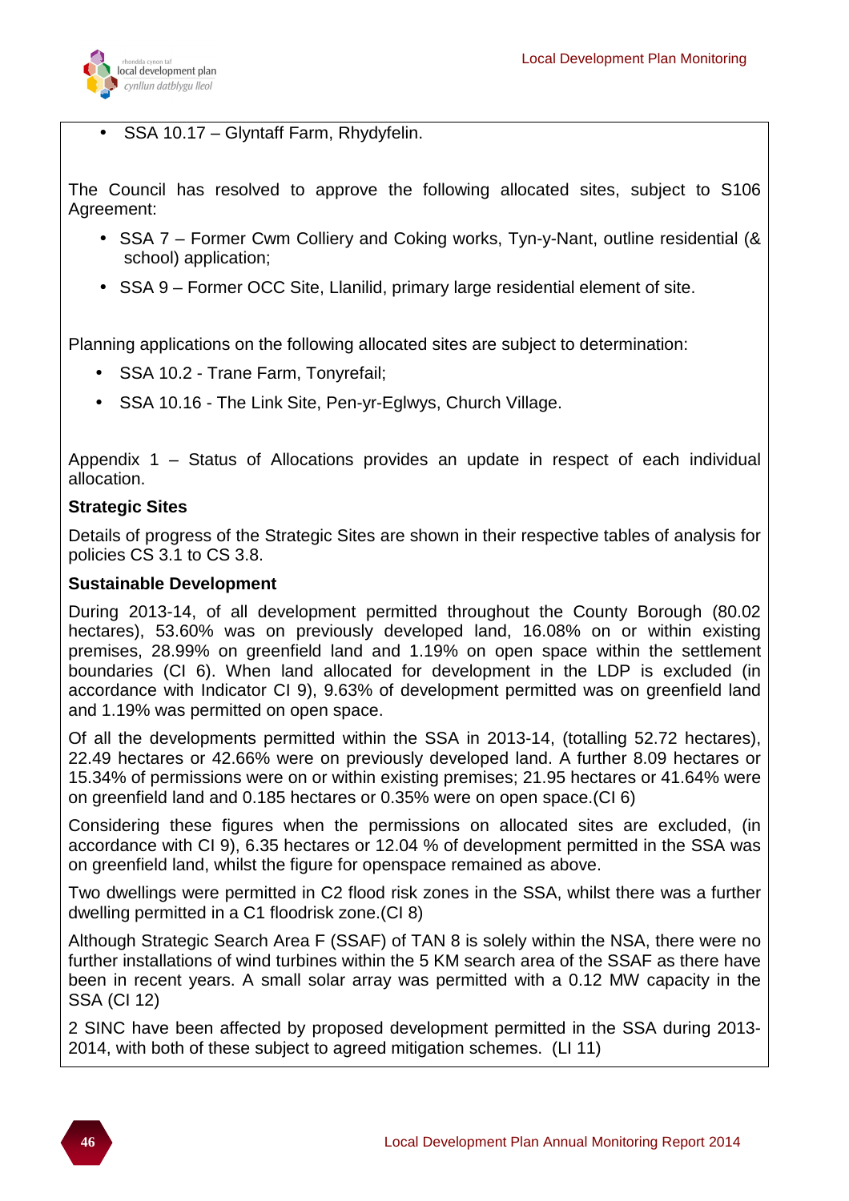- SSA 10.17 – Glyntaff Farm, Rhydyfelin.

The Council has resolved to approve the following allocated sites, subject to S106 Agreement:

- SSA 7 – Former Cwm Colliery and Coking works, Tyn-y-Nant, outline residential (& school) application;
- SSA 9 – Former OCC Site, Llanilid, primary large residential element of site.

Planning applications on the following allocated sites are subject to determination:

- SSA 10.2 - Trane Farm, Tonyrefail;
- SSA 10.16 - The Link Site, Pen-yr-Eglwys, Church Village.

Appendix 1 – Status of Allocations provides an update in respect of each individual allocation.

**Strategic Sites**

Details of progress of the Strategic Sites are shown in their respective tables of analysis for policies CS 3.1 to CS 3.8.

**Sustainable Development**

During 2013-14, of all development permitted throughout the County Borough (80.02 hectares), 53.60% was on previously developed land, 16.08% on or within existing premises, 28.99% on greenfield land and 1.19% on open space within the settlement boundaries (CI 6). When land allocated for development in the LDP is excluded (in accordance with Indicator CI 9), 9.63% of development permitted was on greenfield land and 1.19% was permitted on open space.

Of all the developments permitted within the SSA in 2013-14, (totalling 52.72 hectares), 22.49 hectares or 42.66% were on previously developed land. A further 8.09 hectares or 15.34% of permissions were on or within existing premises; 21.95 hectares or 41.64% were on greenfield land and 0.185 hectares or 0.35% were on open space.(CI 6)

Considering these figures when the permissions on allocated sites are excluded, (in accordance with CI 9), 6.35 hectares or 12.04 % of development permitted in the SSA was on greenfield land, whilst the figure for openspace remained as above.

Two dwellings were permitted in C2 flood risk zones in the SSA, whilst there was a further dwelling permitted in a C1 floodrisk zone.(CI 8)

Although Strategic Search Area F (SSAF) of TAN 8 is solely within the NSA, there were no further installations of wind turbines within the 5 KM search area of the SSAF as there have been in recent years. A small solar array was permitted with a 0.12 MW capacity in the SSA (CI 12)

2 SINC have been affected by proposed development permitted in the SSA during 2013-2014, with both of these subject to agreed mitigation schemes. (LI 11)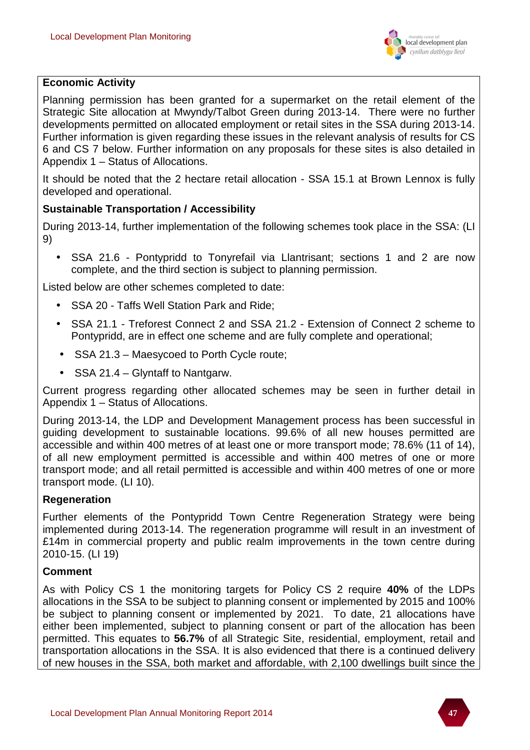**Economic Activity**

Planning permission has been granted for a supermarket on the retail element of the Strategic Site allocation at Mwyndy/Talbot Green during 2013-14. There were no further developments permitted on allocated employment or retail sites in the SSA during 2013-14. Further information is given regarding these issues in the relevant analysis of results for CS 6 and CS 7 below. Further information on any proposals for these sites is also detailed in Appendix 1 – Status of Allocations.

It should be noted that the 2 hectare retail allocation - SSA 15.1 at Brown Lennox is fully developed and operational.

**Sustainable Transportation / Accessibility**

During 2013-14, further implementation of the following schemes took place in the SSA: (LI 9)

- SSA 21.6 - Pontypridd to Tonyrefail via Llantrisant; sections 1 and 2 are now complete, and the third section is subject to planning permission.

Listed below are other schemes completed to date:

- SSA 20 - Taffs Well Station Park and Ride;
- SSA 21.1 - Treforest Connect 2 and SSA 21.2 - Extension of Connect 2 scheme to Pontypridd, are in effect one scheme and are fully complete and operational;
- SSA 21.3 – Maesycoed to Porth Cycle route;
- SSA 21.4 – Glyntaff to Nantgarw.

Current progress regarding other allocated schemes may be seen in further detail in Appendix 1 – Status of Allocations.

During 2013-14, the LDP and Development Management process has been successful in guiding development to sustainable locations. 99.6% of all new houses permitted are accessible and within 400 metres of at least one or more transport mode; 78.6% (11 of 14), of all new employment permitted is accessible and within 400 metres of one or more transport mode; and all retail permitted is accessible and within 400 metres of one or more transport mode. (LI 10).

**Regeneration**

Further elements of the Pontypridd Town Centre Regeneration Strategy were being implemented during 2013-14. The regeneration programme will result in an investment of £14m in commercial property and public realm improvements in the town centre during 2010-15. (LI 19)

**Comment**

As with Policy CS 1 the monitoring targets for Policy CS 2 require **40%** of the LDPs allocations in the SSA to be subject to planning consent or implemented by 2015 and 100% be subject to planning consent or implemented by 2021. To date, 21 allocations have either been implemented, subject to planning consent or part of the allocation has been permitted. This equates to **56.7%** of all Strategic Site, residential, employment, retail and transportation allocations in the SSA. It is also evidenced that there is a continued delivery of new houses in the SSA, both market and affordable, with 2,100 dwellings built since the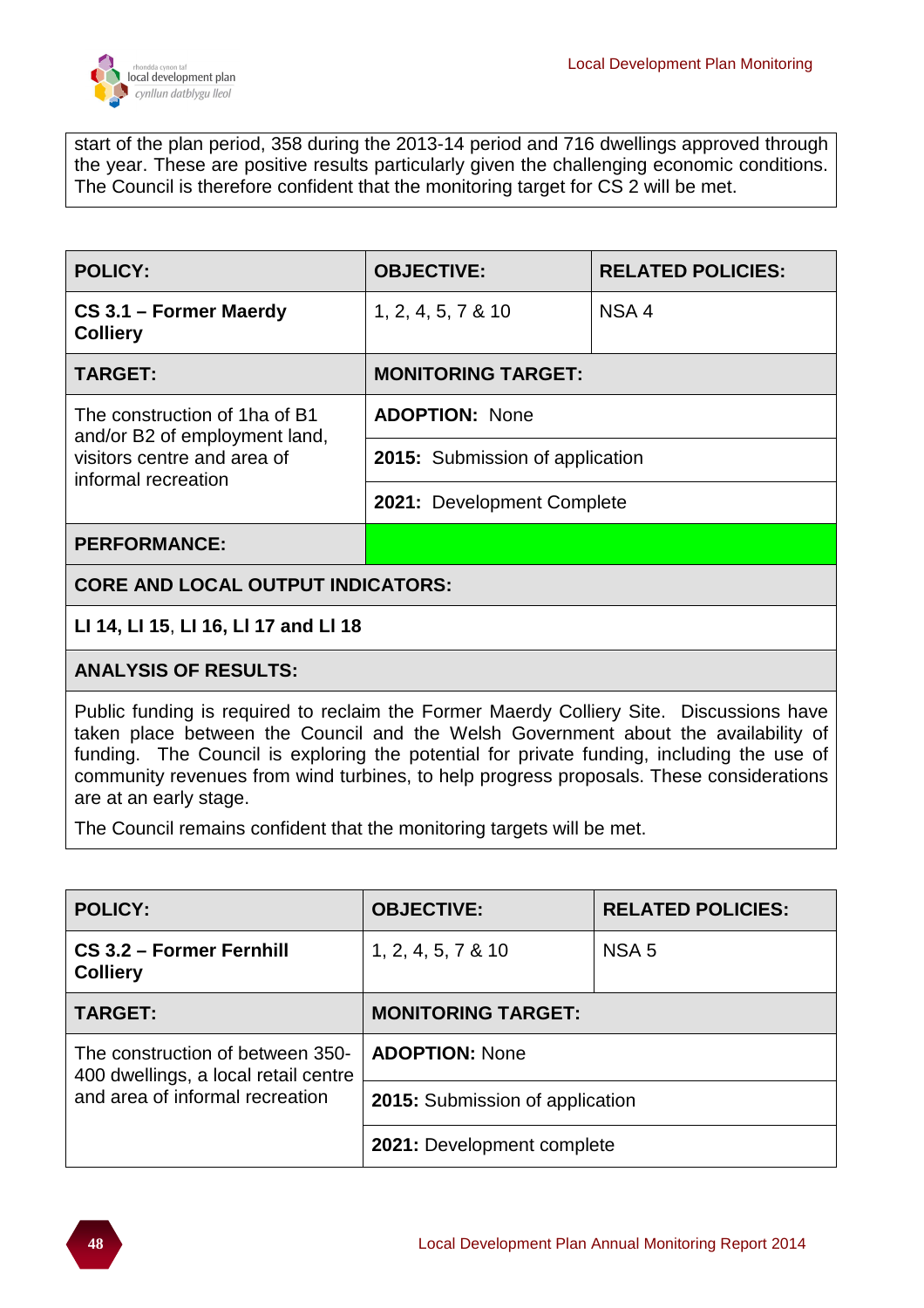start of the plan period, 358 during the 2013-14 period and 716 dwellings approved through the year. These are positive results particularly given the challenging economic conditions. The Council is therefore confident that the monitoring target for CS 2 will be met.

| POLICY: | OBJECTIVE: | RELATED POLICIES: |
|---|---|---|
| **CS 3.1 – Former Maerdy Colliery** | 1, 2, 4, 5, 7 & 10 | NSA 4 |
| **TARGET:** | **MONITORING TARGET:** | |
| The construction of 1ha of B1 and/or B2 of employment land, visitors centre and area of informal recreation | **ADOPTION:** None | |
| | **2015:** Submission of application | |
| | **2021:** Development Complete | |
| **PERFORMANCE:** | | |
| **CORE AND LOCAL OUTPUT INDICATORS:** | | |
| **LI 14, LI 15, LI 16, LI 17 and LI 18** | | |
| **ANALYSIS OF RESULTS:** | | |
| Public funding is required to reclaim the Former Maerdy Colliery Site. Discussions have taken place between the Council and the Welsh Government about the availability of funding. The Council is exploring the potential for private funding, including the use of community revenues from wind turbines, to help progress proposals. These considerations are at an early stage.<br><br>The Council remains confident that the monitoring targets will be met. | | |

| POLICY: | OBJECTIVE: | RELATED POLICIES: |
|---|---|---|
| **CS 3.2 – Former Fernhill Colliery** | 1, 2, 4, 5, 7 & 10 | NSA 5 |
| **TARGET:** | **MONITORING TARGET:** | |
| The construction of between 350-400 dwellings, a local retail centre and area of informal recreation | **ADOPTION:** None | |
| | **2015:** Submission of application | |
| | **2021:** Development complete | |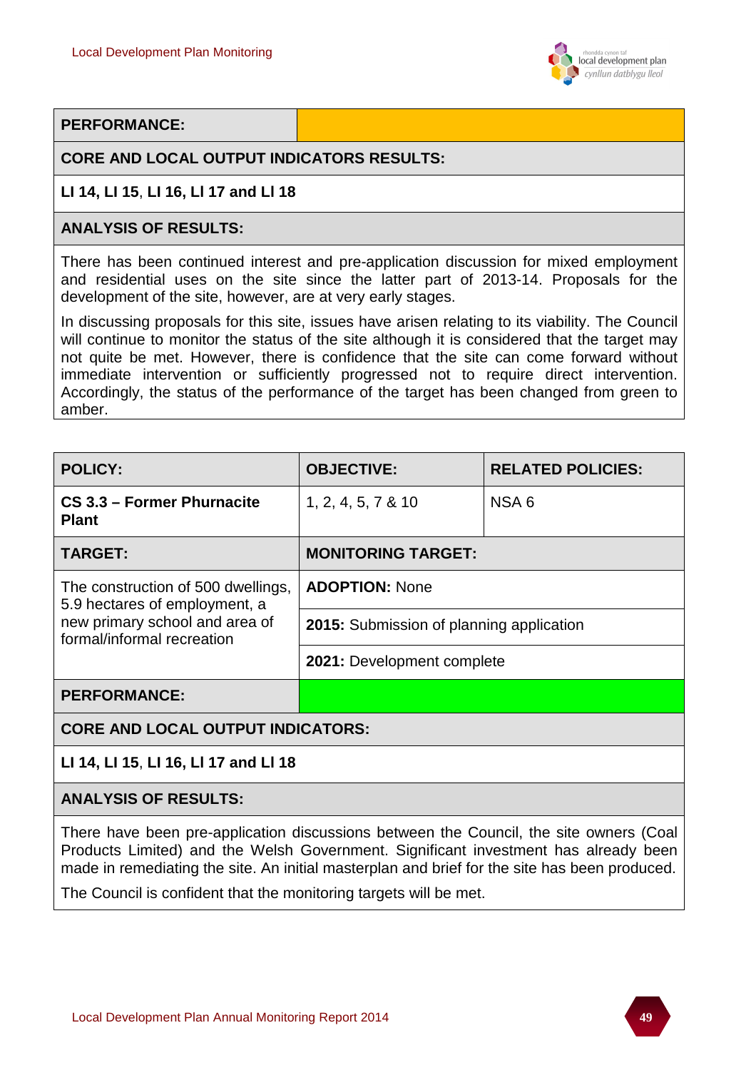| | |
|---|---|
| **PERFORMANCE:** | |
| **CORE AND LOCAL OUTPUT INDICATORS RESULTS:** | |
| **LI 14, LI 15, LI 16, LI 17 and LI 18** | |
| **ANALYSIS OF RESULTS:** | |

There has been continued interest and pre-application discussion for mixed employment and residential uses on the site since the latter part of 2013-14. Proposals for the development of the site, however, are at very early stages.

In discussing proposals for this site, issues have arisen relating to its viability. The Council will continue to monitor the status of the site although it is considered that the target may not quite be met. However, there is confidence that the site can come forward without immediate intervention or sufficiently progressed not to require direct intervention. Accordingly, the status of the performance of the target has been changed from green to amber.

| **POLICY:** | **OBJECTIVE:** | **RELATED POLICIES:** |
|---|---|---|
| **CS 3.3 – Former Phurnacite Plant** | 1, 2, 4, 5, 7 & 10 | NSA 6 |
| **TARGET:** | **MONITORING TARGET:** | |
| The construction of 500 dwellings, 5.9 hectares of employment, a new primary school and area of formal/informal recreation | **ADOPTION:** None | |
| | **2015:** Submission of planning application | |
| | **2021:** Development complete | |
| **PERFORMANCE:** | | |
| **CORE AND LOCAL OUTPUT INDICATORS:** | | |
| **LI 14, LI 15, LI 16, LI 17 and LI 18** | | |
| **ANALYSIS OF RESULTS:** | | |

There have been pre-application discussions between the Council, the site owners (Coal Products Limited) and the Welsh Government. Significant investment has already been made in remediating the site. An initial masterplan and brief for the site has been produced.

The Council is confident that the monitoring targets will be met.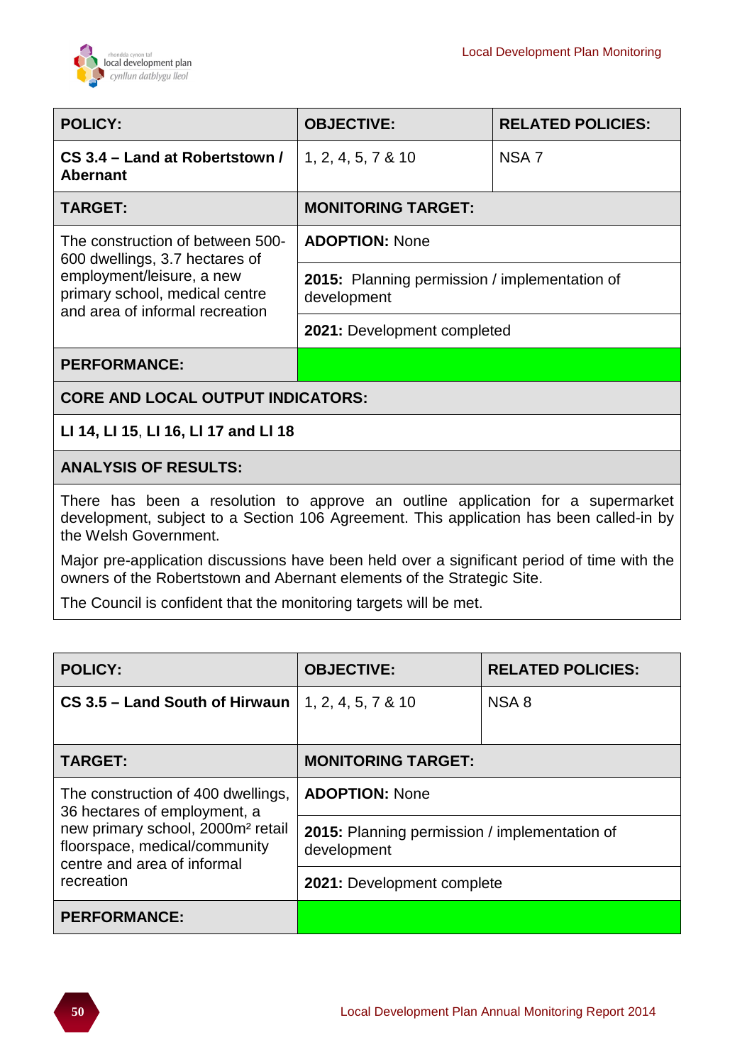| POLICY: | OBJECTIVE: | RELATED POLICIES: |
|---|---|---|
| **CS 3.4 – Land at Robertstown / Abernant** | 1, 2, 4, 5, 7 & 10 | NSA 7 |
| **TARGET:** | **MONITORING TARGET:** | |
| The construction of between 500-600 dwellings, 3.7 hectares of employment/leisure, a new primary school, medical centre and area of informal recreation | **ADOPTION:** None | |
| | **2015:** Planning permission / implementation of development | |
| | **2021:** Development completed | |
| **PERFORMANCE:** | | |
| **CORE AND LOCAL OUTPUT INDICATORS:** | | |
| **LI 14, LI 15, LI 16, LI 17 and LI 18** | | |
| **ANALYSIS OF RESULTS:** | | |
| There has been a resolution to approve an outline application for a supermarket development, subject to a Section 106 Agreement. This application has been called-in by the Welsh Government. Major pre-application discussions have been held over a significant period of time with the owners of the Robertstown and Abernant elements of the Strategic Site. The Council is confident that the monitoring targets will be met. | | |

| POLICY: | OBJECTIVE: | RELATED POLICIES: |
|---|---|---|
| **CS 3.5 – Land South of Hirwaun** | 1, 2, 4, 5, 7 & 10 | NSA 8 |
| **TARGET:** | **MONITORING TARGET:** | |
| The construction of 400 dwellings, 36 hectares of employment, a new primary school, 2000m² retail floorspace, medical/community centre and area of informal recreation | **ADOPTION:** None | |
| | **2015:** Planning permission / implementation of development | |
| | **2021:** Development complete | |
| **PERFORMANCE:** | | |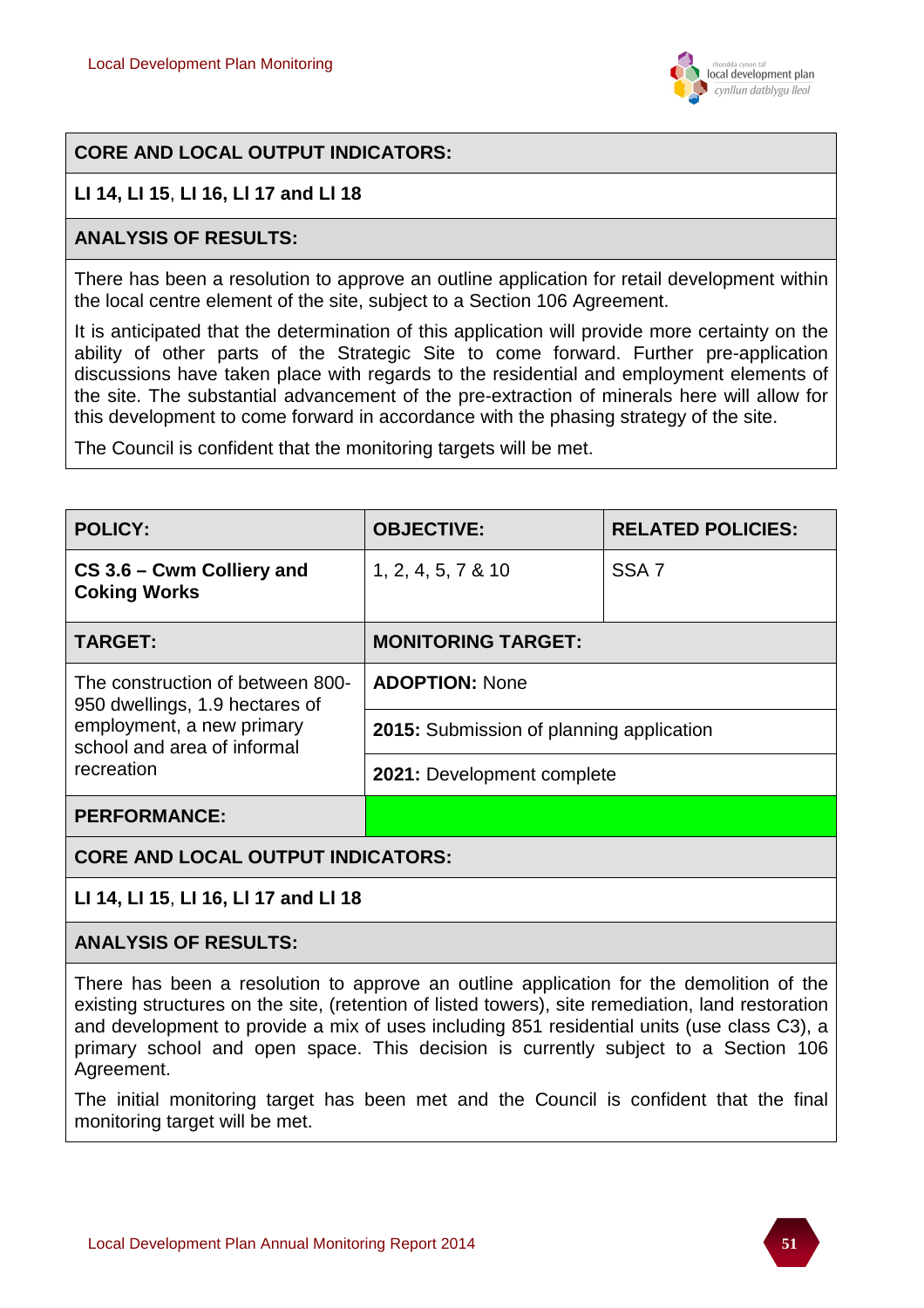| CORE AND LOCAL OUTPUT INDICATORS: |
|---|
| **LI 14, LI 15, LI 16, LI 17 and LI 18** |
| **ANALYSIS OF RESULTS:** |
| There has been a resolution to approve an outline application for retail development within the local centre element of the site, subject to a Section 106 Agreement. It is anticipated that the determination of this application will provide more certainty on the ability of other parts of the Strategic Site to come forward. Further pre-application discussions have taken place with regards to the residential and employment elements of the site. The substantial advancement of the pre-extraction of minerals here will allow for this development to come forward in accordance with the phasing strategy of the site. The Council is confident that the monitoring targets will be met. |

| POLICY: | OBJECTIVE: | RELATED POLICIES: |
|---|---|---|
| **CS 3.6 – Cwm Colliery and Coking Works** | 1, 2, 4, 5, 7 & 10 | SSA 7 |
| **TARGET:** | **MONITORING TARGET:** | |
| The construction of between 800-950 dwellings, 1.9 hectares of employment, a new primary school and area of informal recreation | **ADOPTION:** None | |
| | **2015:** Submission of planning application | |
| | **2021:** Development complete | |
| **PERFORMANCE:** | (Green) | |
| **CORE AND LOCAL OUTPUT INDICATORS:** | | |
| **LI 14, LI 15, LI 16, LI 17 and LI 18** | | |
| **ANALYSIS OF RESULTS:** | | |
| There has been a resolution to approve an outline application for the demolition of the existing structures on the site, (retention of listed towers), site remediation, land restoration and development to provide a mix of uses including 851 residential units (use class C3), a primary school and open space. This decision is currently subject to a Section 106 Agreement. The initial monitoring target has been met and the Council is confident that the final monitoring target will be met. | | |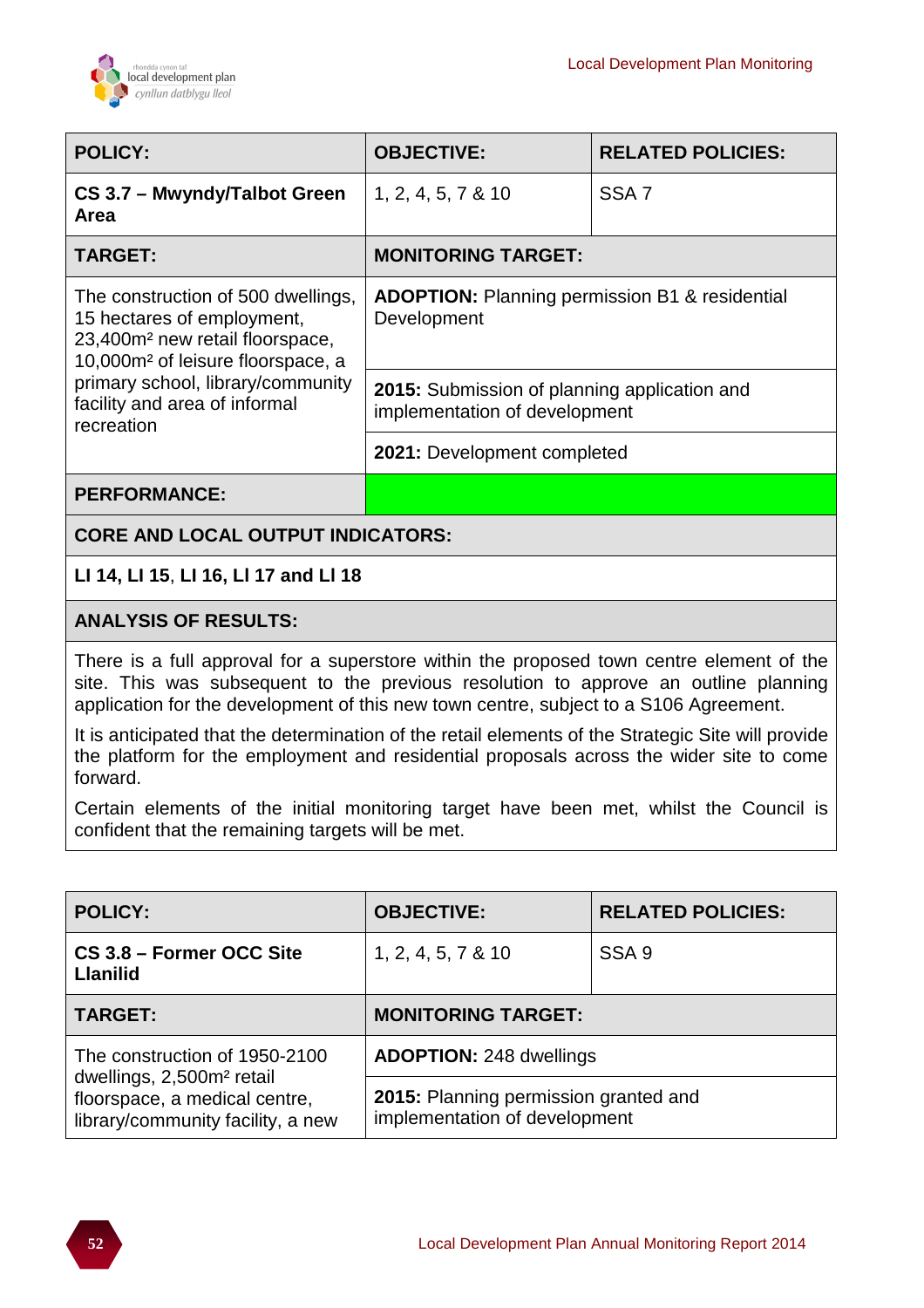| POLICY: | OBJECTIVE: | RELATED POLICIES: |
|---|---|---|
| **CS 3.7 – Mwyndy/Talbot Green Area** | 1, 2, 4, 5, 7 & 10 | SSA 7 |
| **TARGET:** | **MONITORING TARGET:** | |
| The construction of 500 dwellings, 15 hectares of employment, 23,400m² new retail floorspace, 10,000m² of leisure floorspace, a primary school, library/community facility and area of informal recreation | **ADOPTION:** Planning permission B1 & residential Development | |
| | **2015:** Submission of planning application and implementation of development | |
| | **2021:** Development completed | |
| **PERFORMANCE:** | | |
| **CORE AND LOCAL OUTPUT INDICATORS:** | | |
| **LI 14, LI 15, LI 16, LI 17 and LI 18** | | |
| **ANALYSIS OF RESULTS:** | | |
| There is a full approval for a superstore within the proposed town centre element of the site. This was subsequent to the previous resolution to approve an outline planning application for the development of this new town centre, subject to a S106 Agreement. It is anticipated that the determination of the retail elements of the Strategic Site will provide the platform for the employment and residential proposals across the wider site to come forward. Certain elements of the initial monitoring target have been met, whilst the Council is confident that the remaining targets will be met. | | |

| POLICY: | OBJECTIVE: | RELATED POLICIES: |
|---|---|---|
| **CS 3.8 – Former OCC Site Llanilid** | 1, 2, 4, 5, 7 & 10 | SSA 9 |
| **TARGET:** | **MONITORING TARGET:** | |
| The construction of 1950-2100 dwellings, 2,500m² retail floorspace, a medical centre, library/community facility, a new | **ADOPTION:** 248 dwellings | |
| | **2015:** Planning permission granted and implementation of development | |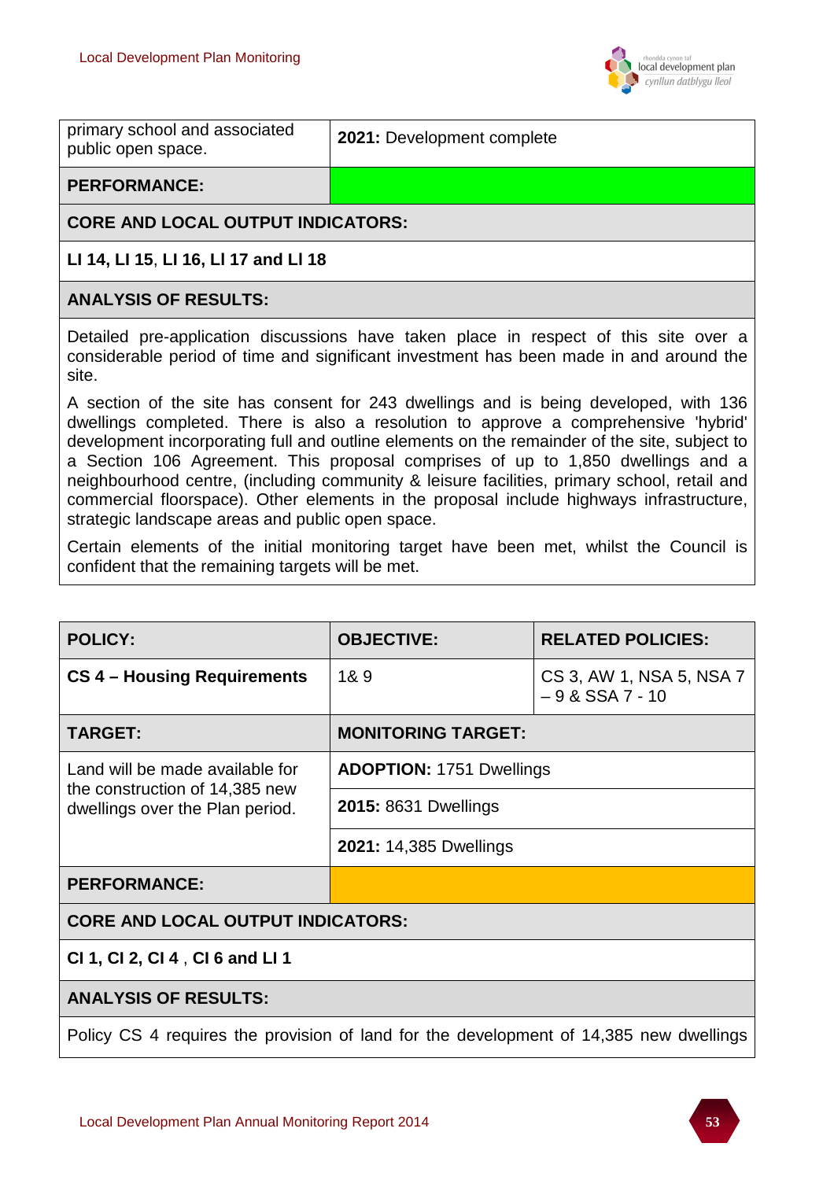| | |
|---|---|
| primary school and associated public open space. | **2021:** Development complete |
| **PERFORMANCE:** | |

**CORE AND LOCAL OUTPUT INDICATORS:**

**LI 14, LI 15**, **LI 16, LI 17 and LI 18**

**ANALYSIS OF RESULTS:**

Detailed pre-application discussions have taken place in respect of this site over a considerable period of time and significant investment has been made in and around the site.

A section of the site has consent for 243 dwellings and is being developed, with 136 dwellings completed. There is also a resolution to approve a comprehensive 'hybrid' development incorporating full and outline elements on the remainder of the site, subject to a Section 106 Agreement. This proposal comprises of up to 1,850 dwellings and a neighbourhood centre, (including community & leisure facilities, primary school, retail and commercial floorspace). Other elements in the proposal include highways infrastructure, strategic landscape areas and public open space.

Certain elements of the initial monitoring target have been met, whilst the Council is confident that the remaining targets will be met.

| **POLICY:** | **OBJECTIVE:** | **RELATED POLICIES:** |
|---|---|---|
| **CS 4 – Housing Requirements** | 1& 9 | CS 3, AW 1, NSA 5, NSA 7 – 9 & SSA 7 - 10 |
| **TARGET:** | **MONITORING TARGET:** | |
| Land will be made available for the construction of 14,385 new dwellings over the Plan period. | **ADOPTION:** 1751 Dwellings | |
| | **2015:** 8631 Dwellings | |
| | **2021:** 14,385 Dwellings | |
| **PERFORMANCE:** | | |

**CORE AND LOCAL OUTPUT INDICATORS:**

**CI 1, CI 2, CI 4** , **CI 6 and LI 1**

**ANALYSIS OF RESULTS:**

Policy CS 4 requires the provision of land for the development of 14,385 new dwellings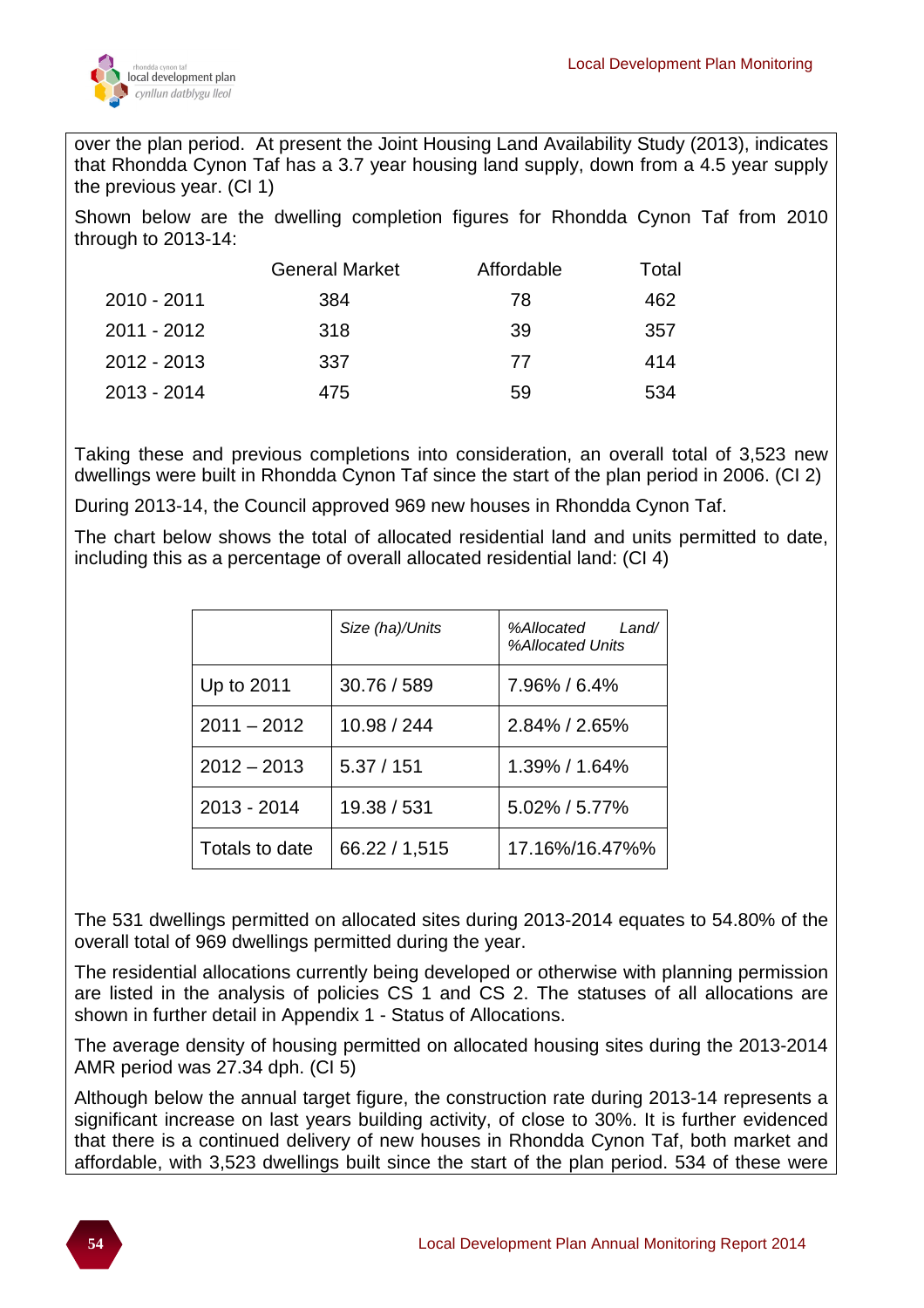over the plan period. At present the Joint Housing Land Availability Study (2013), indicates that Rhondda Cynon Taf has a 3.7 year housing land supply, down from a 4.5 year supply the previous year. (CI 1)

Shown below are the dwelling completion figures for Rhondda Cynon Taf from 2010 through to 2013-14:

| | General Market | Affordable | Total |
|---|---|---|---|
| 2010 - 2011 | 384 | 78 | 462 |
| 2011 - 2012 | 318 | 39 | 357 |
| 2012 - 2013 | 337 | 77 | 414 |
| 2013 - 2014 | 475 | 59 | 534 |

Taking these and previous completions into consideration, an overall total of 3,523 new dwellings were built in Rhondda Cynon Taf since the start of the plan period in 2006. (CI 2)

During 2013-14, the Council approved 969 new houses in Rhondda Cynon Taf.

The chart below shows the total of allocated residential land and units permitted to date, including this as a percentage of overall allocated residential land: (CI 4)

| | *Size (ha)/Units* | *%Allocated Land/ %Allocated Units* |
|---|---|---|
| Up to 2011 | 30.76 / 589 | 7.96% / 6.4% |
| 2011 – 2012 | 10.98 / 244 | 2.84% / 2.65% |
| 2012 – 2013 | 5.37 / 151 | 1.39% / 1.64% |
| 2013 - 2014 | 19.38 / 531 | 5.02% / 5.77% |
| Totals to date | 66.22 / 1,515 | 17.16%/16.47%% |

The 531 dwellings permitted on allocated sites during 2013-2014 equates to 54.80% of the overall total of 969 dwellings permitted during the year.

The residential allocations currently being developed or otherwise with planning permission are listed in the analysis of policies CS 1 and CS 2. The statuses of all allocations are shown in further detail in Appendix 1 - Status of Allocations.

The average density of housing permitted on allocated housing sites during the 2013-2014 AMR period was 27.34 dph. (CI 5)

Although below the annual target figure, the construction rate during 2013-14 represents a significant increase on last years building activity, of close to 30%. It is further evidenced that there is a continued delivery of new houses in Rhondda Cynon Taf, both market and affordable, with 3,523 dwellings built since the start of the plan period. 534 of these were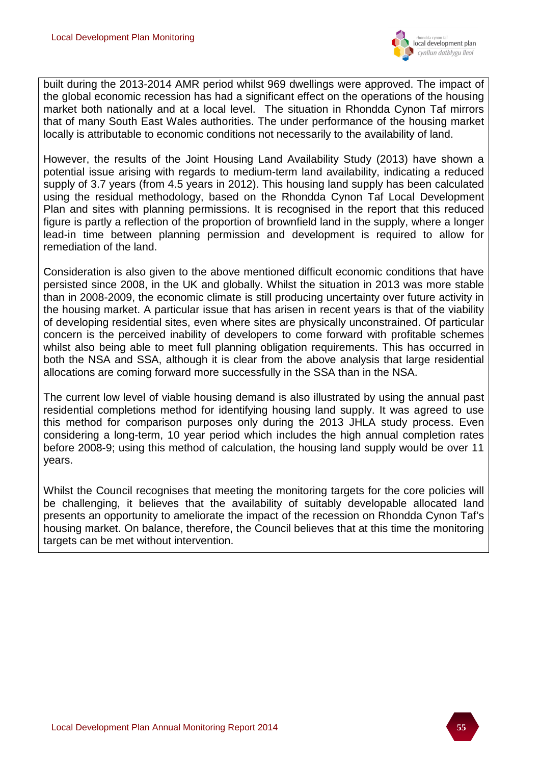built during the 2013-2014 AMR period whilst 969 dwellings were approved. The impact of the global economic recession has had a significant effect on the operations of the housing market both nationally and at a local level. The situation in Rhondda Cynon Taf mirrors that of many South East Wales authorities. The under performance of the housing market locally is attributable to economic conditions not necessarily to the availability of land.

However, the results of the Joint Housing Land Availability Study (2013) have shown a potential issue arising with regards to medium-term land availability, indicating a reduced supply of 3.7 years (from 4.5 years in 2012). This housing land supply has been calculated using the residual methodology, based on the Rhondda Cynon Taf Local Development Plan and sites with planning permissions. It is recognised in the report that this reduced figure is partly a reflection of the proportion of brownfield land in the supply, where a longer lead-in time between planning permission and development is required to allow for remediation of the land.

Consideration is also given to the above mentioned difficult economic conditions that have persisted since 2008, in the UK and globally. Whilst the situation in 2013 was more stable than in 2008-2009, the economic climate is still producing uncertainty over future activity in the housing market. A particular issue that has arisen in recent years is that of the viability of developing residential sites, even where sites are physically unconstrained. Of particular concern is the perceived inability of developers to come forward with profitable schemes whilst also being able to meet full planning obligation requirements. This has occurred in both the NSA and SSA, although it is clear from the above analysis that large residential allocations are coming forward more successfully in the SSA than in the NSA.

The current low level of viable housing demand is also illustrated by using the annual past residential completions method for identifying housing land supply. It was agreed to use this method for comparison purposes only during the 2013 JHLA study process. Even considering a long-term, 10 year period which includes the high annual completion rates before 2008-9; using this method of calculation, the housing land supply would be over 11 years.

Whilst the Council recognises that meeting the monitoring targets for the core policies will be challenging, it believes that the availability of suitably developable allocated land presents an opportunity to ameliorate the impact of the recession on Rhondda Cynon Taf's housing market. On balance, therefore, the Council believes that at this time the monitoring targets can be met without intervention.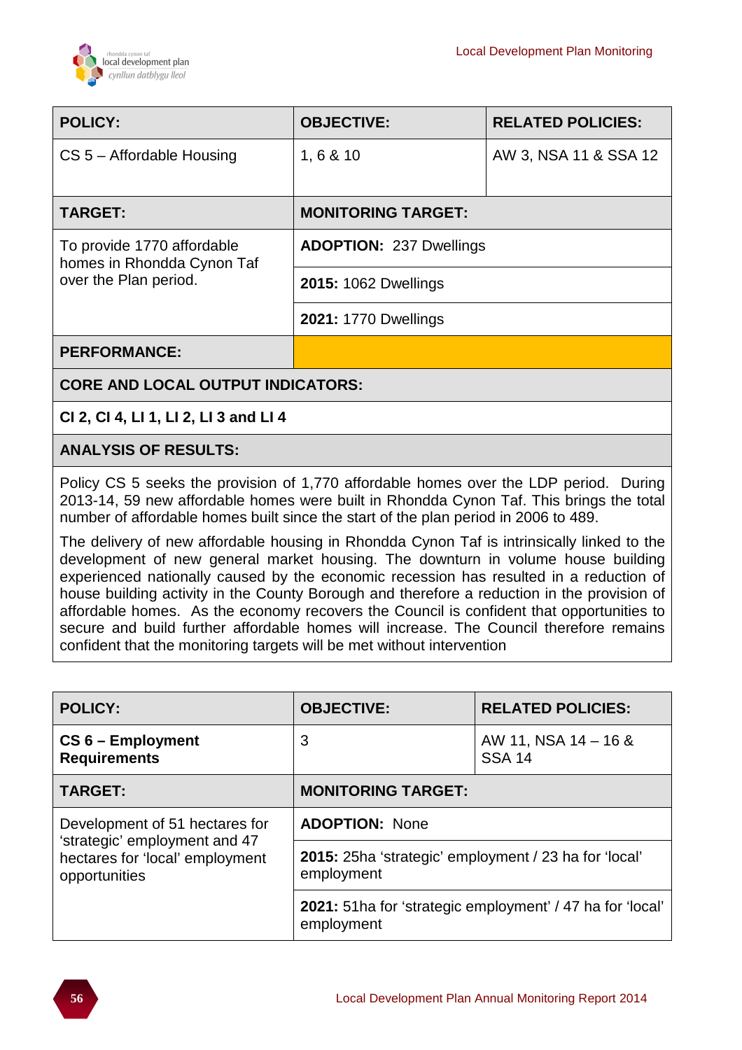| POLICY: | OBJECTIVE: | RELATED POLICIES: |
|---|---|---|
| CS 5 – Affordable Housing | 1, 6 & 10 | AW 3, NSA 11 & SSA 12 |
| **TARGET:** | **MONITORING TARGET:** | |
| To provide 1770 affordable homes in Rhondda Cynon Taf over the Plan period. | **ADOPTION:** 237 Dwellings | |
| | **2015:** 1062 Dwellings | |
| | **2021:** 1770 Dwellings | |
| **PERFORMANCE:** | | |
| **CORE AND LOCAL OUTPUT INDICATORS:** | | |
| **CI 2, CI 4, LI 1, LI 2, LI 3 and LI 4** | | |
| **ANALYSIS OF RESULTS:** | | |
| Policy CS 5 seeks the provision of 1,770 affordable homes over the LDP period. During 2013-14, 59 new affordable homes were built in Rhondda Cynon Taf. This brings the total number of affordable homes built since the start of the plan period in 2006 to 489. The delivery of new affordable housing in Rhondda Cynon Taf is intrinsically linked to the development of new general market housing. The downturn in volume house building experienced nationally caused by the economic recession has resulted in a reduction of house building activity in the County Borough and therefore a reduction in the provision of affordable homes. As the economy recovers the Council is confident that opportunities to secure and build further affordable homes will increase. The Council therefore remains confident that the monitoring targets will be met without intervention | | |

| POLICY: | OBJECTIVE: | RELATED POLICIES: |
|---|---|---|
| **CS 6 – Employment Requirements** | 3 | AW 11, NSA 14 – 16 & SSA 14 |
| **TARGET:** | **MONITORING TARGET:** | |
| Development of 51 hectares for 'strategic' employment and 47 hectares for 'local' employment opportunities | **ADOPTION:** None | |
| | **2015:** 25ha 'strategic' employment / 23 ha for 'local' employment | |
| | **2021:** 51ha for 'strategic employment' / 47 ha for 'local' employment | |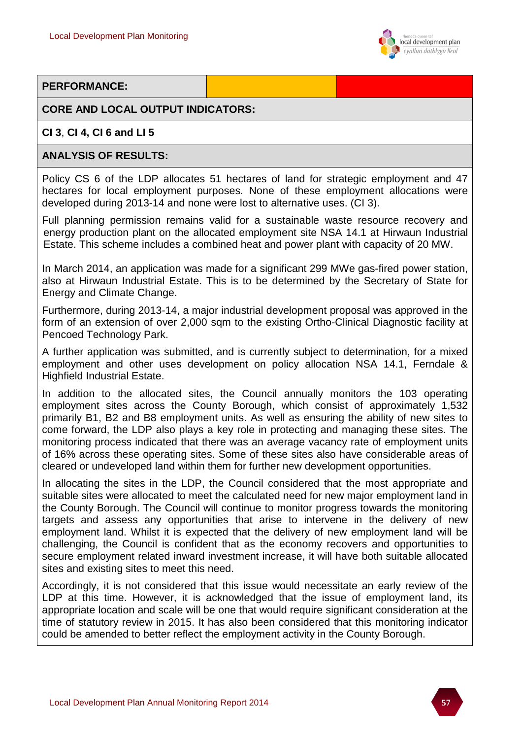| **PERFORMANCE:** | | |
|---|---|---|

**CORE AND LOCAL OUTPUT INDICATORS:**

**CI 3, CI 4, CI 6 and LI 5**

**ANALYSIS OF RESULTS:**

Policy CS 6 of the LDP allocates 51 hectares of land for strategic employment and 47 hectares for local employment purposes. None of these employment allocations were developed during 2013-14 and none were lost to alternative uses. (CI 3).

Full planning permission remains valid for a sustainable waste resource recovery and energy production plant on the allocated employment site NSA 14.1 at Hirwaun Industrial Estate. This scheme includes a combined heat and power plant with capacity of 20 MW.

In March 2014, an application was made for a significant 299 MWe gas-fired power station, also at Hirwaun Industrial Estate. This is to be determined by the Secretary of State for Energy and Climate Change.

Furthermore, during 2013-14, a major industrial development proposal was approved in the form of an extension of over 2,000 sqm to the existing Ortho-Clinical Diagnostic facility at Pencoed Technology Park.

A further application was submitted, and is currently subject to determination, for a mixed employment and other uses development on policy allocation NSA 14.1, Ferndale & Highfield Industrial Estate.

In addition to the allocated sites, the Council annually monitors the 103 operating employment sites across the County Borough, which consist of approximately 1,532 primarily B1, B2 and B8 employment units. As well as ensuring the ability of new sites to come forward, the LDP also plays a key role in protecting and managing these sites. The monitoring process indicated that there was an average vacancy rate of employment units of 16% across these operating sites. Some of these sites also have considerable areas of cleared or undeveloped land within them for further new development opportunities.

In allocating the sites in the LDP, the Council considered that the most appropriate and suitable sites were allocated to meet the calculated need for new major employment land in the County Borough. The Council will continue to monitor progress towards the monitoring targets and assess any opportunities that arise to intervene in the delivery of new employment land. Whilst it is expected that the delivery of new employment land will be challenging, the Council is confident that as the economy recovers and opportunities to secure employment related inward investment increase, it will have both suitable allocated sites and existing sites to meet this need.

Accordingly, it is not considered that this issue would necessitate an early review of the LDP at this time. However, it is acknowledged that the issue of employment land, its appropriate location and scale will be one that would require significant consideration at the time of statutory review in 2015. It has also been considered that this monitoring indicator could be amended to better reflect the employment activity in the County Borough.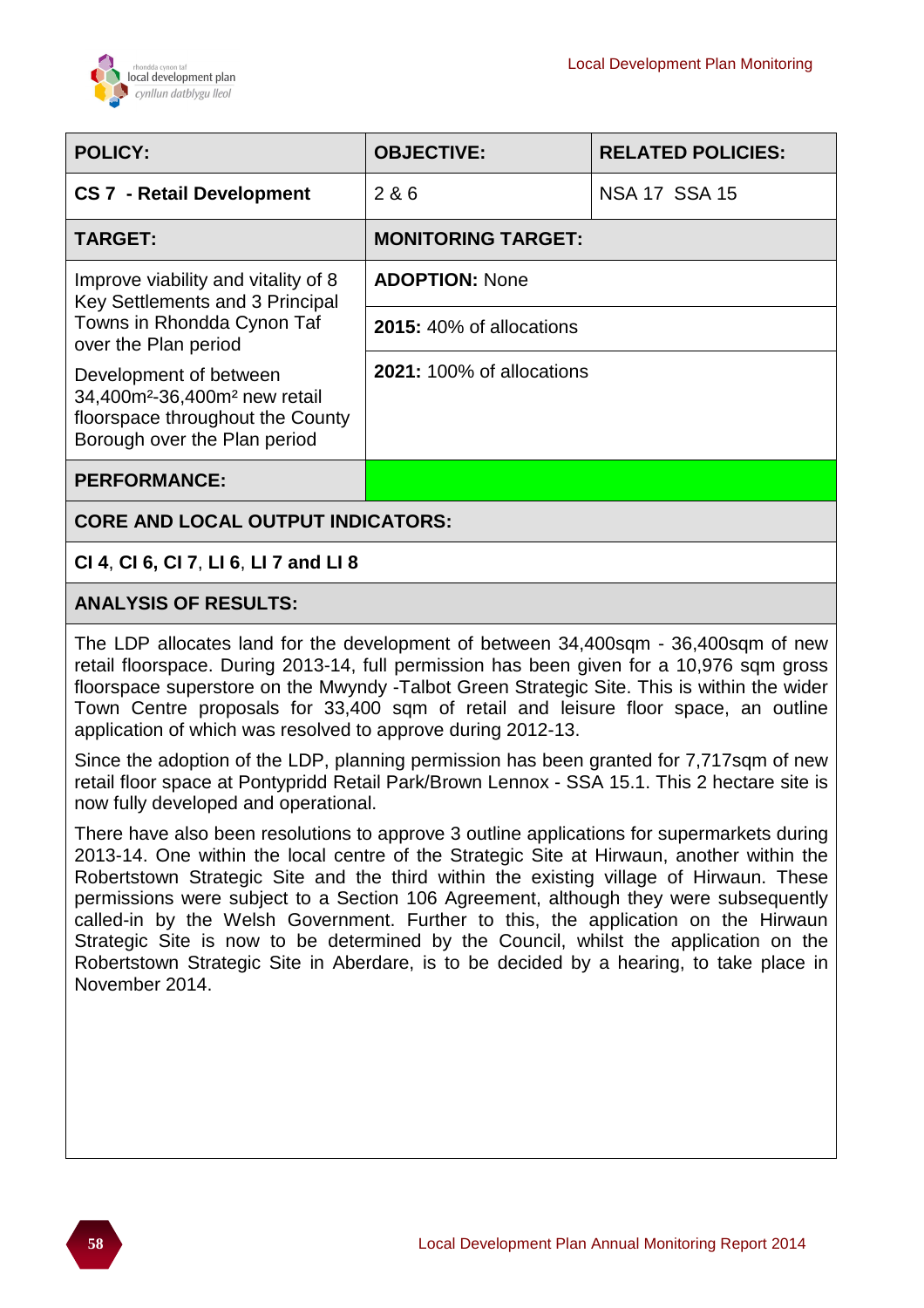| POLICY: | OBJECTIVE: | RELATED POLICIES: |
|---|---|---|
| **CS 7 - Retail Development** | 2 & 6 | NSA 17 SSA 15 |
| **TARGET:** | **MONITORING TARGET:** | |
| Improve viability and vitality of 8 Key Settlements and 3 Principal Towns in Rhondda Cynon Taf over the Plan period | **ADOPTION:** None | |
| | **2015:** 40% of allocations | |
| Development of between 34,400m²-36,400m² new retail floorspace throughout the County Borough over the Plan period | **2021:** 100% of allocations | |
| **PERFORMANCE:** | | |

**CORE AND LOCAL OUTPUT INDICATORS:**

**CI 4**, **CI 6, CI 7**, **LI 6**, **LI 7 and LI 8**

**ANALYSIS OF RESULTS:**

The LDP allocates land for the development of between 34,400sqm - 36,400sqm of new retail floorspace. During 2013-14, full permission has been given for a 10,976 sqm gross floorspace superstore on the Mwyndy -Talbot Green Strategic Site. This is within the wider Town Centre proposals for 33,400 sqm of retail and leisure floor space, an outline application of which was resolved to approve during 2012-13.

Since the adoption of the LDP, planning permission has been granted for 7,717sqm of new retail floor space at Pontypridd Retail Park/Brown Lennox - SSA 15.1. This 2 hectare site is now fully developed and operational.

There have also been resolutions to approve 3 outline applications for supermarkets during 2013-14. One within the local centre of the Strategic Site at Hirwaun, another within the Robertstown Strategic Site and the third within the existing village of Hirwaun. These permissions were subject to a Section 106 Agreement, although they were subsequently called-in by the Welsh Government. Further to this, the application on the Hirwaun Strategic Site is now to be determined by the Council, whilst the application on the Robertstown Strategic Site in Aberdare, is to be decided by a hearing, to take place in November 2014.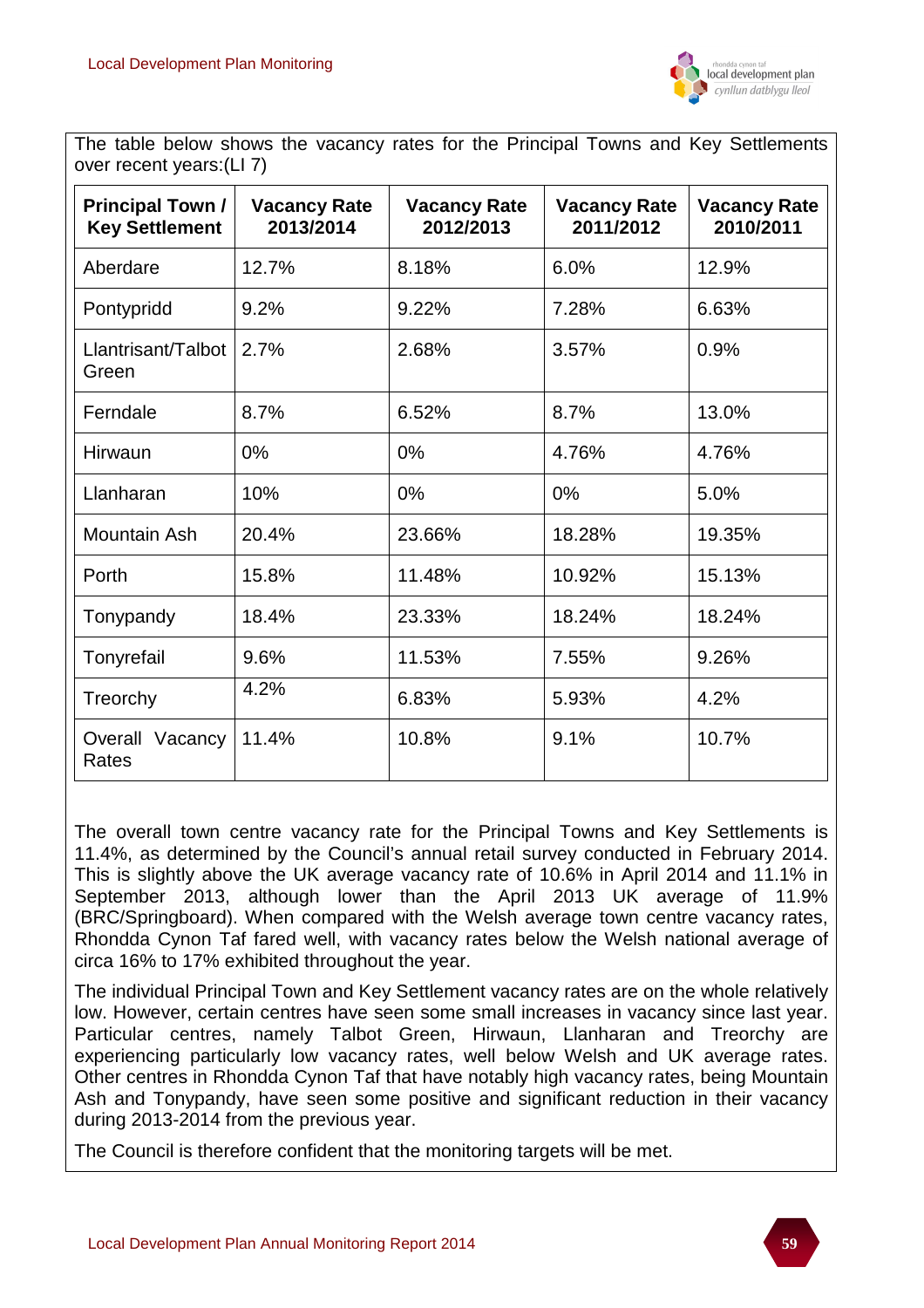The table below shows the vacancy rates for the Principal Towns and Key Settlements over recent years:(LI 7)

| Principal Town / Key Settlement | Vacancy Rate 2013/2014 | Vacancy Rate 2012/2013 | Vacancy Rate 2011/2012 | Vacancy Rate 2010/2011 |
|---|---|---|---|---|
| Aberdare | 12.7% | 8.18% | 6.0% | 12.9% |
| Pontypridd | 9.2% | 9.22% | 7.28% | 6.63% |
| Llantrisant/Talbot Green | 2.7% | 2.68% | 3.57% | 0.9% |
| Ferndale | 8.7% | 6.52% | 8.7% | 13.0% |
| Hirwaun | 0% | 0% | 4.76% | 4.76% |
| Llanharan | 10% | 0% | 0% | 5.0% |
| Mountain Ash | 20.4% | 23.66% | 18.28% | 19.35% |
| Porth | 15.8% | 11.48% | 10.92% | 15.13% |
| Tonypandy | 18.4% | 23.33% | 18.24% | 18.24% |
| Tonyrefail | 9.6% | 11.53% | 7.55% | 9.26% |
| Treorchy | 4.2% | 6.83% | 5.93% | 4.2% |
| Overall Vacancy Rates | 11.4% | 10.8% | 9.1% | 10.7% |

The overall town centre vacancy rate for the Principal Towns and Key Settlements is 11.4%, as determined by the Council's annual retail survey conducted in February 2014. This is slightly above the UK average vacancy rate of 10.6% in April 2014 and 11.1% in September 2013, although lower than the April 2013 UK average of 11.9% (BRC/Springboard). When compared with the Welsh average town centre vacancy rates, Rhondda Cynon Taf fared well, with vacancy rates below the Welsh national average of circa 16% to 17% exhibited throughout the year.

The individual Principal Town and Key Settlement vacancy rates are on the whole relatively low. However, certain centres have seen some small increases in vacancy since last year. Particular centres, namely Talbot Green, Hirwaun, Llanharan and Treorchy are experiencing particularly low vacancy rates, well below Welsh and UK average rates. Other centres in Rhondda Cynon Taf that have notably high vacancy rates, being Mountain Ash and Tonypandy, have seen some positive and significant reduction in their vacancy during 2013-2014 from the previous year.

The Council is therefore confident that the monitoring targets will be met.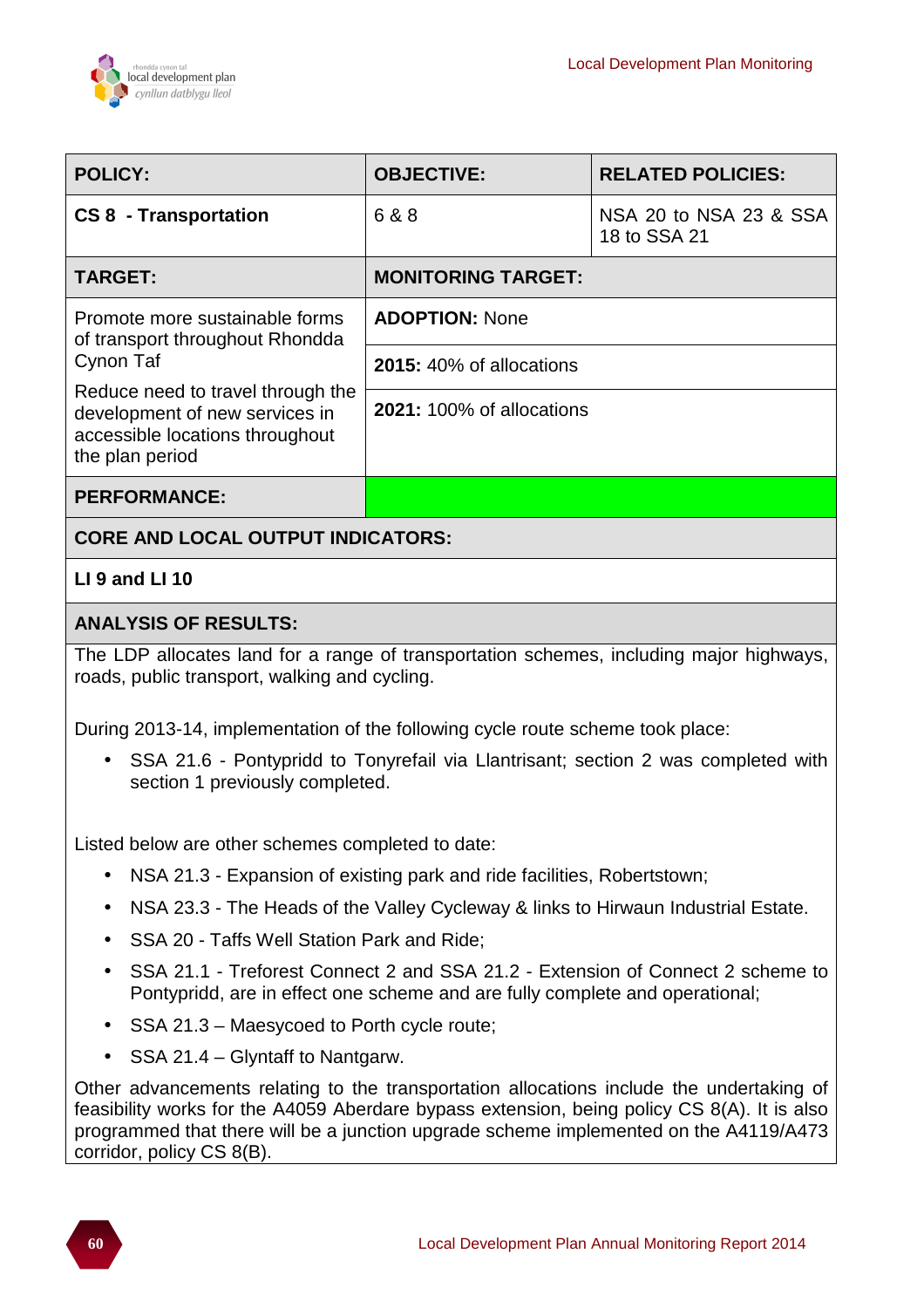| POLICY: | OBJECTIVE: | RELATED POLICIES: |
|---|---|---|
| **CS 8 - Transportation** | 6 & 8 | NSA 20 to NSA 23 & SSA 18 to SSA 21 |
| **TARGET:** | **MONITORING TARGET:** | |
| Promote more sustainable forms of transport throughout Rhondda Cynon Taf<br>Reduce need to travel through the development of new services in accessible locations throughout the plan period | **ADOPTION:** None<br>**2015:** 40% of allocations<br>**2021:** 100% of allocations | |
| **PERFORMANCE:** | | |

**CORE AND LOCAL OUTPUT INDICATORS:**

**LI 9 and LI 10**

**ANALYSIS OF RESULTS:**

The LDP allocates land for a range of transportation schemes, including major highways, roads, public transport, walking and cycling.

During 2013-14, implementation of the following cycle route scheme took place:

- SSA 21.6 - Pontypridd to Tonyrefail via Llantrisant; section 2 was completed with section 1 previously completed.

Listed below are other schemes completed to date:

- NSA 21.3 - Expansion of existing park and ride facilities, Robertstown;
- NSA 23.3 - The Heads of the Valley Cycleway & links to Hirwaun Industrial Estate.
- SSA 20 - Taffs Well Station Park and Ride;
- SSA 21.1 - Treforest Connect 2 and SSA 21.2 - Extension of Connect 2 scheme to Pontypridd, are in effect one scheme and are fully complete and operational;
- SSA 21.3 – Maesycoed to Porth cycle route;
- SSA 21.4 – Glyntaff to Nantgarw.

Other advancements relating to the transportation allocations include the undertaking of feasibility works for the A4059 Aberdare bypass extension, being policy CS 8(A). It is also programmed that there will be a junction upgrade scheme implemented on the A4119/A473 corridor, policy CS 8(B).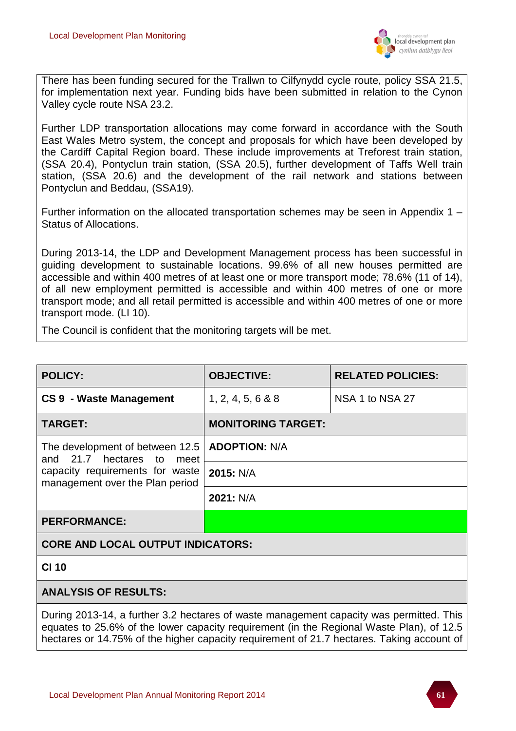There has been funding secured for the Trallwn to Cilfynydd cycle route, policy SSA 21.5, for implementation next year. Funding bids have been submitted in relation to the Cynon Valley cycle route NSA 23.2.

Further LDP transportation allocations may come forward in accordance with the South East Wales Metro system, the concept and proposals for which have been developed by the Cardiff Capital Region board. These include improvements at Treforest train station, (SSA 20.4), Pontyclun train station, (SSA 20.5), further development of Taffs Well train station, (SSA 20.6) and the development of the rail network and stations between Pontyclun and Beddau, (SSA19).

Further information on the allocated transportation schemes may be seen in Appendix 1 – Status of Allocations.

During 2013-14, the LDP and Development Management process has been successful in guiding development to sustainable locations. 99.6% of all new houses permitted are accessible and within 400 metres of at least one or more transport mode; 78.6% (11 of 14), of all new employment permitted is accessible and within 400 metres of one or more transport mode; and all retail permitted is accessible and within 400 metres of one or more transport mode. (LI 10).

The Council is confident that the monitoring targets will be met.

| **POLICY:** | **OBJECTIVE:** | **RELATED POLICIES:** |
|---|---|---|
| **CS 9 - Waste Management** | 1, 2, 4, 5, 6 & 8 | NSA 1 to NSA 27 |
| **TARGET:** | **MONITORING TARGET:** | |
| The development of between 12.5 and 21.7 hectares to meet capacity requirements for waste management over the Plan period | **ADOPTION:** N/A | |
| | **2015:** N/A | |
| | **2021:** N/A | |
| **PERFORMANCE:** | | |
| **CORE AND LOCAL OUTPUT INDICATORS:** | | |
| **CI 10** | | |
| **ANALYSIS OF RESULTS:** | | |
| During 2013-14, a further 3.2 hectares of waste management capacity was permitted. This equates to 25.6% of the lower capacity requirement (in the Regional Waste Plan), of 12.5 hectares or 14.75% of the higher capacity requirement of 21.7 hectares. Taking account of | | |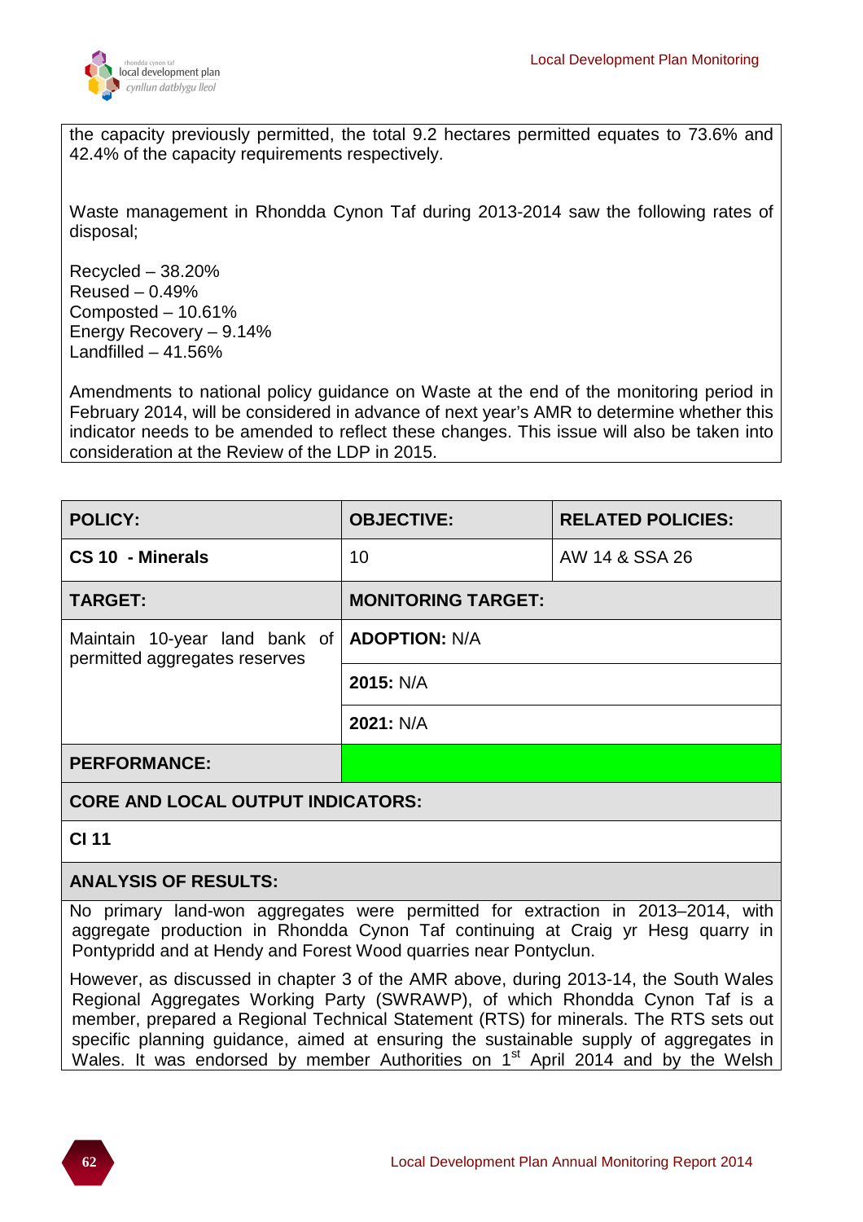the capacity previously permitted, the total 9.2 hectares permitted equates to 73.6% and 42.4% of the capacity requirements respectively.

Waste management in Rhondda Cynon Taf during 2013-2014 saw the following rates of disposal;

Recycled – 38.20%
Reused – 0.49%
Composted – 10.61%
Energy Recovery – 9.14%
Landfilled – 41.56%

Amendments to national policy guidance on Waste at the end of the monitoring period in February 2014, will be considered in advance of next year's AMR to determine whether this indicator needs to be amended to reflect these changes. This issue will also be taken into consideration at the Review of the LDP in 2015.

| **POLICY:** | **OBJECTIVE:** | **RELATED POLICIES:** |
|---|---|---|
| **CS 10 - Minerals** | 10 | AW 14 & SSA 26 |
| **TARGET:** | **MONITORING TARGET:** | |
| Maintain 10-year land bank of permitted aggregates reserves | **ADOPTION:** N/A | |
| | **2015:** N/A | |
| | **2021:** N/A | |
| **PERFORMANCE:** | | |
| **CORE AND LOCAL OUTPUT INDICATORS:** | | |
| **CI 11** | | |
| **ANALYSIS OF RESULTS:** | | |

No primary land-won aggregates were permitted for extraction in 2013–2014, with aggregate production in Rhondda Cynon Taf continuing at Craig yr Hesg quarry in Pontypridd and at Hendy and Forest Wood quarries near Pontyclun.

However, as discussed in chapter 3 of the AMR above, during 2013-14, the South Wales Regional Aggregates Working Party (SWRAWP), of which Rhondda Cynon Taf is a member, prepared a Regional Technical Statement (RTS) for minerals. The RTS sets out specific planning guidance, aimed at ensuring the sustainable supply of aggregates in Wales. It was endorsed by member Authorities on 1st April 2014 and by the Welsh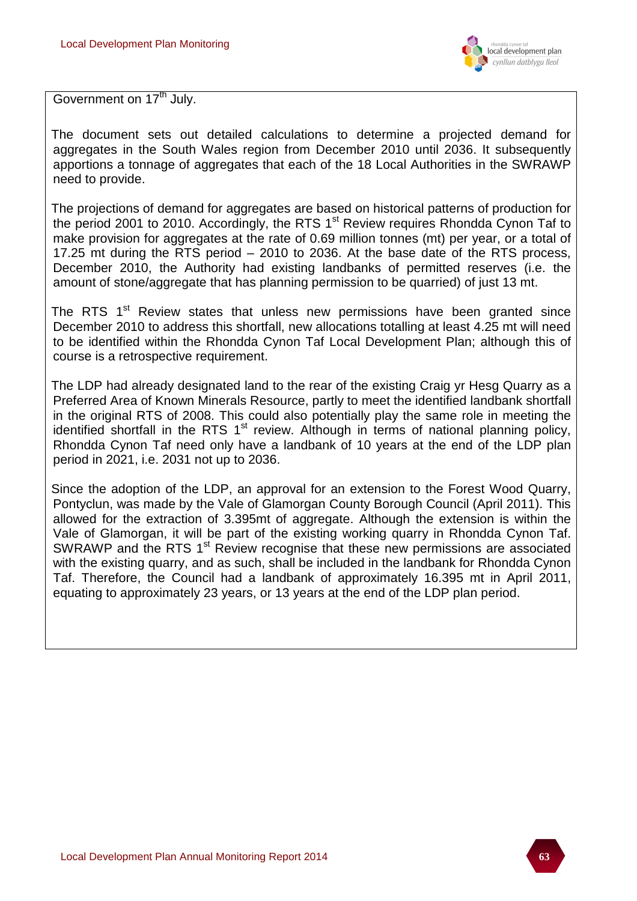Government on 17th July.

The document sets out detailed calculations to determine a projected demand for aggregates in the South Wales region from December 2010 until 2036. It subsequently apportions a tonnage of aggregates that each of the 18 Local Authorities in the SWRAWP need to provide.

The projections of demand for aggregates are based on historical patterns of production for the period 2001 to 2010. Accordingly, the RTS 1st Review requires Rhondda Cynon Taf to make provision for aggregates at the rate of 0.69 million tonnes (mt) per year, or a total of 17.25 mt during the RTS period – 2010 to 2036. At the base date of the RTS process, December 2010, the Authority had existing landbanks of permitted reserves (i.e. the amount of stone/aggregate that has planning permission to be quarried) of just 13 mt.

The RTS 1st Review states that unless new permissions have been granted since December 2010 to address this shortfall, new allocations totalling at least 4.25 mt will need to be identified within the Rhondda Cynon Taf Local Development Plan; although this of course is a retrospective requirement.

The LDP had already designated land to the rear of the existing Craig yr Hesg Quarry as a Preferred Area of Known Minerals Resource, partly to meet the identified landbank shortfall in the original RTS of 2008. This could also potentially play the same role in meeting the identified shortfall in the RTS 1st review. Although in terms of national planning policy, Rhondda Cynon Taf need only have a landbank of 10 years at the end of the LDP plan period in 2021, i.e. 2031 not up to 2036.

Since the adoption of the LDP, an approval for an extension to the Forest Wood Quarry, Pontyclun, was made by the Vale of Glamorgan County Borough Council (April 2011). This allowed for the extraction of 3.395mt of aggregate. Although the extension is within the Vale of Glamorgan, it will be part of the existing working quarry in Rhondda Cynon Taf. SWRAWP and the RTS 1st Review recognise that these new permissions are associated with the existing quarry, and as such, shall be included in the landbank for Rhondda Cynon Taf. Therefore, the Council had a landbank of approximately 16.395 mt in April 2011, equating to approximately 23 years, or 13 years at the end of the LDP plan period.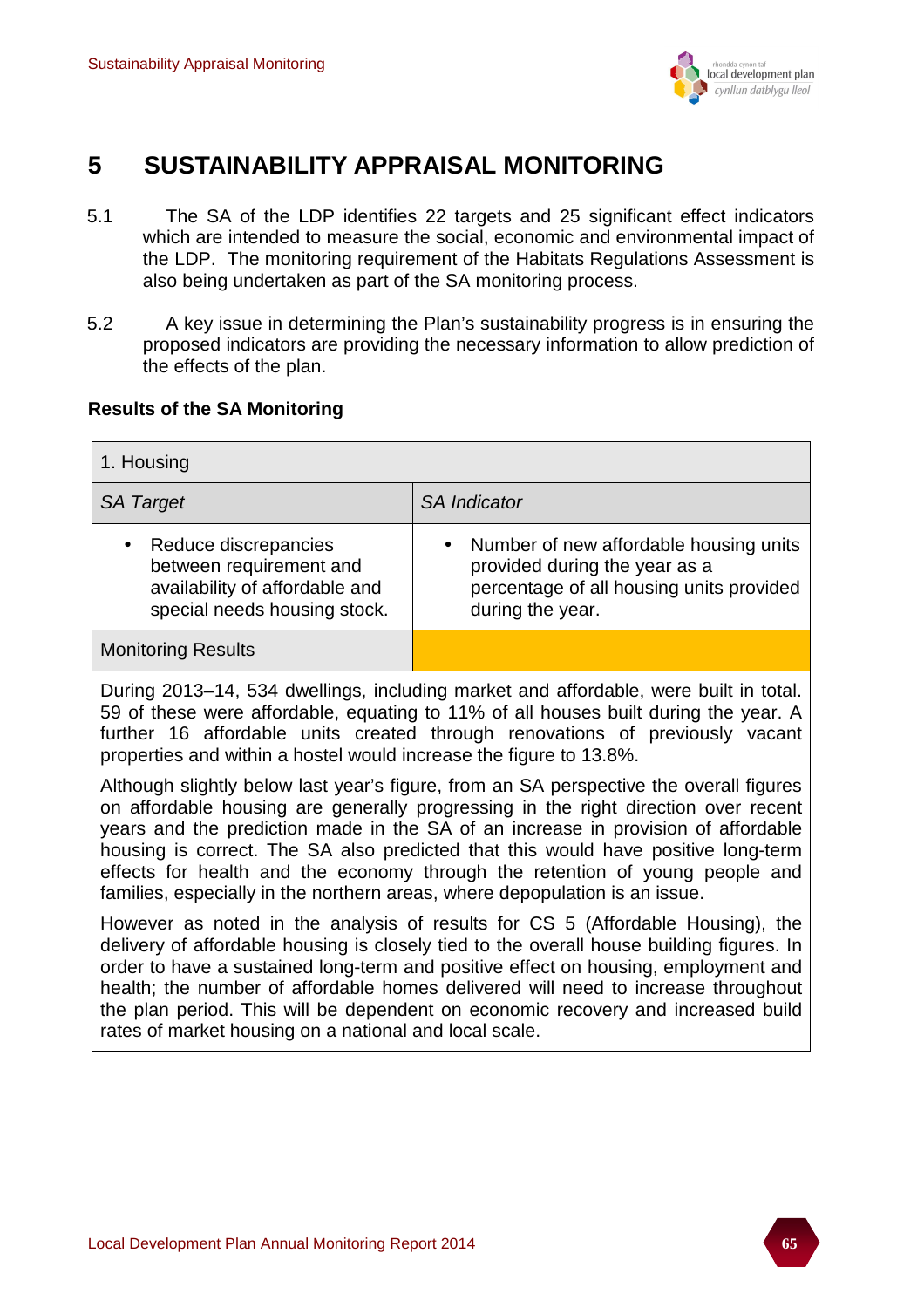# 5 SUSTAINABILITY APPRAISAL MONITORING

5.1 The SA of the LDP identifies 22 targets and 25 significant effect indicators which are intended to measure the social, economic and environmental impact of the LDP. The monitoring requirement of the Habitats Regulations Assessment is also being undertaken as part of the SA monitoring process.

5.2 A key issue in determining the Plan's sustainability progress is in ensuring the proposed indicators are providing the necessary information to allow prediction of the effects of the plan.

**Results of the SA Monitoring**

| 1. Housing | |
|---|---|
| *SA Target* | *SA Indicator* |
| • Reduce discrepancies between requirement and availability of affordable and special needs housing stock. | • Number of new affordable housing units provided during the year as a percentage of all housing units provided during the year. |
| Monitoring Results | |

During 2013–14, 534 dwellings, including market and affordable, were built in total. 59 of these were affordable, equating to 11% of all houses built during the year. A further 16 affordable units created through renovations of previously vacant properties and within a hostel would increase the figure to 13.8%.

Although slightly below last year's figure, from an SA perspective the overall figures on affordable housing are generally progressing in the right direction over recent years and the prediction made in the SA of an increase in provision of affordable housing is correct. The SA also predicted that this would have positive long-term effects for health and the economy through the retention of young people and families, especially in the northern areas, where depopulation is an issue.

However as noted in the analysis of results for CS 5 (Affordable Housing), the delivery of affordable housing is closely tied to the overall house building figures. In order to have a sustained long-term and positive effect on housing, employment and health; the number of affordable homes delivered will need to increase throughout the plan period. This will be dependent on economic recovery and increased build rates of market housing on a national and local scale.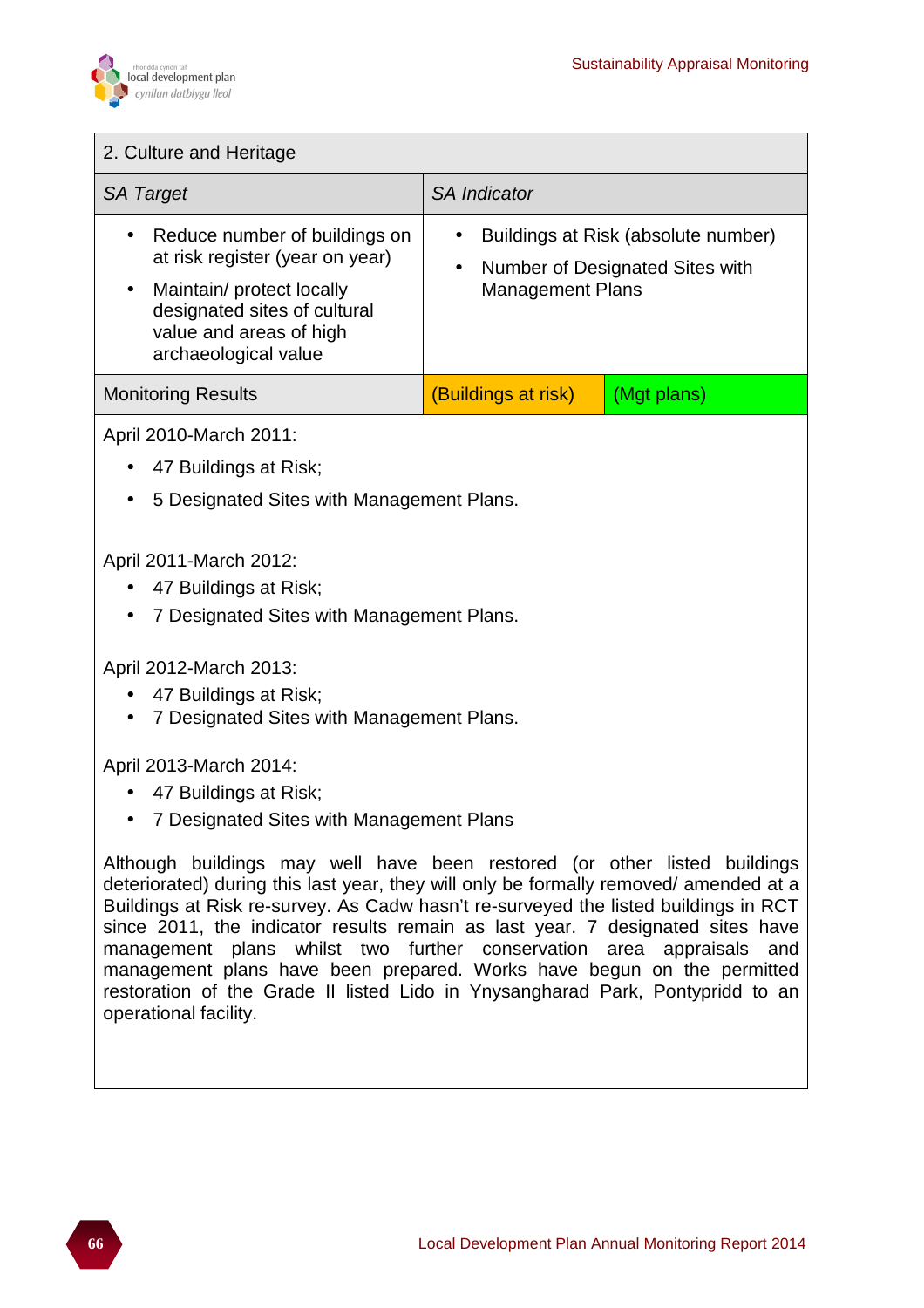| 2. Culture and Heritage | | |
|---|---|---|
| *SA Target* | *SA Indicator* | |
| • Reduce number of buildings on at risk register (year on year)<br>• Maintain/ protect locally designated sites of cultural value and areas of high archaeological value | • Buildings at Risk (absolute number)<br>• Number of Designated Sites with Management Plans | |
| Monitoring Results | (Buildings at risk) | (Mgt plans) |

April 2010-March 2011:

- 47 Buildings at Risk;
- 5 Designated Sites with Management Plans.

April 2011-March 2012:

- 47 Buildings at Risk;
- 7 Designated Sites with Management Plans.

April 2012-March 2013:

- 47 Buildings at Risk;
- 7 Designated Sites with Management Plans.

April 2013-March 2014:

- 47 Buildings at Risk;
- 7 Designated Sites with Management Plans

Although buildings may well have been restored (or other listed buildings deteriorated) during this last year, they will only be formally removed/ amended at a Buildings at Risk re-survey. As Cadw hasn't re-surveyed the listed buildings in RCT since 2011, the indicator results remain as last year. 7 designated sites have management plans whilst two further conservation area appraisals and management plans have been prepared. Works have begun on the permitted restoration of the Grade II listed Lido in Ynysangharad Park, Pontypridd to an operational facility.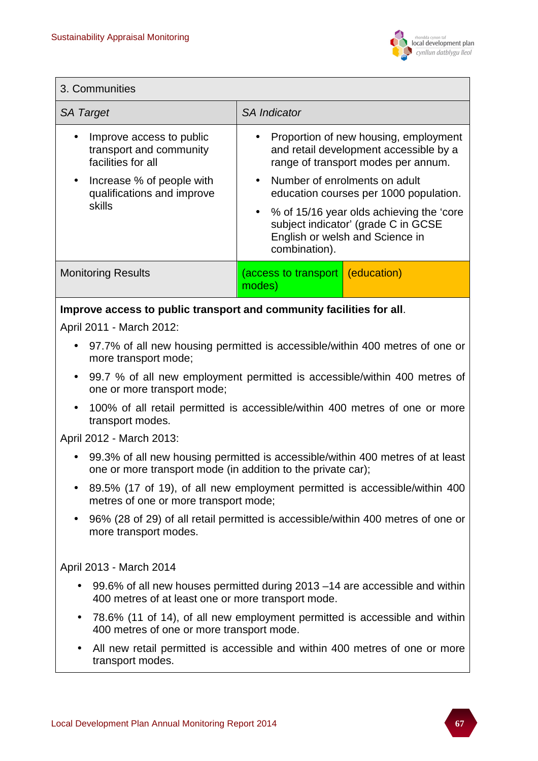| 3. Communities | | |
|---|---|---|
| *SA Target* | *SA Indicator* | |
| • Improve access to public transport and community facilities for all<br>• Increase % of people with qualifications and improve skills | • Proportion of new housing, employment and retail development accessible by a range of transport modes per annum.<br>• Number of enrolments on adult education courses per 1000 population.<br>• % of 15/16 year olds achieving the 'core subject indicator' (grade C in GCSE English or welsh and Science in combination). | |
| Monitoring Results | (access to transport modes) | (education) |

**Improve access to public transport and community facilities for all**.

April 2011 - March 2012:

- 97.7% of all new housing permitted is accessible/within 400 metres of one or more transport mode;
- 99.7 % of all new employment permitted is accessible/within 400 metres of one or more transport mode;
- 100% of all retail permitted is accessible/within 400 metres of one or more transport modes.

April 2012 - March 2013:

- 99.3% of all new housing permitted is accessible/within 400 metres of at least one or more transport mode (in addition to the private car);
- 89.5% (17 of 19), of all new employment permitted is accessible/within 400 metres of one or more transport mode;
- 96% (28 of 29) of all retail permitted is accessible/within 400 metres of one or more transport modes.

April 2013 - March 2014

- 99.6% of all new houses permitted during 2013 –14 are accessible and within 400 metres of at least one or more transport mode.
- 78.6% (11 of 14), of all new employment permitted is accessible and within 400 metres of one or more transport mode.
- All new retail permitted is accessible and within 400 metres of one or more transport modes.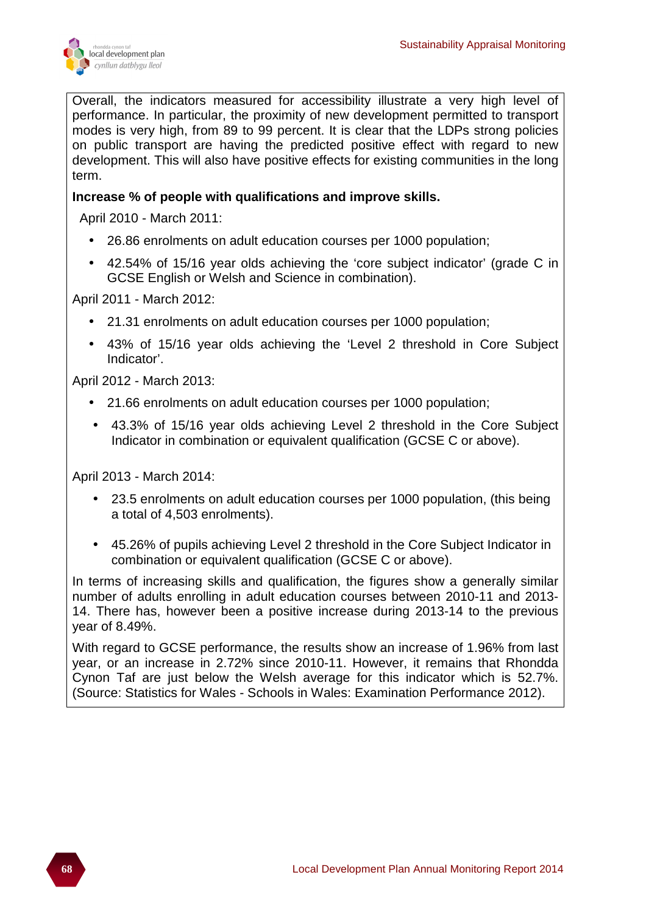Overall, the indicators measured for accessibility illustrate a very high level of performance. In particular, the proximity of new development permitted to transport modes is very high, from 89 to 99 percent. It is clear that the LDPs strong policies on public transport are having the predicted positive effect with regard to new development. This will also have positive effects for existing communities in the long term.

**Increase % of people with qualifications and improve skills.**

April 2010 - March 2011:

- 26.86 enrolments on adult education courses per 1000 population;
- 42.54% of 15/16 year olds achieving the 'core subject indicator' (grade C in GCSE English or Welsh and Science in combination).

April 2011 - March 2012:

- 21.31 enrolments on adult education courses per 1000 population;
- 43% of 15/16 year olds achieving the 'Level 2 threshold in Core Subject Indicator'.

April 2012 - March 2013:

- 21.66 enrolments on adult education courses per 1000 population;
- 43.3% of 15/16 year olds achieving Level 2 threshold in the Core Subject Indicator in combination or equivalent qualification (GCSE C or above).

April 2013 - March 2014:

- 23.5 enrolments on adult education courses per 1000 population, (this being a total of 4,503 enrolments).
- 45.26% of pupils achieving Level 2 threshold in the Core Subject Indicator in combination or equivalent qualification (GCSE C or above).

In terms of increasing skills and qualification, the figures show a generally similar number of adults enrolling in adult education courses between 2010-11 and 2013-14. There has, however been a positive increase during 2013-14 to the previous year of 8.49%.

With regard to GCSE performance, the results show an increase of 1.96% from last year, or an increase in 2.72% since 2010-11. However, it remains that Rhondda Cynon Taf are just below the Welsh average for this indicator which is 52.7%. (Source: Statistics for Wales - Schools in Wales: Examination Performance 2012).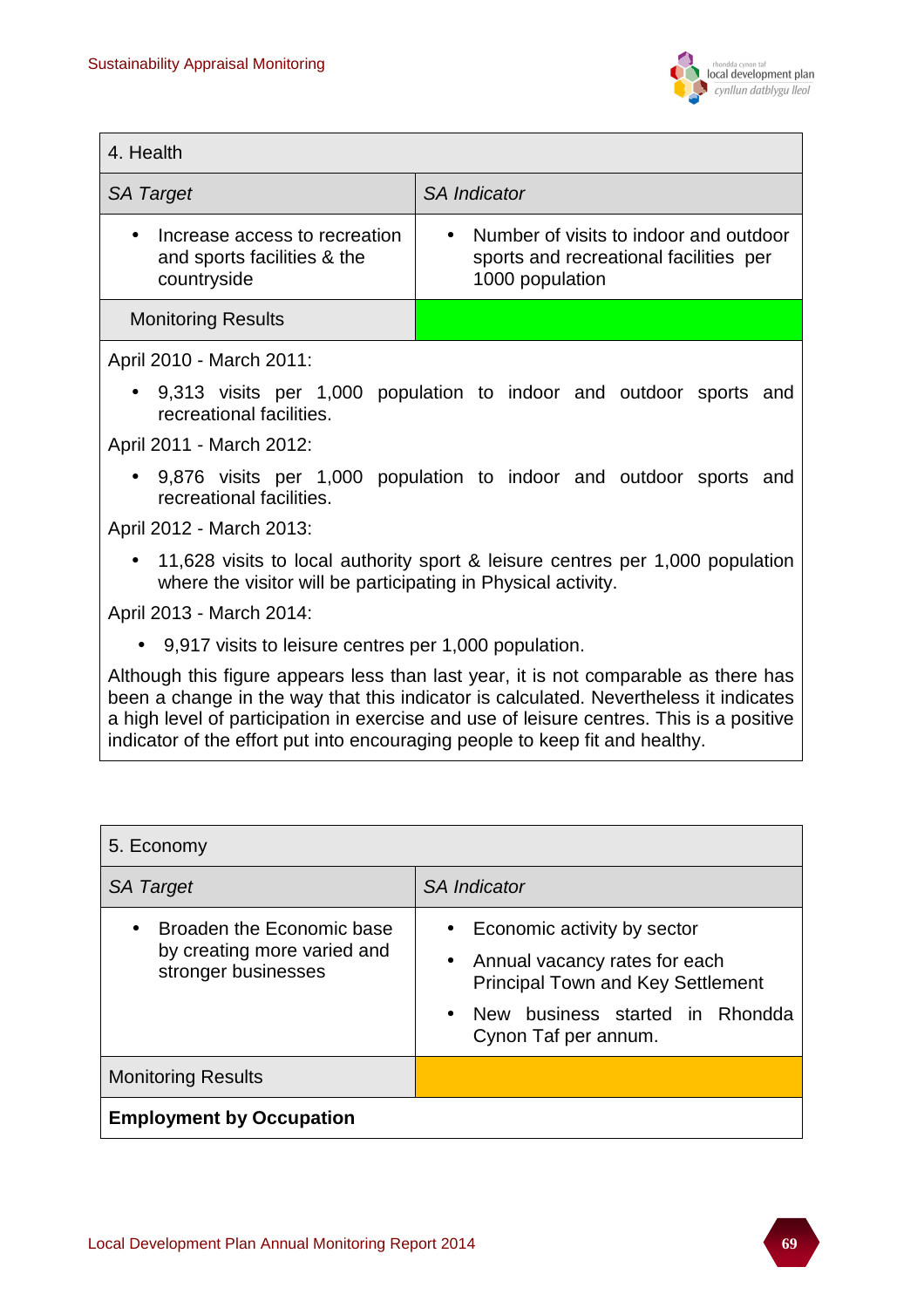| 4. Health | |
|---|---|
| *SA Target* | *SA Indicator* |
| • Increase access to recreation and sports facilities & the countryside | • Number of visits to indoor and outdoor sports and recreational facilities per 1000 population |
| Monitoring Results | |

April 2010 - March 2011:

- 9,313 visits per 1,000 population to indoor and outdoor sports and recreational facilities.

April 2011 - March 2012:

- 9,876 visits per 1,000 population to indoor and outdoor sports and recreational facilities.

April 2012 - March 2013:

- 11,628 visits to local authority sport & leisure centres per 1,000 population where the visitor will be participating in Physical activity.

April 2013 - March 2014:

- 9,917 visits to leisure centres per 1,000 population.

Although this figure appears less than last year, it is not comparable as there has been a change in the way that this indicator is calculated. Nevertheless it indicates a high level of participation in exercise and use of leisure centres. This is a positive indicator of the effort put into encouraging people to keep fit and healthy.

| 5. Economy | |
|---|---|
| *SA Target* | *SA Indicator* |
| • Broaden the Economic base by creating more varied and stronger businesses | • Economic activity by sector<br>• Annual vacancy rates for each Principal Town and Key Settlement<br>• New business started in Rhondda Cynon Taf per annum. |
| Monitoring Results | |
| **Employment by Occupation** | |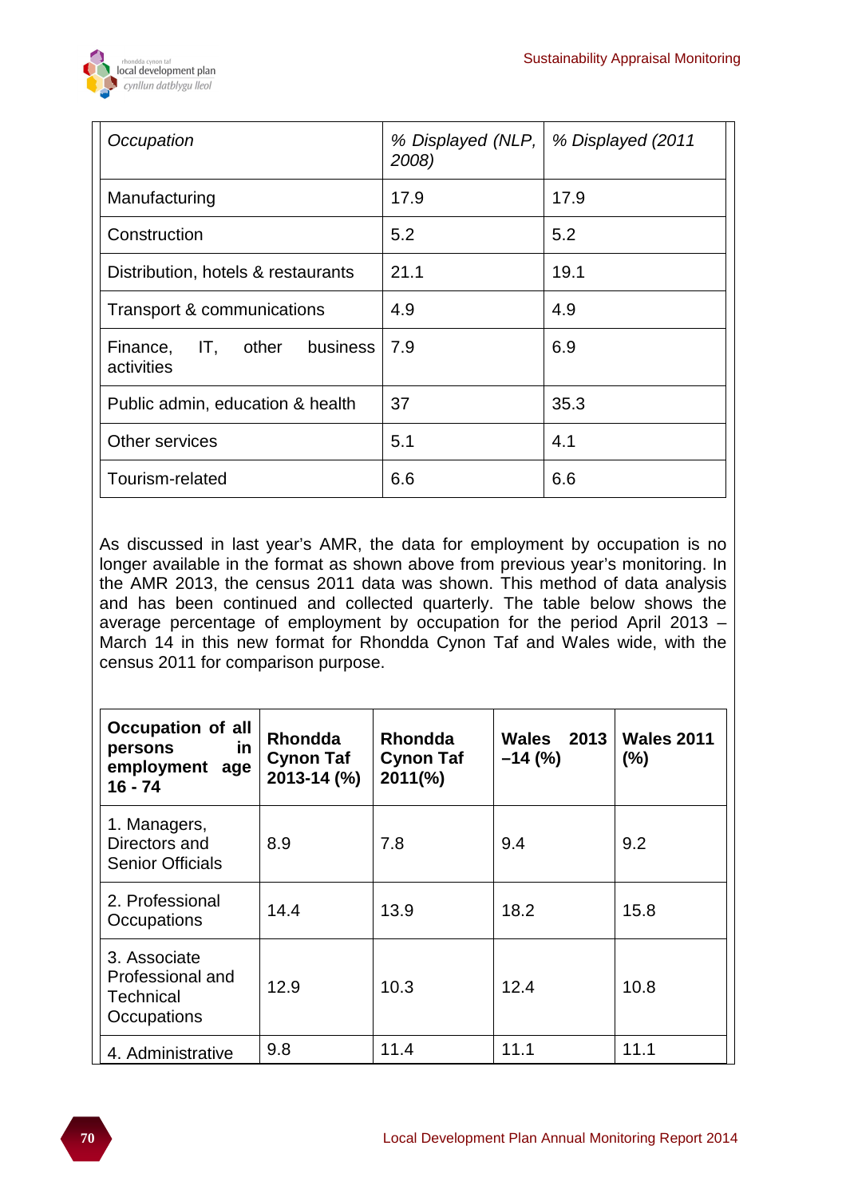| *Occupation* | *% Displayed (NLP, 2008)* | *% Displayed (2011* |
|---|---|---|
| Manufacturing | 17.9 | 17.9 |
| Construction | 5.2 | 5.2 |
| Distribution, hotels & restaurants | 21.1 | 19.1 |
| Transport & communications | 4.9 | 4.9 |
| Finance, IT, other business activities | 7.9 | 6.9 |
| Public admin, education & health | 37 | 35.3 |
| Other services | 5.1 | 4.1 |
| Tourism-related | 6.6 | 6.6 |

As discussed in last year's AMR, the data for employment by occupation is no longer available in the format as shown above from previous year's monitoring. In the AMR 2013, the census 2011 data was shown. This method of data analysis and has been continued and collected quarterly. The table below shows the average percentage of employment by occupation for the period April 2013 – March 14 in this new format for Rhondda Cynon Taf and Wales wide, with the census 2011 for comparison purpose.

| **Occupation of all persons in employment age 16 - 74** | **Rhondda Cynon Taf 2013-14 (%)** | **Rhondda Cynon Taf 2011(%)** | **Wales 2013 –14 (%)** | **Wales 2011 (%)** |
|---|---|---|---|---|
| 1. Managers, Directors and Senior Officials | 8.9 | 7.8 | 9.4 | 9.2 |
| 2. Professional Occupations | 14.4 | 13.9 | 18.2 | 15.8 |
| 3. Associate Professional and Technical Occupations | 12.9 | 10.3 | 12.4 | 10.8 |
| 4. Administrative | 9.8 | 11.4 | 11.1 | 11.1 |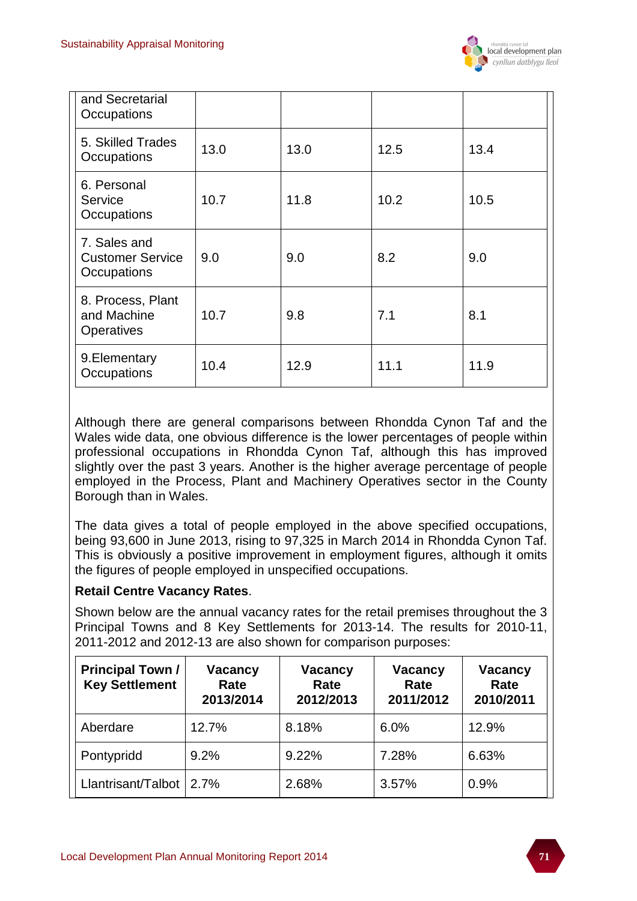| and Secretarial Occupations | | | | |
|---|---|---|---|---|
| 5. Skilled Trades Occupations | 13.0 | 13.0 | 12.5 | 13.4 |
| 6. Personal Service Occupations | 10.7 | 11.8 | 10.2 | 10.5 |
| 7. Sales and Customer Service Occupations | 9.0 | 9.0 | 8.2 | 9.0 |
| 8. Process, Plant and Machine Operatives | 10.7 | 9.8 | 7.1 | 8.1 |
| 9.Elementary Occupations | 10.4 | 12.9 | 11.1 | 11.9 |

Although there are general comparisons between Rhondda Cynon Taf and the Wales wide data, one obvious difference is the lower percentages of people within professional occupations in Rhondda Cynon Taf, although this has improved slightly over the past 3 years. Another is the higher average percentage of people employed in the Process, Plant and Machinery Operatives sector in the County Borough than in Wales.

The data gives a total of people employed in the above specified occupations, being 93,600 in June 2013, rising to 97,325 in March 2014 in Rhondda Cynon Taf. This is obviously a positive improvement in employment figures, although it omits the figures of people employed in unspecified occupations.

**Retail Centre Vacancy Rates**.

Shown below are the annual vacancy rates for the retail premises throughout the 3 Principal Towns and 8 Key Settlements for 2013-14. The results for 2010-11, 2011-2012 and 2012-13 are also shown for comparison purposes:

| Principal Town / Key Settlement | Vacancy Rate 2013/2014 | Vacancy Rate 2012/2013 | Vacancy Rate 2011/2012 | Vacancy Rate 2010/2011 |
|---|---|---|---|---|
| Aberdare | 12.7% | 8.18% | 6.0% | 12.9% |
| Pontypridd | 9.2% | 9.22% | 7.28% | 6.63% |
| Llantrisant/Talbot | 2.7% | 2.68% | 3.57% | 0.9% |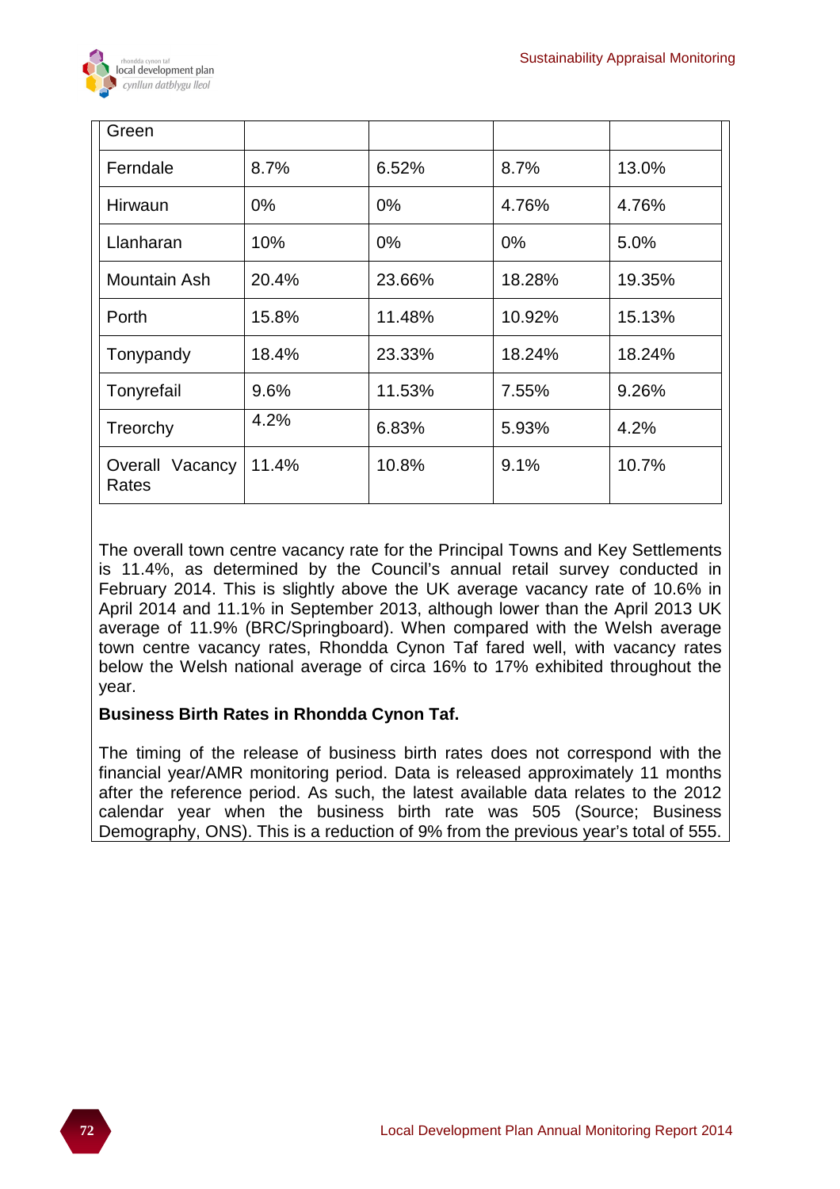| Green | | | | |
|---|---|---|---|---|
| Ferndale | 8.7% | 6.52% | 8.7% | 13.0% |
| Hirwaun | 0% | 0% | 4.76% | 4.76% |
| Llanharan | 10% | 0% | 0% | 5.0% |
| Mountain Ash | 20.4% | 23.66% | 18.28% | 19.35% |
| Porth | 15.8% | 11.48% | 10.92% | 15.13% |
| Tonypandy | 18.4% | 23.33% | 18.24% | 18.24% |
| Tonyrefail | 9.6% | 11.53% | 7.55% | 9.26% |
| Treorchy | 4.2% | 6.83% | 5.93% | 4.2% |
| Overall Vacancy Rates | 11.4% | 10.8% | 9.1% | 10.7% |

The overall town centre vacancy rate for the Principal Towns and Key Settlements is 11.4%, as determined by the Council's annual retail survey conducted in February 2014. This is slightly above the UK average vacancy rate of 10.6% in April 2014 and 11.1% in September 2013, although lower than the April 2013 UK average of 11.9% (BRC/Springboard). When compared with the Welsh average town centre vacancy rates, Rhondda Cynon Taf fared well, with vacancy rates below the Welsh national average of circa 16% to 17% exhibited throughout the year.

**Business Birth Rates in Rhondda Cynon Taf.**

The timing of the release of business birth rates does not correspond with the financial year/AMR monitoring period. Data is released approximately 11 months after the reference period. As such, the latest available data relates to the 2012 calendar year when the business birth rate was 505 (Source; Business Demography, ONS). This is a reduction of 9% from the previous year's total of 555.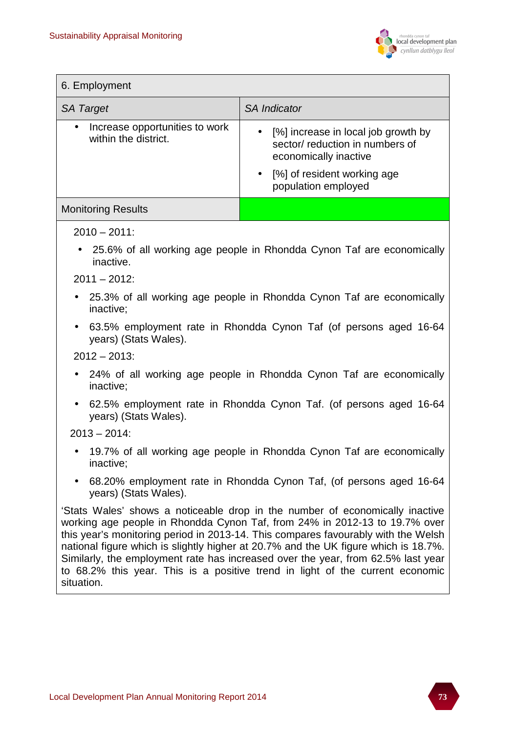| 6. Employment | |
|---|---|
| *SA Target* | *SA Indicator* |
| • Increase opportunities to work within the district. | • [%] increase in local job growth by sector/ reduction in numbers of economically inactive<br>• [%] of resident working age population employed |
| Monitoring Results | |

2010 – 2011:

- 25.6% of all working age people in Rhondda Cynon Taf are economically inactive.

2011 – 2012:

- 25.3% of all working age people in Rhondda Cynon Taf are economically inactive;
- 63.5% employment rate in Rhondda Cynon Taf (of persons aged 16-64 years) (Stats Wales).

2012 – 2013:

- 24% of all working age people in Rhondda Cynon Taf are economically inactive;
- 62.5% employment rate in Rhondda Cynon Taf. (of persons aged 16-64 years) (Stats Wales).

2013 – 2014:

- 19.7% of all working age people in Rhondda Cynon Taf are economically inactive;
- 68.20% employment rate in Rhondda Cynon Taf, (of persons aged 16-64 years) (Stats Wales).

'Stats Wales' shows a noticeable drop in the number of economically inactive working age people in Rhondda Cynon Taf, from 24% in 2012-13 to 19.7% over this year's monitoring period in 2013-14. This compares favourably with the Welsh national figure which is slightly higher at 20.7% and the UK figure which is 18.7%. Similarly, the employment rate has increased over the year, from 62.5% last year to 68.2% this year. This is a positive trend in light of the current economic situation.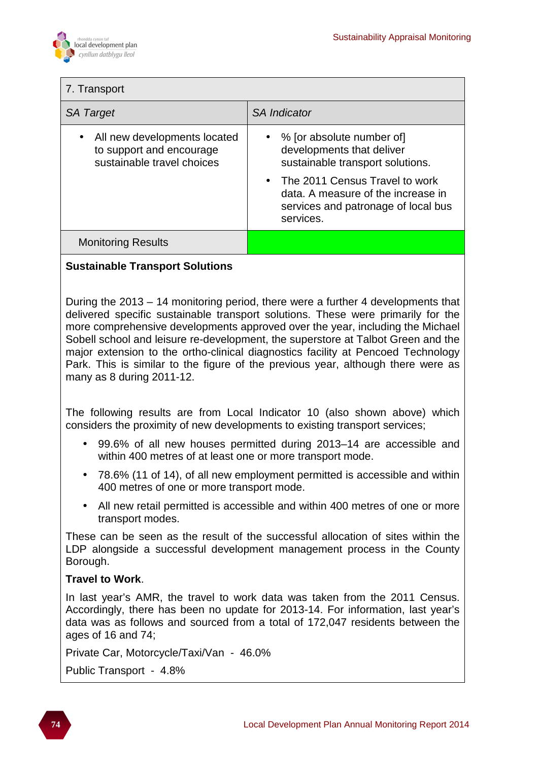| 7. Transport | |
|---|---|
| *SA Target* | *SA Indicator* |
| • All new developments located to support and encourage sustainable travel choices | • % [or absolute number of] developments that deliver sustainable transport solutions.<br>• The 2011 Census Travel to work data. A measure of the increase in services and patronage of local bus services. |
| Monitoring Results | |

**Sustainable Transport Solutions**

During the 2013 – 14 monitoring period, there were a further 4 developments that delivered specific sustainable transport solutions. These were primarily for the more comprehensive developments approved over the year, including the Michael Sobell school and leisure re-development, the superstore at Talbot Green and the major extension to the ortho-clinical diagnostics facility at Pencoed Technology Park. This is similar to the figure of the previous year, although there were as many as 8 during 2011-12.

The following results are from Local Indicator 10 (also shown above) which considers the proximity of new developments to existing transport services;

- 99.6% of all new houses permitted during 2013–14 are accessible and within 400 metres of at least one or more transport mode.
- 78.6% (11 of 14), of all new employment permitted is accessible and within 400 metres of one or more transport mode.
- All new retail permitted is accessible and within 400 metres of one or more transport modes.

These can be seen as the result of the successful allocation of sites within the LDP alongside a successful development management process in the County Borough.

**Travel to Work**.

In last year's AMR, the travel to work data was taken from the 2011 Census. Accordingly, there has been no update for 2013-14. For information, last year's data was as follows and sourced from a total of 172,047 residents between the ages of 16 and 74;

Private Car, Motorcycle/Taxi/Van - 46.0%

Public Transport - 4.8%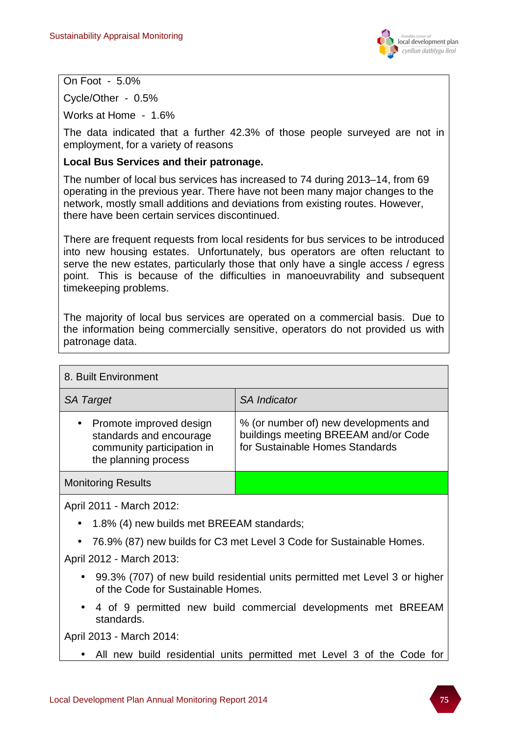On Foot - 5.0%

Cycle/Other - 0.5%

Works at Home - 1.6%

The data indicated that a further 42.3% of those people surveyed are not in employment, for a variety of reasons

**Local Bus Services and their patronage.**

The number of local bus services has increased to 74 during 2013–14, from 69 operating in the previous year. There have not been many major changes to the network, mostly small additions and deviations from existing routes. However, there have been certain services discontinued.

There are frequent requests from local residents for bus services to be introduced into new housing estates. Unfortunately, bus operators are often reluctant to serve the new estates, particularly those that only have a single access / egress point. This is because of the difficulties in manoeuvrability and subsequent timekeeping problems.

The majority of local bus services are operated on a commercial basis. Due to the information being commercially sensitive, operators do not provided us with patronage data.

| 8. Built Environment | |
|---|---|
| *SA Target* | *SA Indicator* |
| • Promote improved design standards and encourage community participation in the planning process | % (or number of) new developments and buildings meeting BREEAM and/or Code for Sustainable Homes Standards |
| Monitoring Results | |

April 2011 - March 2012:

- 1.8% (4) new builds met BREEAM standards;
- 76.9% (87) new builds for C3 met Level 3 Code for Sustainable Homes.

April 2012 - March 2013:

- 99.3% (707) of new build residential units permitted met Level 3 or higher of the Code for Sustainable Homes.
- 4 of 9 permitted new build commercial developments met BREEAM standards.

April 2013 - March 2014:

- All new build residential units permitted met Level 3 of the Code for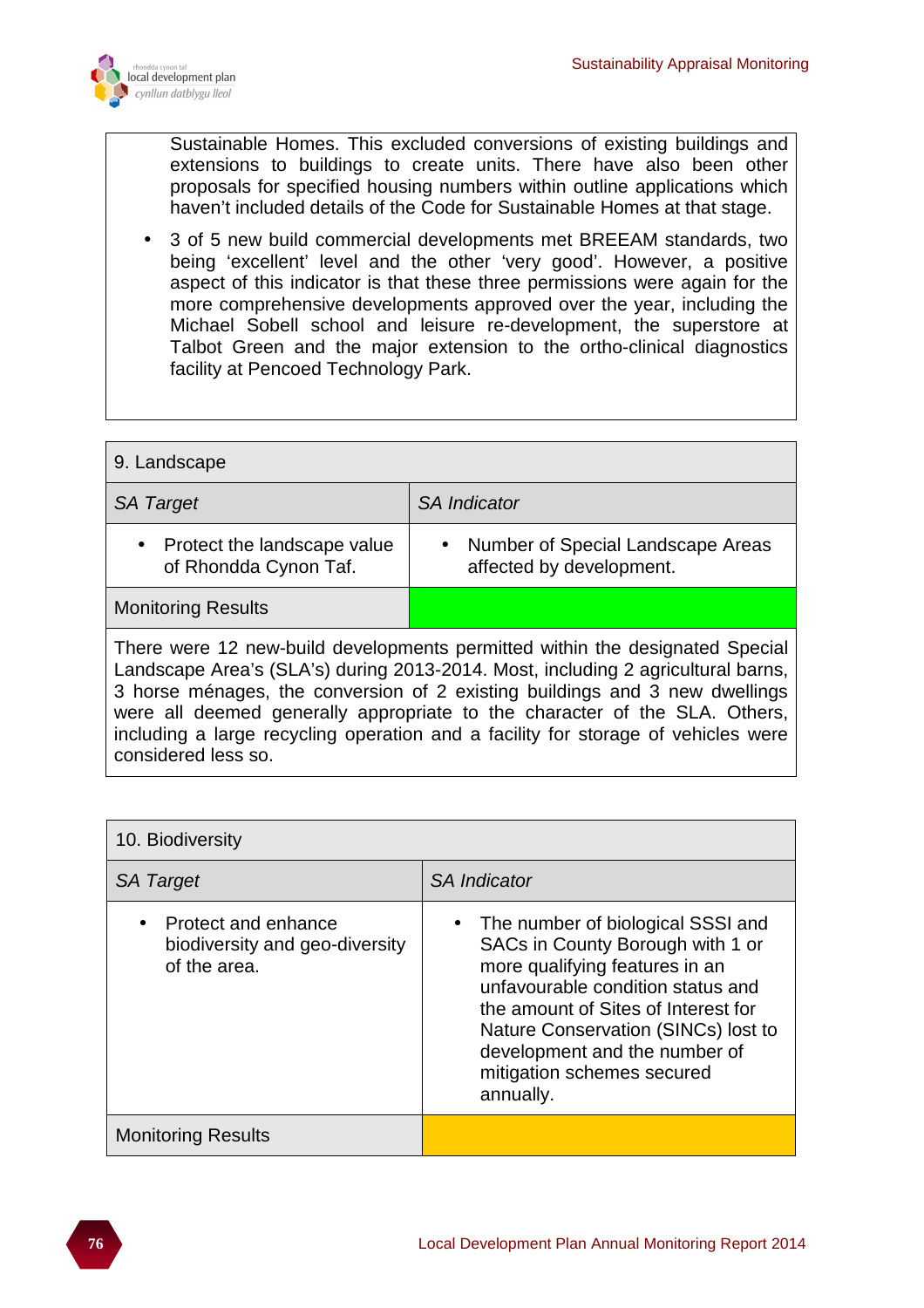Sustainable Homes. This excluded conversions of existing buildings and extensions to buildings to create units. There have also been other proposals for specified housing numbers within outline applications which haven't included details of the Code for Sustainable Homes at that stage.

- 3 of 5 new build commercial developments met BREEAM standards, two being 'excellent' level and the other 'very good'. However, a positive aspect of this indicator is that these three permissions were again for the more comprehensive developments approved over the year, including the Michael Sobell school and leisure re-development, the superstore at Talbot Green and the major extension to the ortho-clinical diagnostics facility at Pencoed Technology Park.

| 9. Landscape | |
|---|---|
| *SA Target* | *SA Indicator* |
| • Protect the landscape value of Rhondda Cynon Taf. | • Number of Special Landscape Areas affected by development. |
| Monitoring Results | |
| There were 12 new-build developments permitted within the designated Special Landscape Area's (SLA's) during 2013-2014. Most, including 2 agricultural barns, 3 horse ménages, the conversion of 2 existing buildings and 3 new dwellings were all deemed generally appropriate to the character of the SLA. Others, including a large recycling operation and a facility for storage of vehicles were considered less so. | |

| 10. Biodiversity | |
|---|---|
| *SA Target* | *SA Indicator* |
| • Protect and enhance biodiversity and geo-diversity of the area. | • The number of biological SSSI and SACs in County Borough with 1 or more qualifying features in an unfavourable condition status and the amount of Sites of Interest for Nature Conservation (SINCs) lost to development and the number of mitigation schemes secured annually. |
| Monitoring Results | |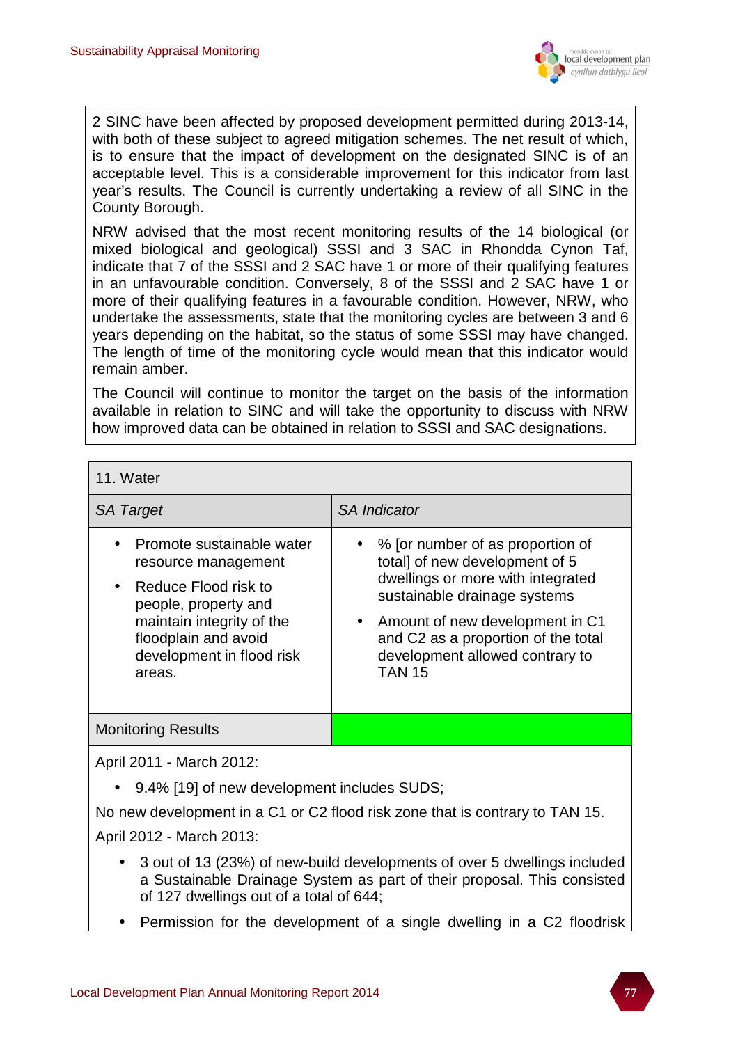2 SINC have been affected by proposed development permitted during 2013-14, with both of these subject to agreed mitigation schemes. The net result of which, is to ensure that the impact of development on the designated SINC is of an acceptable level. This is a considerable improvement for this indicator from last year's results. The Council is currently undertaking a review of all SINC in the County Borough.

NRW advised that the most recent monitoring results of the 14 biological (or mixed biological and geological) SSSI and 3 SAC in Rhondda Cynon Taf, indicate that 7 of the SSSI and 2 SAC have 1 or more of their qualifying features in an unfavourable condition. Conversely, 8 of the SSSI and 2 SAC have 1 or more of their qualifying features in a favourable condition. However, NRW, who undertake the assessments, state that the monitoring cycles are between 3 and 6 years depending on the habitat, so the status of some SSSI may have changed. The length of time of the monitoring cycle would mean that this indicator would remain amber.

The Council will continue to monitor the target on the basis of the information available in relation to SINC and will take the opportunity to discuss with NRW how improved data can be obtained in relation to SSSI and SAC designations.

| 11. Water | |
|---|---|
| *SA Target* | *SA Indicator* |
| • Promote sustainable water resource management<br>• Reduce Flood risk to people, property and maintain integrity of the floodplain and avoid development in flood risk areas. | • % [or number of as proportion of total] of new development of 5 dwellings or more with integrated sustainable drainage systems<br>• Amount of new development in C1 and C2 as a proportion of the total development allowed contrary to TAN 15 |
| Monitoring Results | |

April 2011 - March 2012:

- 9.4% [19] of new development includes SUDS;

No new development in a C1 or C2 flood risk zone that is contrary to TAN 15.

April 2012 - March 2013:

- 3 out of 13 (23%) of new-build developments of over 5 dwellings included a Sustainable Drainage System as part of their proposal. This consisted of 127 dwellings out of a total of 644;
- Permission for the development of a single dwelling in a C2 floodrisk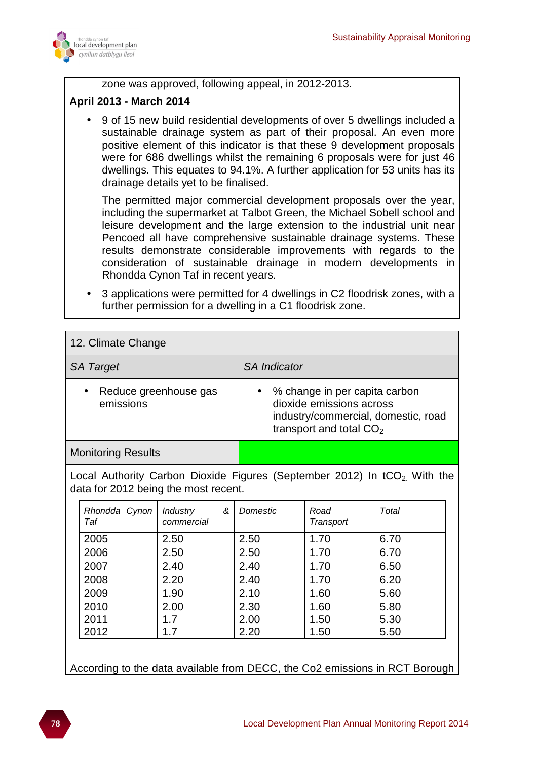zone was approved, following appeal, in 2012-2013.

**April 2013 - March 2014**

- 9 of 15 new build residential developments of over 5 dwellings included a sustainable drainage system as part of their proposal. An even more positive element of this indicator is that these 9 development proposals were for 686 dwellings whilst the remaining 6 proposals were for just 46 dwellings. This equates to 94.1%. A further application for 53 units has its drainage details yet to be finalised.

  The permitted major commercial development proposals over the year, including the supermarket at Talbot Green, the Michael Sobell school and leisure development and the large extension to the industrial unit near Pencoed all have comprehensive sustainable drainage systems. These results demonstrate considerable improvements with regards to the consideration of sustainable drainage in modern developments in Rhondda Cynon Taf in recent years.

- 3 applications were permitted for 4 dwellings in C2 floodrisk zones, with a further permission for a dwelling in a C1 floodrisk zone.

| 12. Climate Change | |
|---|---|
| *SA Target* | *SA Indicator* |
| • Reduce greenhouse gas emissions | • % change in per capita carbon dioxide emissions across industry/commercial, domestic, road transport and total $CO_2$ |
| Monitoring Results | |

Local Authority Carbon Dioxide Figures (September 2012) In $tCO_2$. With the data for 2012 being the most recent.

| *Rhondda Cynon Taf* | *Industry & commercial* | *Domestic* | *Road Transport* | *Total* |
|---|---|---|---|---|
| 2005 | 2.50 | 2.50 | 1.70 | 6.70 |
| 2006 | 2.50 | 2.50 | 1.70 | 6.70 |
| 2007 | 2.40 | 2.40 | 1.70 | 6.50 |
| 2008 | 2.20 | 2.40 | 1.70 | 6.20 |
| 2009 | 1.90 | 2.10 | 1.60 | 5.60 |
| 2010 | 2.00 | 2.30 | 1.60 | 5.80 |
| 2011 | 1.7 | 2.00 | 1.50 | 5.30 |
| 2012 | 1.7 | 2.20 | 1.50 | 5.50 |

According to the data available from DECC, the Co2 emissions in RCT Borough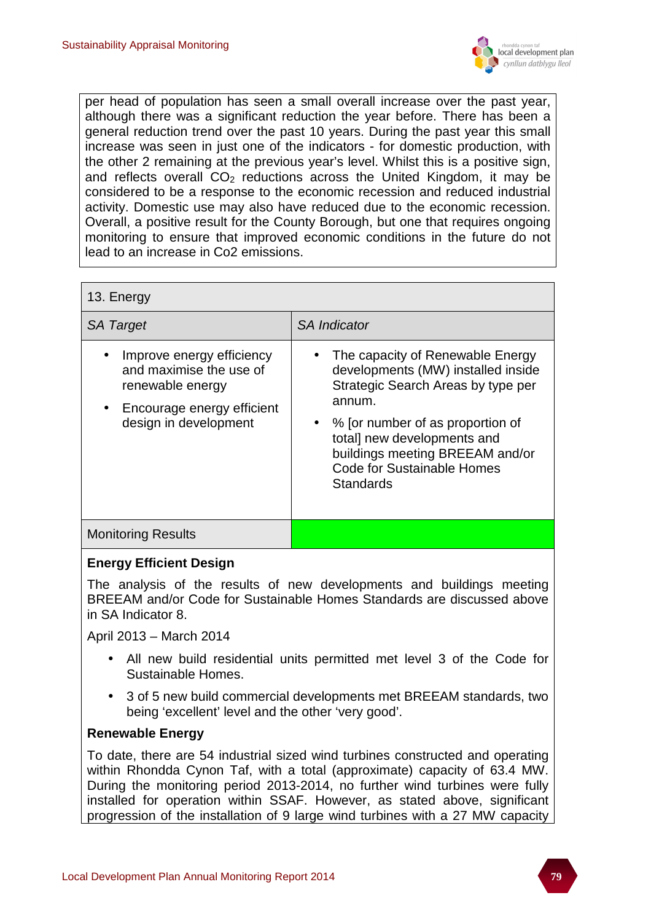per head of population has seen a small overall increase over the past year, although there was a significant reduction the year before. There has been a general reduction trend over the past 10 years. During the past year this small increase was seen in just one of the indicators - for domestic production, with the other 2 remaining at the previous year's level. Whilst this is a positive sign, and reflects overall $CO_2$ reductions across the United Kingdom, it may be considered to be a response to the economic recession and reduced industrial activity. Domestic use may also have reduced due to the economic recession. Overall, a positive result for the County Borough, but one that requires ongoing monitoring to ensure that improved economic conditions in the future do not lead to an increase in Co2 emissions.

| 13. Energy | |
|---|---|
| *SA Target* | *SA Indicator* |
| • Improve energy efficiency and maximise the use of renewable energy<br>• Encourage energy efficient design in development | • The capacity of Renewable Energy developments (MW) installed inside Strategic Search Areas by type per annum.<br>• % [or number of as proportion of total] new developments and buildings meeting BREEAM and/or Code for Sustainable Homes Standards |
| Monitoring Results | |

**Energy Efficient Design**

The analysis of the results of new developments and buildings meeting BREEAM and/or Code for Sustainable Homes Standards are discussed above in SA Indicator 8.

April 2013 – March 2014

- All new build residential units permitted met level 3 of the Code for Sustainable Homes.
- 3 of 5 new build commercial developments met BREEAM standards, two being 'excellent' level and the other 'very good'.

**Renewable Energy**

To date, there are 54 industrial sized wind turbines constructed and operating within Rhondda Cynon Taf, with a total (approximate) capacity of 63.4 MW. During the monitoring period 2013-2014, no further wind turbines were fully installed for operation within SSAF. However, as stated above, significant progression of the installation of 9 large wind turbines with a 27 MW capacity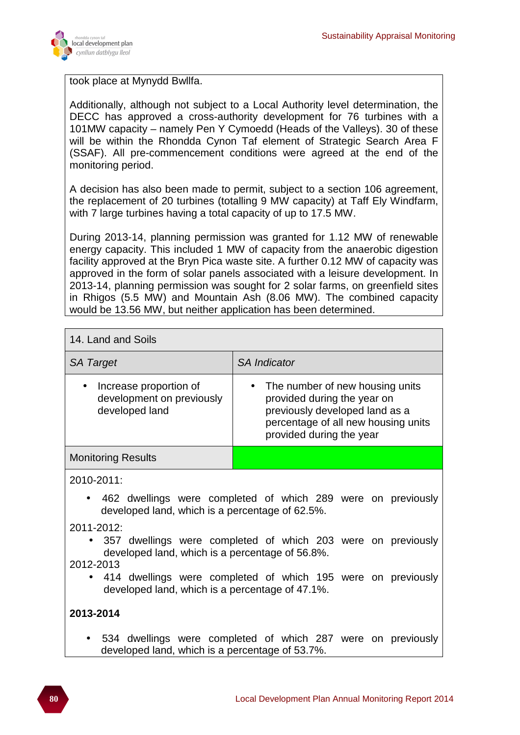took place at Mynydd Bwllfa.

Additionally, although not subject to a Local Authority level determination, the DECC has approved a cross-authority development for 76 turbines with a 101MW capacity – namely Pen Y Cymoedd (Heads of the Valleys). 30 of these will be within the Rhondda Cynon Taf element of Strategic Search Area F (SSAF). All pre-commencement conditions were agreed at the end of the monitoring period.

A decision has also been made to permit, subject to a section 106 agreement, the replacement of 20 turbines (totalling 9 MW capacity) at Taff Ely Windfarm, with 7 large turbines having a total capacity of up to 17.5 MW.

During 2013-14, planning permission was granted for 1.12 MW of renewable energy capacity. This included 1 MW of capacity from the anaerobic digestion facility approved at the Bryn Pica waste site. A further 0.12 MW of capacity was approved in the form of solar panels associated with a leisure development. In 2013-14, planning permission was sought for 2 solar farms, on greenfield sites in Rhigos (5.5 MW) and Mountain Ash (8.06 MW). The combined capacity would be 13.56 MW, but neither application has been determined.

| 14. Land and Soils | |
|---|---|
| *SA Target* | *SA Indicator* |
| • Increase proportion of development on previously developed land | • The number of new housing units provided during the year on previously developed land as a percentage of all new housing units provided during the year |
| Monitoring Results | |

2010-2011:

- 462 dwellings were completed of which 289 were on previously developed land, which is a percentage of 62.5%.

2011-2012:

- 357 dwellings were completed of which 203 were on previously developed land, which is a percentage of 56.8%.

2012-2013

- 414 dwellings were completed of which 195 were on previously developed land, which is a percentage of 47.1%.

**2013-2014**

- 534 dwellings were completed of which 287 were on previously developed land, which is a percentage of 53.7%.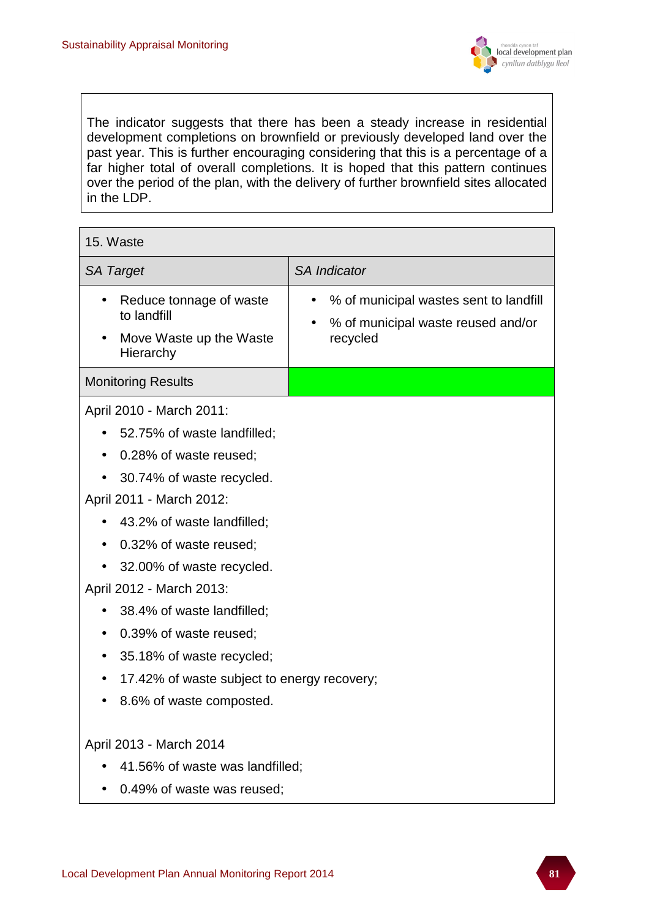The indicator suggests that there has been a steady increase in residential development completions on brownfield or previously developed land over the past year. This is further encouraging considering that this is a percentage of a far higher total of overall completions. It is hoped that this pattern continues over the period of the plan, with the delivery of further brownfield sites allocated in the LDP.

| 15. Waste | |
|---|---|
| *SA Target* | *SA Indicator* |
| • Reduce tonnage of waste to landfill<br>• Move Waste up the Waste Hierarchy | • % of municipal wastes sent to landfill<br>• % of municipal waste reused and/or recycled |
| Monitoring Results | |

April 2010 - March 2011:

- 52.75% of waste landfilled;
- 0.28% of waste reused;
- 30.74% of waste recycled.

April 2011 - March 2012:

- 43.2% of waste landfilled;
- 0.32% of waste reused;
- 32.00% of waste recycled.

April 2012 - March 2013:

- 38.4% of waste landfilled;
- 0.39% of waste reused;
- 35.18% of waste recycled;
- 17.42% of waste subject to energy recovery;
- 8.6% of waste composted.

April 2013 - March 2014

- 41.56% of waste was landfilled;
- 0.49% of waste was reused;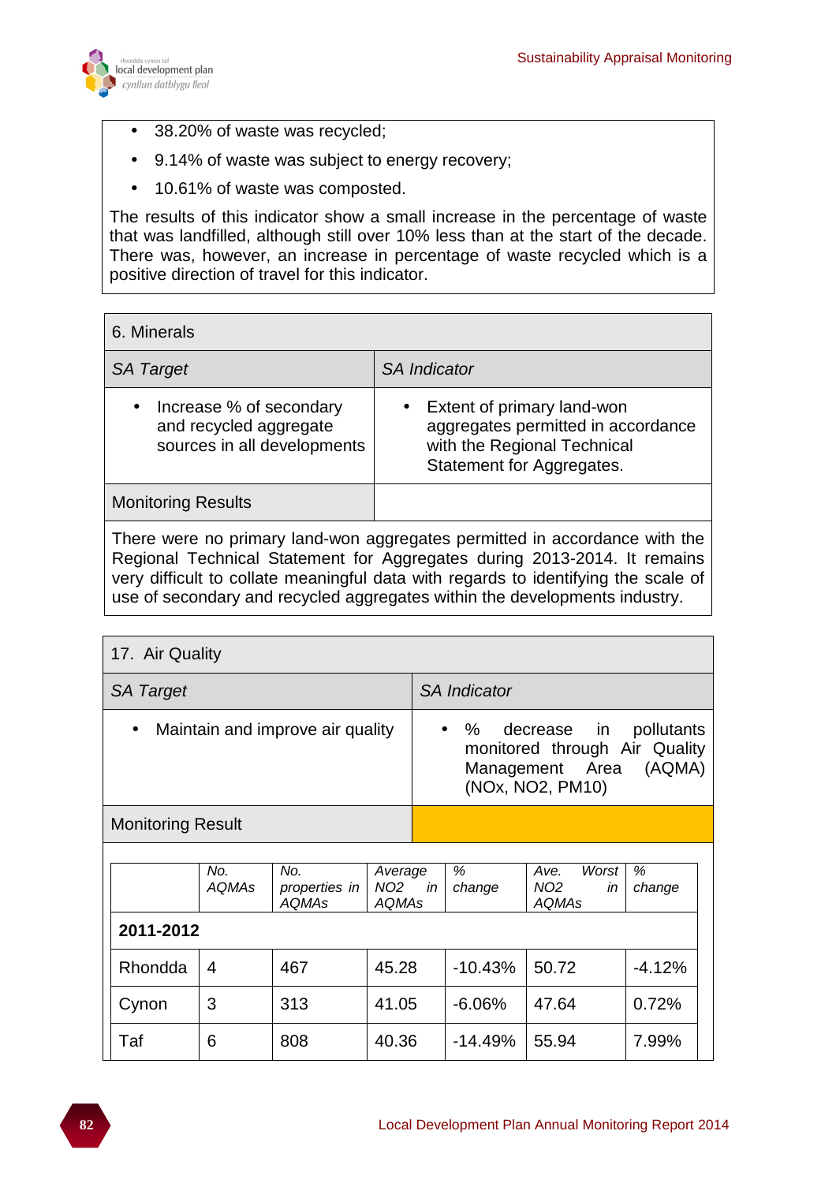- 38.20% of waste was recycled;
- 9.14% of waste was subject to energy recovery;
- 10.61% of waste was composted.

The results of this indicator show a small increase in the percentage of waste that was landfilled, although still over 10% less than at the start of the decade. There was, however, an increase in percentage of waste recycled which is a positive direction of travel for this indicator.

| 6. Minerals | |
|---|---|
| *SA Target* | *SA Indicator* |
| • Increase % of secondary and recycled aggregate sources in all developments | • Extent of primary land-won aggregates permitted in accordance with the Regional Technical Statement for Aggregates. |
| Monitoring Results | |

There were no primary land-won aggregates permitted in accordance with the Regional Technical Statement for Aggregates during 2013-2014. It remains very difficult to collate meaningful data with regards to identifying the scale of use of secondary and recycled aggregates within the developments industry.

| 17. Air Quality | |
|---|---|
| *SA Target* | *SA Indicator* |
| • Maintain and improve air quality | • % decrease in pollutants monitored through Air Quality Management Area (AQMA) (NOx, NO2, PM10) |
| Monitoring Result | |

| | *No. AQMAs* | *No. properties in AQMAs* | *Average NO2 in AQMAs* | *% change* | *Ave. Worst NO2 in AQMAs* | *% change* |
|---|---|---|---|---|---|---|
| **2011-2012** | | | | | | |
| Rhondda | 4 | 467 | 45.28 | -10.43% | 50.72 | -4.12% |
| Cynon | 3 | 313 | 41.05 | -6.06% | 47.64 | 0.72% |
| Taf | 6 | 808 | 40.36 | -14.49% | 55.94 | 7.99% |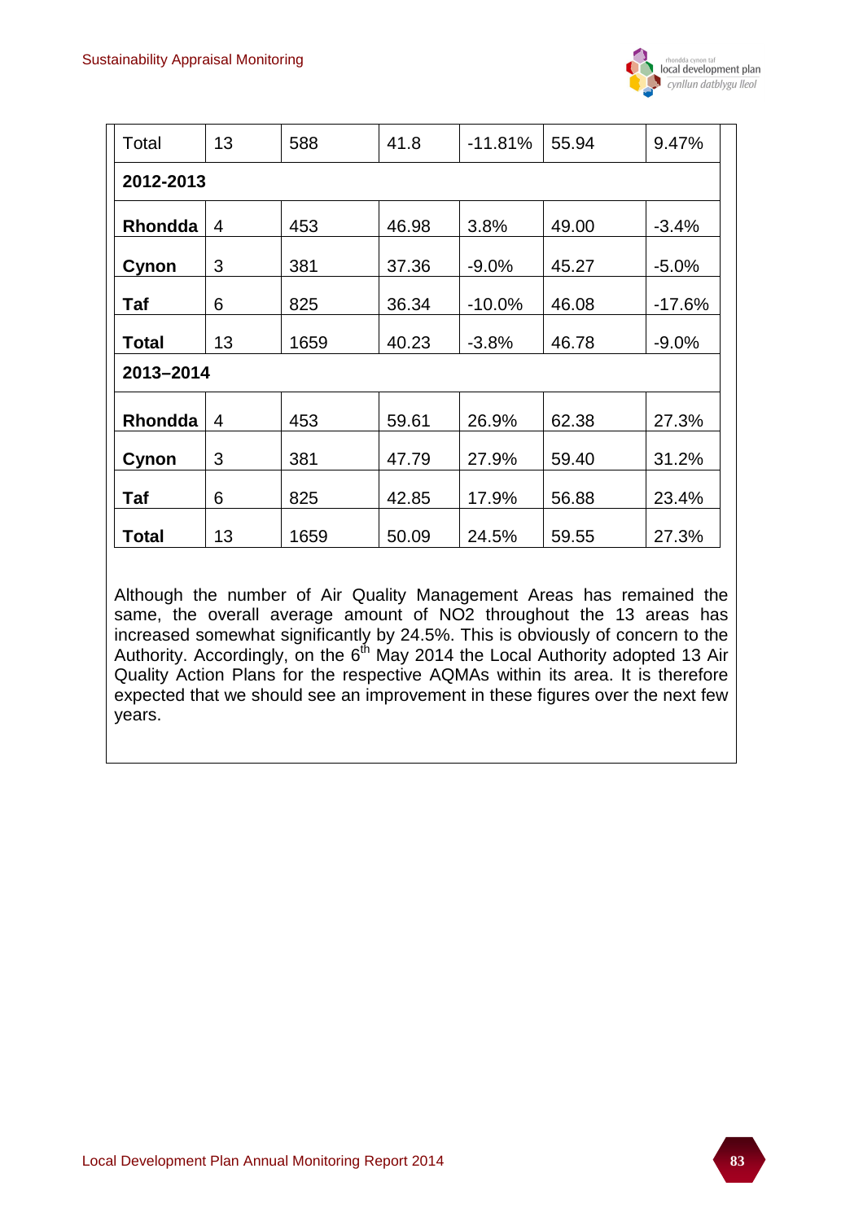| Total | 13 | 588 | 41.8 | -11.81% | 55.94 | 9.47% |
|---|---|---|---|---|---|---|
| **2012-2013** | | | | | | |
| **Rhondda** | 4 | 453 | 46.98 | 3.8% | 49.00 | -3.4% |
| **Cynon** | 3 | 381 | 37.36 | -9.0% | 45.27 | -5.0% |
| **Taf** | 6 | 825 | 36.34 | -10.0% | 46.08 | -17.6% |
| **Total** | 13 | 1659 | 40.23 | -3.8% | 46.78 | -9.0% |
| **2013–2014** | | | | | | |
| **Rhondda** | 4 | 453 | 59.61 | 26.9% | 62.38 | 27.3% |
| **Cynon** | 3 | 381 | 47.79 | 27.9% | 59.40 | 31.2% |
| **Taf** | 6 | 825 | 42.85 | 17.9% | 56.88 | 23.4% |
| **Total** | 13 | 1659 | 50.09 | 24.5% | 59.55 | 27.3% |

Although the number of Air Quality Management Areas has remained the same, the overall average amount of NO2 throughout the 13 areas has increased somewhat significantly by 24.5%. This is obviously of concern to the Authority. Accordingly, on the 6th May 2014 the Local Authority adopted 13 Air Quality Action Plans for the respective AQMAs within its area. It is therefore expected that we should see an improvement in these figures over the next few years.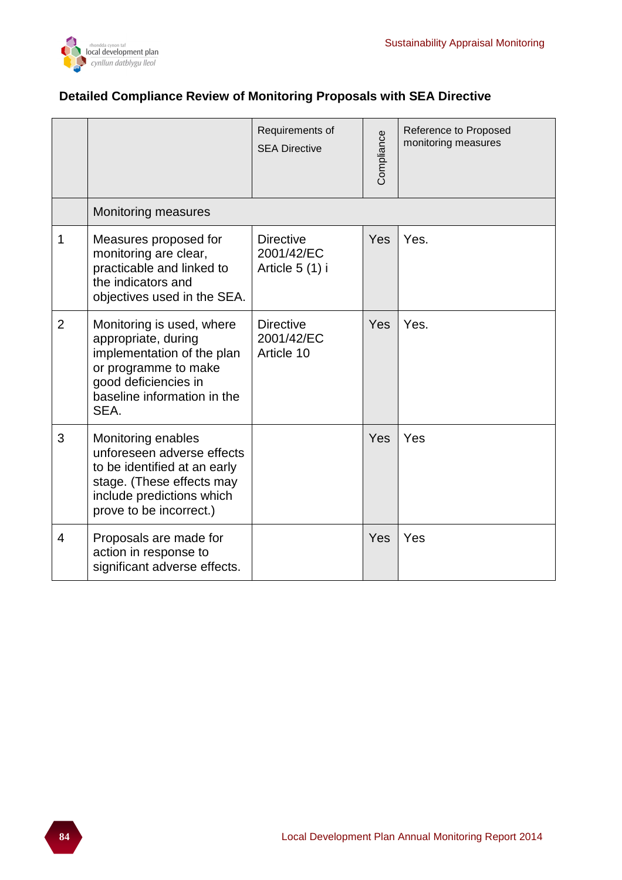## Detailed Compliance Review of Monitoring Proposals with SEA Directive

| | | Requirements of SEA Directive | Compliance | Reference to Proposed monitoring measures |
|---|---|---|---|---|
| | Monitoring measures | | | |
| 1 | Measures proposed for monitoring are clear, practicable and linked to the indicators and objectives used in the SEA. | Directive 2001/42/EC Article 5 (1) i | Yes | Yes. |
| 2 | Monitoring is used, where appropriate, during implementation of the plan or programme to make good deficiencies in baseline information in the SEA. | Directive 2001/42/EC Article 10 | Yes | Yes. |
| 3 | Monitoring enables unforeseen adverse effects to be identified at an early stage. (These effects may include predictions which prove to be incorrect.) | | Yes | Yes |
| 4 | Proposals are made for action in response to significant adverse effects. | | Yes | Yes |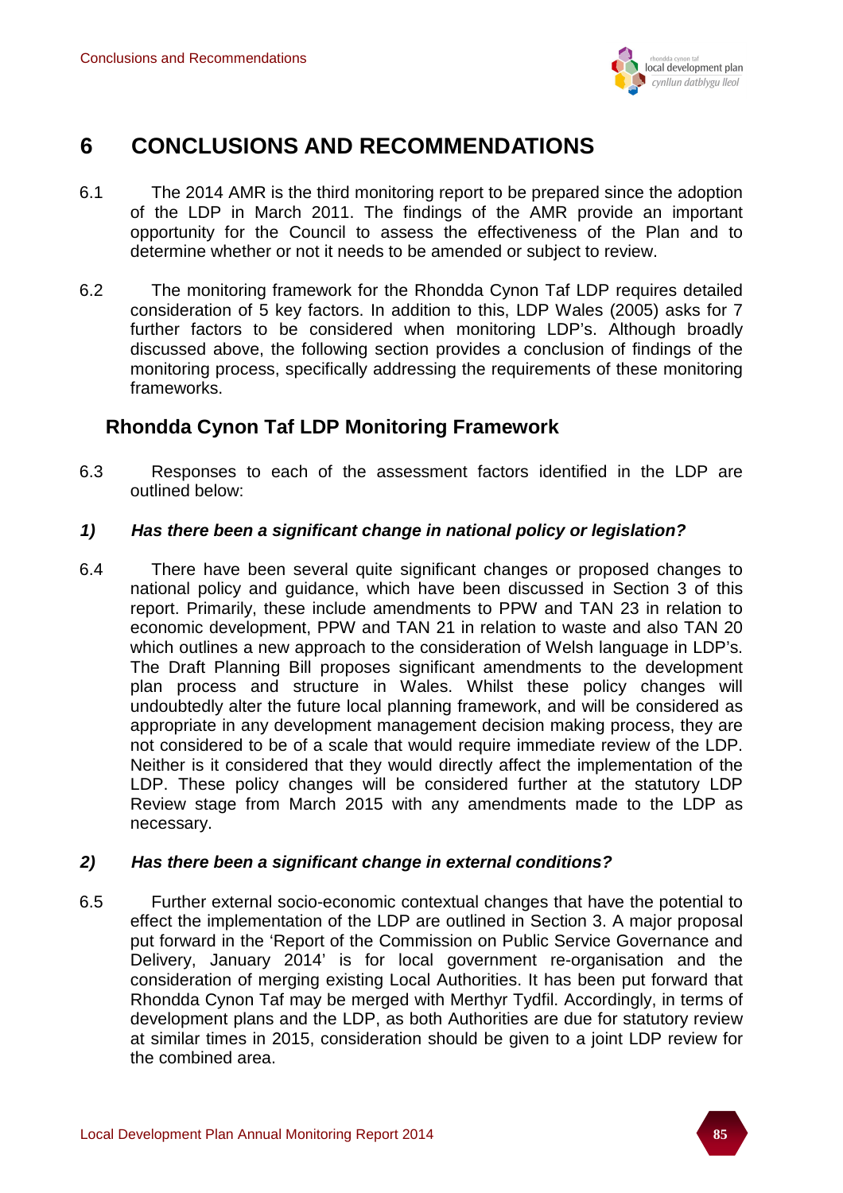# 6 CONCLUSIONS AND RECOMMENDATIONS

6.1 The 2014 AMR is the third monitoring report to be prepared since the adoption of the LDP in March 2011. The findings of the AMR provide an important opportunity for the Council to assess the effectiveness of the Plan and to determine whether or not it needs to be amended or subject to review.

6.2 The monitoring framework for the Rhondda Cynon Taf LDP requires detailed consideration of 5 key factors. In addition to this, LDP Wales (2005) asks for 7 further factors to be considered when monitoring LDP's. Although broadly discussed above, the following section provides a conclusion of findings of the monitoring process, specifically addressing the requirements of these monitoring frameworks.

## Rhondda Cynon Taf LDP Monitoring Framework

6.3 Responses to each of the assessment factors identified in the LDP are outlined below:

### *1) Has there been a significant change in national policy or legislation?*

6.4 There have been several quite significant changes or proposed changes to national policy and guidance, which have been discussed in Section 3 of this report. Primarily, these include amendments to PPW and TAN 23 in relation to economic development, PPW and TAN 21 in relation to waste and also TAN 20 which outlines a new approach to the consideration of Welsh language in LDP's. The Draft Planning Bill proposes significant amendments to the development plan process and structure in Wales. Whilst these policy changes will undoubtedly alter the future local planning framework, and will be considered as appropriate in any development management decision making process, they are not considered to be of a scale that would require immediate review of the LDP. Neither is it considered that they would directly affect the implementation of the LDP. These policy changes will be considered further at the statutory LDP Review stage from March 2015 with any amendments made to the LDP as necessary.

### *2) Has there been a significant change in external conditions?*

6.5 Further external socio-economic contextual changes that have the potential to effect the implementation of the LDP are outlined in Section 3. A major proposal put forward in the 'Report of the Commission on Public Service Governance and Delivery, January 2014' is for local government re-organisation and the consideration of merging existing Local Authorities. It has been put forward that Rhondda Cynon Taf may be merged with Merthyr Tydfil. Accordingly, in terms of development plans and the LDP, as both Authorities are due for statutory review at similar times in 2015, consideration should be given to a joint LDP review for the combined area.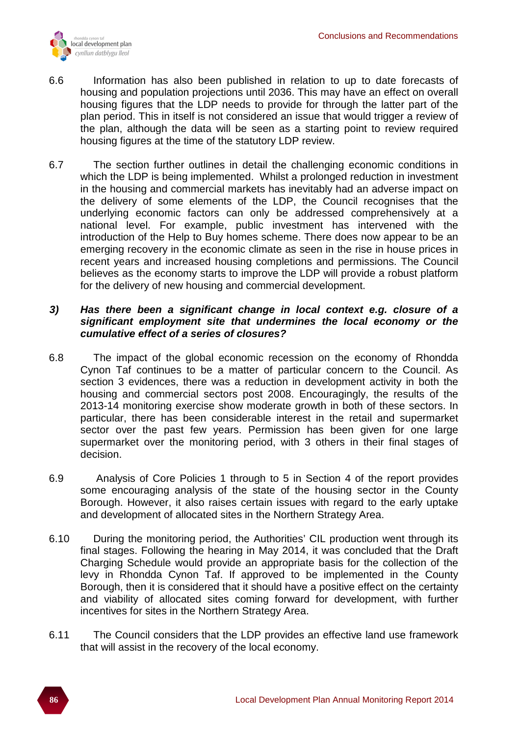6.6 Information has also been published in relation to up to date forecasts of housing and population projections until 2036. This may have an effect on overall housing figures that the LDP needs to provide for through the latter part of the plan period. This in itself is not considered an issue that would trigger a review of the plan, although the data will be seen as a starting point to review required housing figures at the time of the statutory LDP review.

6.7 The section further outlines in detail the challenging economic conditions in which the LDP is being implemented. Whilst a prolonged reduction in investment in the housing and commercial markets has inevitably had an adverse impact on the delivery of some elements of the LDP, the Council recognises that the underlying economic factors can only be addressed comprehensively at a national level. For example, public investment has intervened with the introduction of the Help to Buy homes scheme. There does now appear to be an emerging recovery in the economic climate as seen in the rise in house prices in recent years and increased housing completions and permissions. The Council believes as the economy starts to improve the LDP will provide a robust platform for the delivery of new housing and commercial development.

***3) Has there been a significant change in local context e.g. closure of a significant employment site that undermines the local economy or the cumulative effect of a series of closures?***

6.8 The impact of the global economic recession on the economy of Rhondda Cynon Taf continues to be a matter of particular concern to the Council. As section 3 evidences, there was a reduction in development activity in both the housing and commercial sectors post 2008. Encouragingly, the results of the 2013-14 monitoring exercise show moderate growth in both of these sectors. In particular, there has been considerable interest in the retail and supermarket sector over the past few years. Permission has been given for one large supermarket over the monitoring period, with 3 others in their final stages of decision.

6.9 Analysis of Core Policies 1 through to 5 in Section 4 of the report provides some encouraging analysis of the state of the housing sector in the County Borough. However, it also raises certain issues with regard to the early uptake and development of allocated sites in the Northern Strategy Area.

6.10 During the monitoring period, the Authorities' CIL production went through its final stages. Following the hearing in May 2014, it was concluded that the Draft Charging Schedule would provide an appropriate basis for the collection of the levy in Rhondda Cynon Taf. If approved to be implemented in the County Borough, then it is considered that it should have a positive effect on the certainty and viability of allocated sites coming forward for development, with further incentives for sites in the Northern Strategy Area.

6.11 The Council considers that the LDP provides an effective land use framework that will assist in the recovery of the local economy.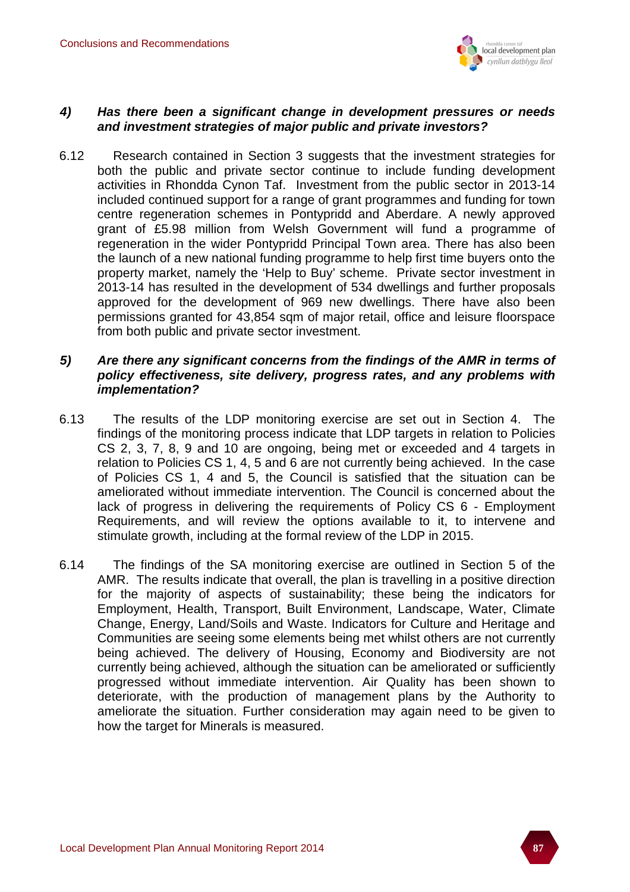***4) Has there been a significant change in development pressures or needs and investment strategies of major public and private investors?***

6.12 Research contained in Section 3 suggests that the investment strategies for both the public and private sector continue to include funding development activities in Rhondda Cynon Taf. Investment from the public sector in 2013-14 included continued support for a range of grant programmes and funding for town centre regeneration schemes in Pontypridd and Aberdare. A newly approved grant of £5.98 million from Welsh Government will fund a programme of regeneration in the wider Pontypridd Principal Town area. There has also been the launch of a new national funding programme to help first time buyers onto the property market, namely the 'Help to Buy' scheme. Private sector investment in 2013-14 has resulted in the development of 534 dwellings and further proposals approved for the development of 969 new dwellings. There have also been permissions granted for 43,854 sqm of major retail, office and leisure floorspace from both public and private sector investment.

***5) Are there any significant concerns from the findings of the AMR in terms of policy effectiveness, site delivery, progress rates, and any problems with implementation?***

6.13 The results of the LDP monitoring exercise are set out in Section 4. The findings of the monitoring process indicate that LDP targets in relation to Policies CS 2, 3, 7, 8, 9 and 10 are ongoing, being met or exceeded and 4 targets in relation to Policies CS 1, 4, 5 and 6 are not currently being achieved. In the case of Policies CS 1, 4 and 5, the Council is satisfied that the situation can be ameliorated without immediate intervention. The Council is concerned about the lack of progress in delivering the requirements of Policy CS 6 - Employment Requirements, and will review the options available to it, to intervene and stimulate growth, including at the formal review of the LDP in 2015.

6.14 The findings of the SA monitoring exercise are outlined in Section 5 of the AMR. The results indicate that overall, the plan is travelling in a positive direction for the majority of aspects of sustainability; these being the indicators for Employment, Health, Transport, Built Environment, Landscape, Water, Climate Change, Energy, Land/Soils and Waste. Indicators for Culture and Heritage and Communities are seeing some elements being met whilst others are not currently being achieved. The delivery of Housing, Economy and Biodiversity are not currently being achieved, although the situation can be ameliorated or sufficiently progressed without immediate intervention. Air Quality has been shown to deteriorate, with the production of management plans by the Authority to ameliorate the situation. Further consideration may again need to be given to how the target for Minerals is measured.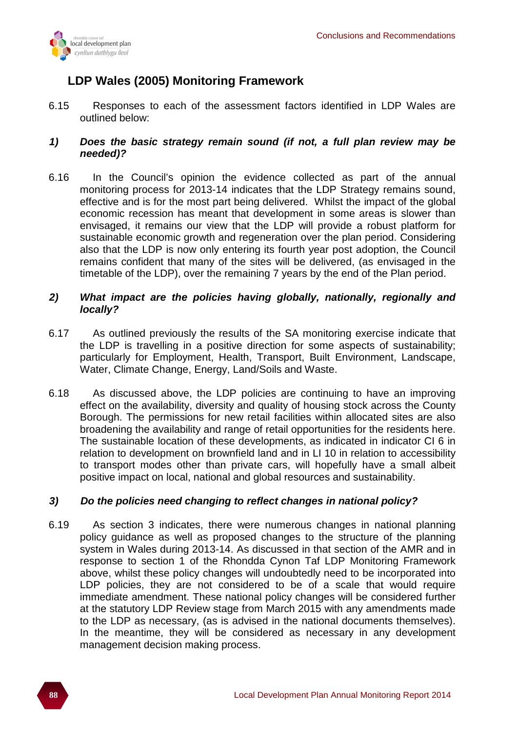## LDP Wales (2005) Monitoring Framework

6.15 Responses to each of the assessment factors identified in LDP Wales are outlined below:

***1) Does the basic strategy remain sound (if not, a full plan review may be needed)?***

6.16 In the Council's opinion the evidence collected as part of the annual monitoring process for 2013-14 indicates that the LDP Strategy remains sound, effective and is for the most part being delivered. Whilst the impact of the global economic recession has meant that development in some areas is slower than envisaged, it remains our view that the LDP will provide a robust platform for sustainable economic growth and regeneration over the plan period. Considering also that the LDP is now only entering its fourth year post adoption, the Council remains confident that many of the sites will be delivered, (as envisaged in the timetable of the LDP), over the remaining 7 years by the end of the Plan period.

***2) What impact are the policies having globally, nationally, regionally and locally?***

6.17 As outlined previously the results of the SA monitoring exercise indicate that the LDP is travelling in a positive direction for some aspects of sustainability; particularly for Employment, Health, Transport, Built Environment, Landscape, Water, Climate Change, Energy, Land/Soils and Waste.

6.18 As discussed above, the LDP policies are continuing to have an improving effect on the availability, diversity and quality of housing stock across the County Borough. The permissions for new retail facilities within allocated sites are also broadening the availability and range of retail opportunities for the residents here. The sustainable location of these developments, as indicated in indicator CI 6 in relation to development on brownfield land and in LI 10 in relation to accessibility to transport modes other than private cars, will hopefully have a small albeit positive impact on local, national and global resources and sustainability.

***3) Do the policies need changing to reflect changes in national policy?***

6.19 As section 3 indicates, there were numerous changes in national planning policy guidance as well as proposed changes to the structure of the planning system in Wales during 2013-14. As discussed in that section of the AMR and in response to section 1 of the Rhondda Cynon Taf LDP Monitoring Framework above, whilst these policy changes will undoubtedly need to be incorporated into LDP policies, they are not considered to be of a scale that would require immediate amendment. These national policy changes will be considered further at the statutory LDP Review stage from March 2015 with any amendments made to the LDP as necessary, (as is advised in the national documents themselves). In the meantime, they will be considered as necessary in any development management decision making process.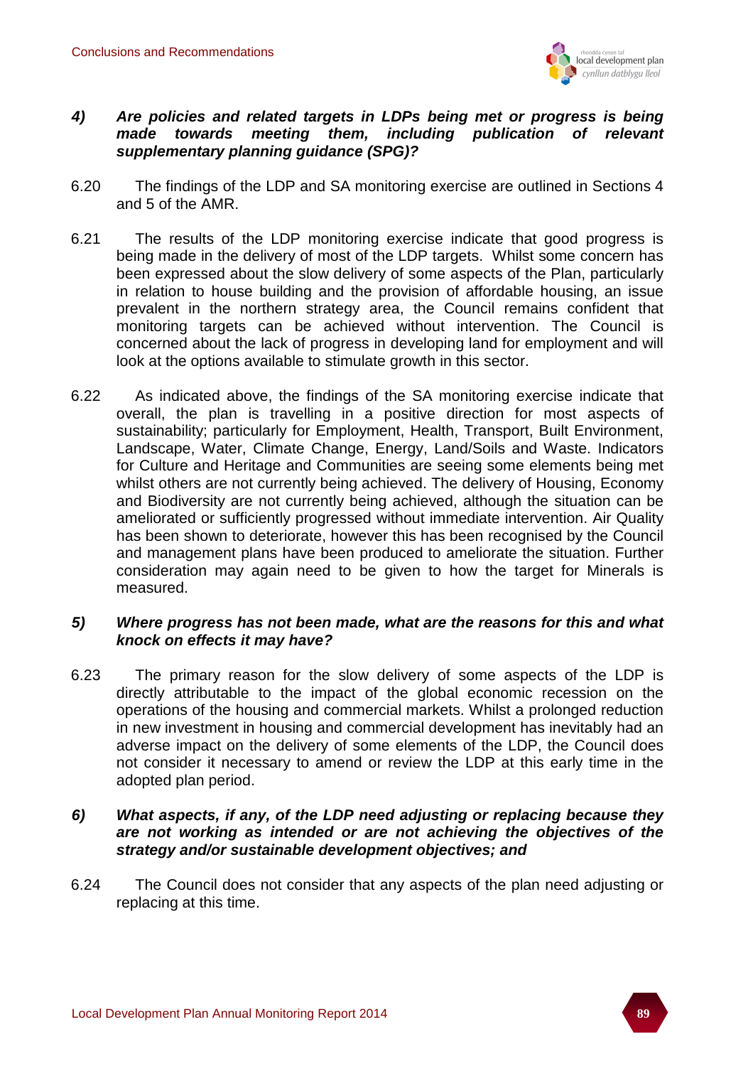#### *4) Are policies and related targets in LDPs being met or progress is being made towards meeting them, including publication of relevant supplementary planning guidance (SPG)?*

6.20 The findings of the LDP and SA monitoring exercise are outlined in Sections 4 and 5 of the AMR.

6.21 The results of the LDP monitoring exercise indicate that good progress is being made in the delivery of most of the LDP targets. Whilst some concern has been expressed about the slow delivery of some aspects of the Plan, particularly in relation to house building and the provision of affordable housing, an issue prevalent in the northern strategy area, the Council remains confident that monitoring targets can be achieved without intervention. The Council is concerned about the lack of progress in developing land for employment and will look at the options available to stimulate growth in this sector.

6.22 As indicated above, the findings of the SA monitoring exercise indicate that overall, the plan is travelling in a positive direction for most aspects of sustainability; particularly for Employment, Health, Transport, Built Environment, Landscape, Water, Climate Change, Energy, Land/Soils and Waste. Indicators for Culture and Heritage and Communities are seeing some elements being met whilst others are not currently being achieved. The delivery of Housing, Economy and Biodiversity are not currently being achieved, although the situation can be ameliorated or sufficiently progressed without immediate intervention. Air Quality has been shown to deteriorate, however this has been recognised by the Council and management plans have been produced to ameliorate the situation. Further consideration may again need to be given to how the target for Minerals is measured.

#### *5) Where progress has not been made, what are the reasons for this and what knock on effects it may have?*

6.23 The primary reason for the slow delivery of some aspects of the LDP is directly attributable to the impact of the global economic recession on the operations of the housing and commercial markets. Whilst a prolonged reduction in new investment in housing and commercial development has inevitably had an adverse impact on the delivery of some elements of the LDP, the Council does not consider it necessary to amend or review the LDP at this early time in the adopted plan period.

#### *6) What aspects, if any, of the LDP need adjusting or replacing because they are not working as intended or are not achieving the objectives of the strategy and/or sustainable development objectives; and*

6.24 The Council does not consider that any aspects of the plan need adjusting or replacing at this time.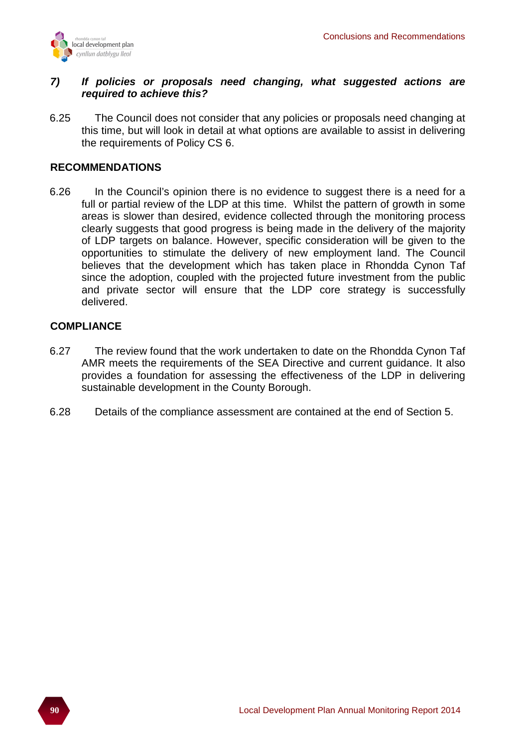***7) If policies or proposals need changing, what suggested actions are required to achieve this?***

6.25 The Council does not consider that any policies or proposals need changing at this time, but will look in detail at what options are available to assist in delivering the requirements of Policy CS 6.

## RECOMMENDATIONS

6.26 In the Council's opinion there is no evidence to suggest there is a need for a full or partial review of the LDP at this time. Whilst the pattern of growth in some areas is slower than desired, evidence collected through the monitoring process clearly suggests that good progress is being made in the delivery of the majority of LDP targets on balance. However, specific consideration will be given to the opportunities to stimulate the delivery of new employment land. The Council believes that the development which has taken place in Rhondda Cynon Taf since the adoption, coupled with the projected future investment from the public and private sector will ensure that the LDP core strategy is successfully delivered.

## COMPLIANCE

6.27 The review found that the work undertaken to date on the Rhondda Cynon Taf AMR meets the requirements of the SEA Directive and current guidance. It also provides a foundation for assessing the effectiveness of the LDP in delivering sustainable development in the County Borough.

6.28 Details of the compliance assessment are contained at the end of Section 5.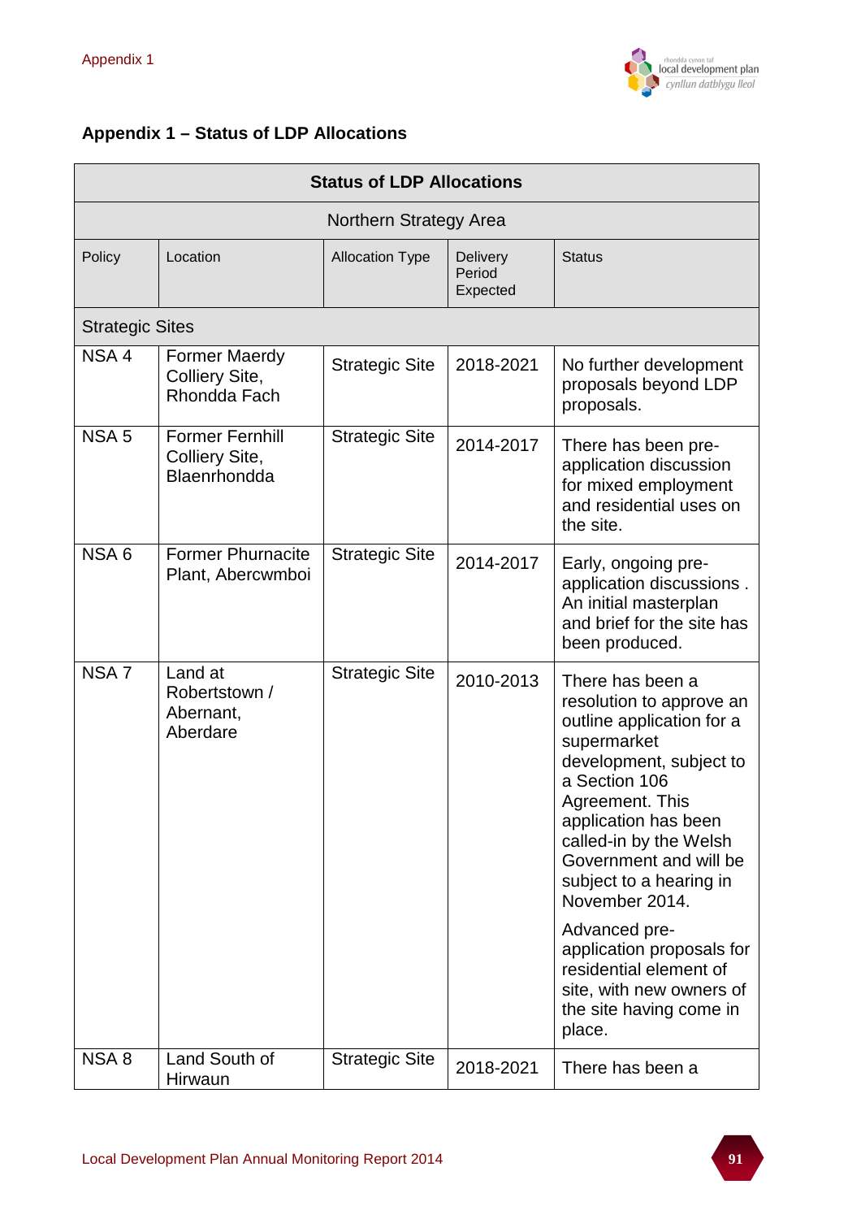## Appendix 1 – Status of LDP Allocations

| Status of LDP Allocations | | | | |
|---|---|---|---|---|
| Northern Strategy Area | | | | |
| Policy | Location | Allocation Type | Delivery Period Expected | Status |
| Strategic Sites | | | | |
| NSA 4 | Former Maerdy Colliery Site, Rhondda Fach | Strategic Site | 2018-2021 | No further development proposals beyond LDP proposals. |
| NSA 5 | Former Fernhill Colliery Site, Blaenrhondda | Strategic Site | 2014-2017 | There has been pre-application discussion for mixed employment and residential uses on the site. |
| NSA 6 | Former Phurnacite Plant, Abercwmboi | Strategic Site | 2014-2017 | Early, ongoing pre-application discussions . An initial masterplan and brief for the site has been produced. |
| NSA 7 | Land at Robertstown / Abernant, Aberdare | Strategic Site | 2010-2013 | There has been a resolution to approve an outline application for a supermarket development, subject to a Section 106 Agreement. This application has been called-in by the Welsh Government and will be subject to a hearing in November 2014.<br><br>Advanced pre-application proposals for residential element of site, with new owners of the site having come in place. |
| NSA 8 | Land South of Hirwaun | Strategic Site | 2018-2021 | There has been a |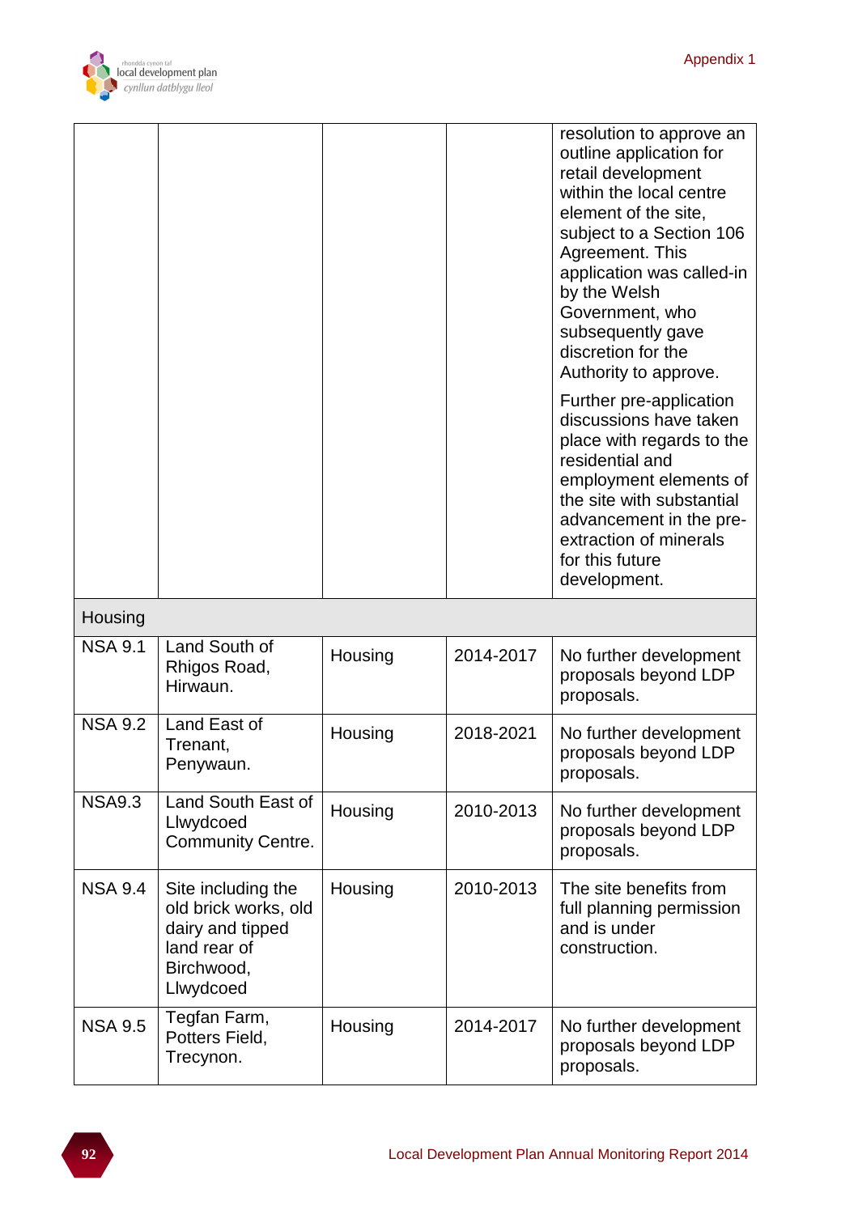| | | | | |
|---|---|---|---|---|
| | | | | resolution to approve an outline application for retail development within the local centre element of the site, subject to a Section 106 Agreement. This application was called-in by the Welsh Government, who subsequently gave discretion for the Authority to approve.<br><br>Further pre-application discussions have taken place with regards to the residential and employment elements of the site with substantial advancement in the pre-extraction of minerals for this future development. |
| Housing | | | | |
| NSA 9.1 | Land South of Rhigos Road, Hirwaun. | Housing | 2014-2017 | No further development proposals beyond LDP proposals. |
| NSA 9.2 | Land East of Trenant, Penywaun. | Housing | 2018-2021 | No further development proposals beyond LDP proposals. |
| NSA9.3 | Land South East of Llwydcoed Community Centre. | Housing | 2010-2013 | No further development proposals beyond LDP proposals. |
| NSA 9.4 | Site including the old brick works, old dairy and tipped land rear of Birchwood, Llwydcoed | Housing | 2010-2013 | The site benefits from full planning permission and is under construction. |
| NSA 9.5 | Tegfan Farm, Potters Field, Trecynon. | Housing | 2014-2017 | No further development proposals beyond LDP proposals. |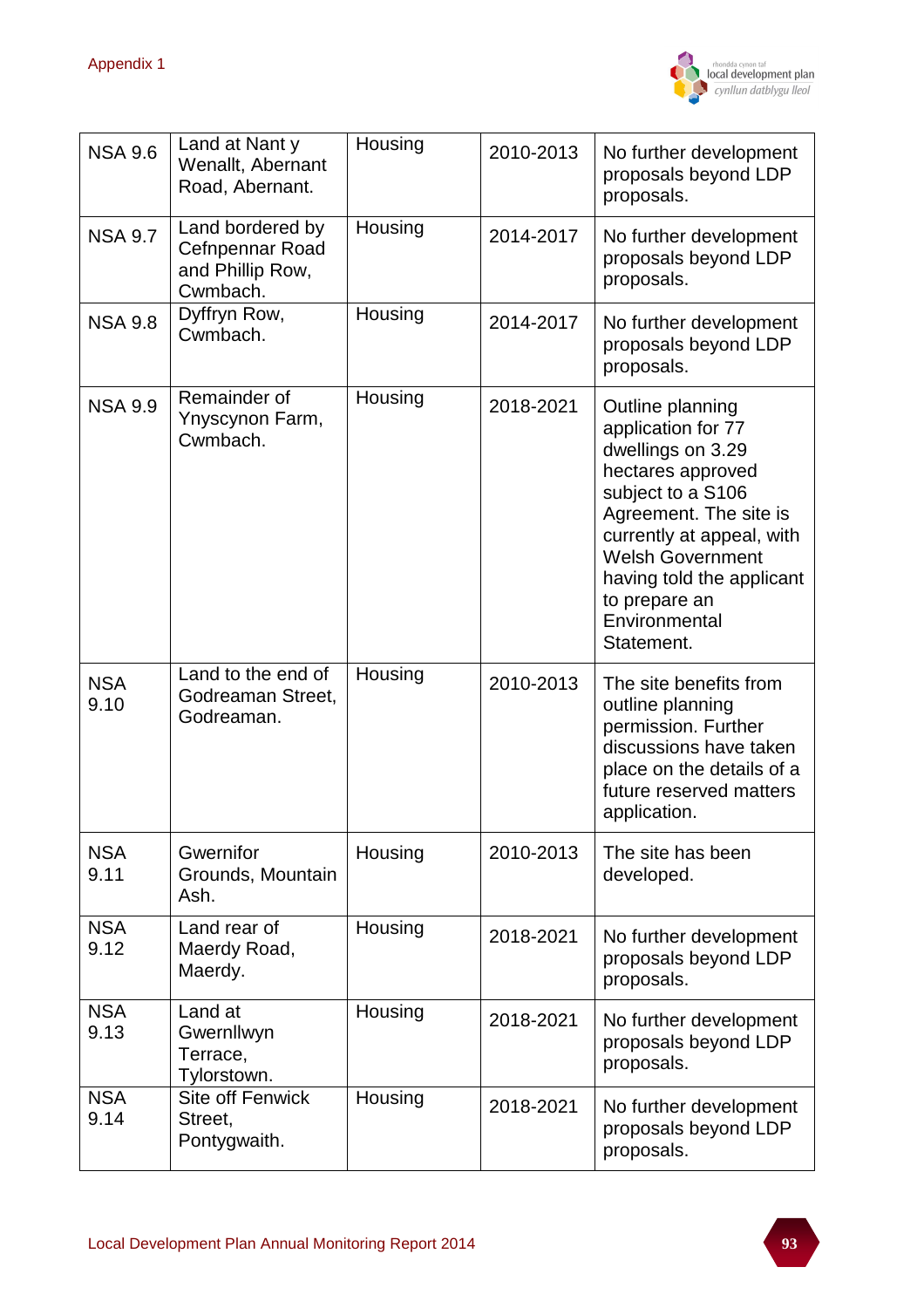| NSA 9.6 | Land at Nant y Wenallt, Abernant Road, Abernant. | Housing | 2010-2013 | No further development proposals beyond LDP proposals. |
|---|---|---|---|---|
| NSA 9.7 | Land bordered by Cefnpennar Road and Phillip Row, Cwmbach. | Housing | 2014-2017 | No further development proposals beyond LDP proposals. |
| NSA 9.8 | Dyffryn Row, Cwmbach. | Housing | 2014-2017 | No further development proposals beyond LDP proposals. |
| NSA 9.9 | Remainder of Ynyscynon Farm, Cwmbach. | Housing | 2018-2021 | Outline planning application for 77 dwellings on 3.29 hectares approved subject to a S106 Agreement. The site is currently at appeal, with Welsh Government having told the applicant to prepare an Environmental Statement. |
| NSA 9.10 | Land to the end of Godreaman Street, Godreaman. | Housing | 2010-2013 | The site benefits from outline planning permission. Further discussions have taken place on the details of a future reserved matters application. |
| NSA 9.11 | Gwernifor Grounds, Mountain Ash. | Housing | 2010-2013 | The site has been developed. |
| NSA 9.12 | Land rear of Maerdy Road, Maerdy. | Housing | 2018-2021 | No further development proposals beyond LDP proposals. |
| NSA 9.13 | Land at Gwernllwyn Terrace, Tylorstown. | Housing | 2018-2021 | No further development proposals beyond LDP proposals. |
| NSA 9.14 | Site off Fenwick Street, Pontygwaith. | Housing | 2018-2021 | No further development proposals beyond LDP proposals. |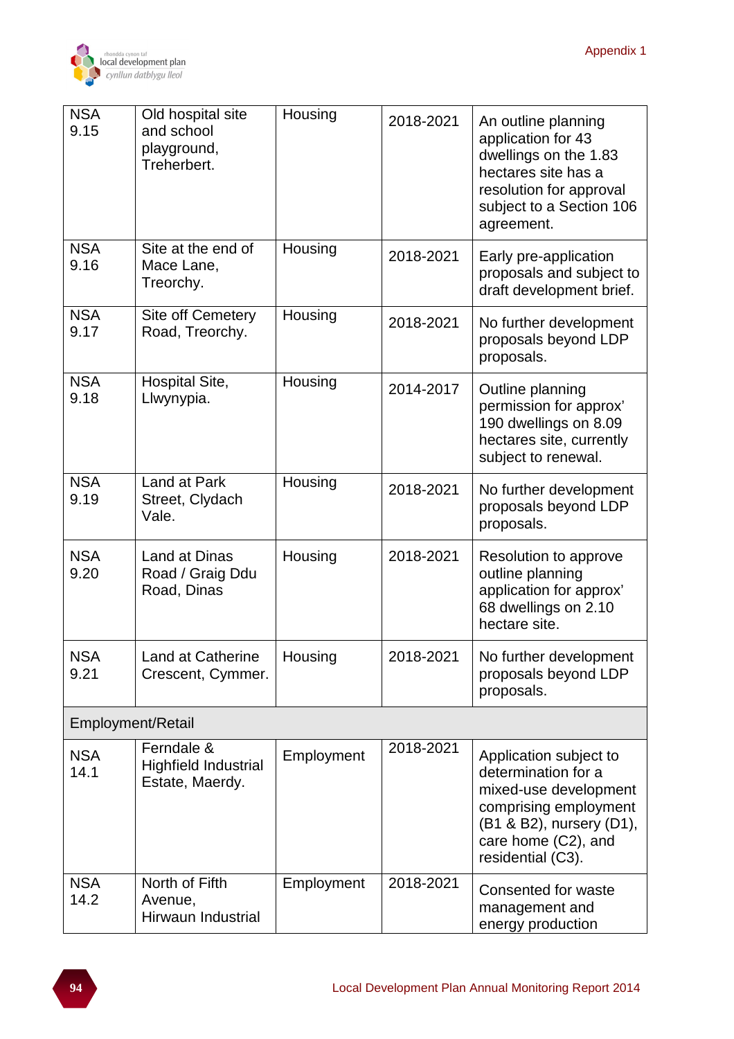| NSA 9.15 | Old hospital site and school playground, Treherbert. | Housing | 2018-2021 | An outline planning application for 43 dwellings on the 1.83 hectares site has a resolution for approval subject to a Section 106 agreement. |
|---|---|---|---|---|
| NSA 9.16 | Site at the end of Mace Lane, Treorchy. | Housing | 2018-2021 | Early pre-application proposals and subject to draft development brief. |
| NSA 9.17 | Site off Cemetery Road, Treorchy. | Housing | 2018-2021 | No further development proposals beyond LDP proposals. |
| NSA 9.18 | Hospital Site, Llwynypia. | Housing | 2014-2017 | Outline planning permission for approx' 190 dwellings on 8.09 hectares site, currently subject to renewal. |
| NSA 9.19 | Land at Park Street, Clydach Vale. | Housing | 2018-2021 | No further development proposals beyond LDP proposals. |
| NSA 9.20 | Land at Dinas Road / Graig Ddu Road, Dinas | Housing | 2018-2021 | Resolution to approve outline planning application for approx' 68 dwellings on 2.10 hectare site. |
| NSA 9.21 | Land at Catherine Crescent, Cymmer. | Housing | 2018-2021 | No further development proposals beyond LDP proposals. |
| Employment/Retail | | | | |
| NSA 14.1 | Ferndale & Highfield Industrial Estate, Maerdy. | Employment | 2018-2021 | Application subject to determination for a mixed-use development comprising employment (B1 & B2), nursery (D1), care home (C2), and residential (C3). |
| NSA 14.2 | North of Fifth Avenue, Hirwaun Industrial | Employment | 2018-2021 | Consented for waste management and energy production |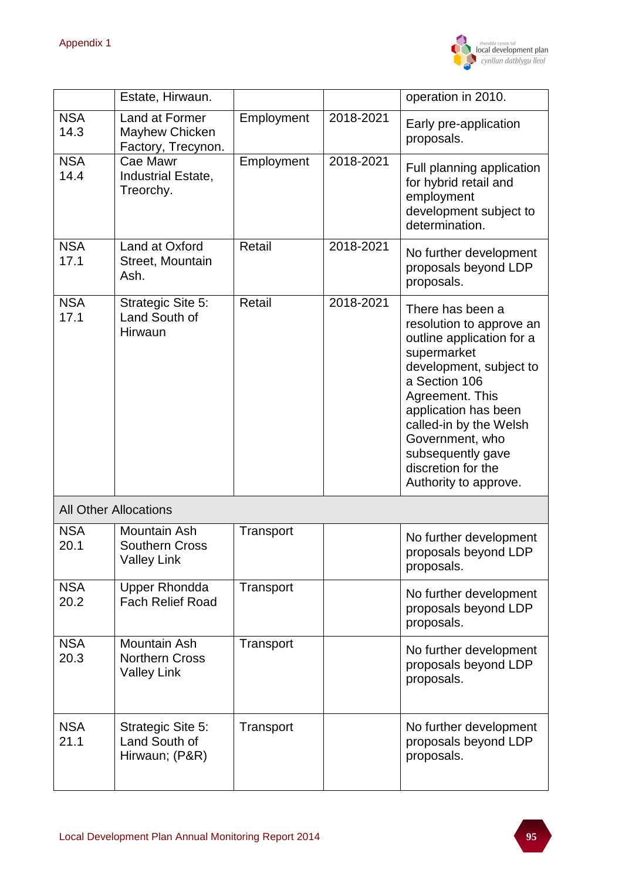|  |  |  |  |  |
|---|---|---|---|---|
|  | Estate, Hirwaun. |  |  | operation in 2010. |
| NSA 14.3 | Land at Former Mayhew Chicken Factory, Trecynon. | Employment | 2018-2021 | Early pre-application proposals. |
| NSA 14.4 | Cae Mawr Industrial Estate, Treorchy. | Employment | 2018-2021 | Full planning application for hybrid retail and employment development subject to determination. |
| NSA 17.1 | Land at Oxford Street, Mountain Ash. | Retail | 2018-2021 | No further development proposals beyond LDP proposals. |
| NSA 17.1 | Strategic Site 5: Land South of Hirwaun | Retail | 2018-2021 | There has been a resolution to approve an outline application for a supermarket development, subject to a Section 106 Agreement. This application has been called-in by the Welsh Government, who subsequently gave discretion for the Authority to approve. |
| All Other Allocations |  |  |  |  |
| NSA 20.1 | Mountain Ash Southern Cross Valley Link | Transport |  | No further development proposals beyond LDP proposals. |
| NSA 20.2 | Upper Rhondda Fach Relief Road | Transport |  | No further development proposals beyond LDP proposals. |
| NSA 20.3 | Mountain Ash Northern Cross Valley Link | Transport |  | No further development proposals beyond LDP proposals. |
| NSA 21.1 | Strategic Site 5: Land South of Hirwaun; (P&R) | Transport |  | No further development proposals beyond LDP proposals. |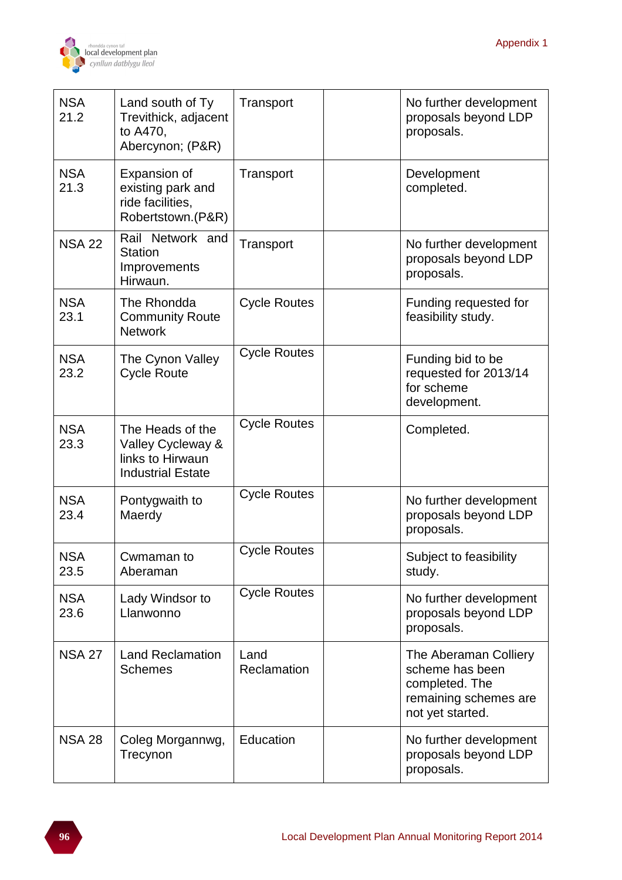| NSA 21.2 | Land south of Ty Trevithick, adjacent to A470, Abercynon; (P&R) | Transport | | No further development proposals beyond LDP proposals. |
|---|---|---|---|---|
| NSA 21.3 | Expansion of existing park and ride facilities, Robertstown.(P&R) | Transport | | Development completed. |
| NSA 22 | Rail Network and Station Improvements Hirwaun. | Transport | | No further development proposals beyond LDP proposals. |
| NSA 23.1 | The Rhondda Community Route Network | Cycle Routes | | Funding requested for feasibility study. |
| NSA 23.2 | The Cynon Valley Cycle Route | Cycle Routes | | Funding bid to be requested for 2013/14 for scheme development. |
| NSA 23.3 | The Heads of the Valley Cycleway & links to Hirwaun Industrial Estate | Cycle Routes | | Completed. |
| NSA 23.4 | Pontygwaith to Maerdy | Cycle Routes | | No further development proposals beyond LDP proposals. |
| NSA 23.5 | Cwmaman to Aberaman | Cycle Routes | | Subject to feasibility study. |
| NSA 23.6 | Lady Windsor to Llanwonno | Cycle Routes | | No further development proposals beyond LDP proposals. |
| NSA 27 | Land Reclamation Schemes | Land Reclamation | | The Aberaman Colliery scheme has been completed. The remaining schemes are not yet started. |
| NSA 28 | Coleg Morgannwg, Trecynon | Education | | No further development proposals beyond LDP proposals. |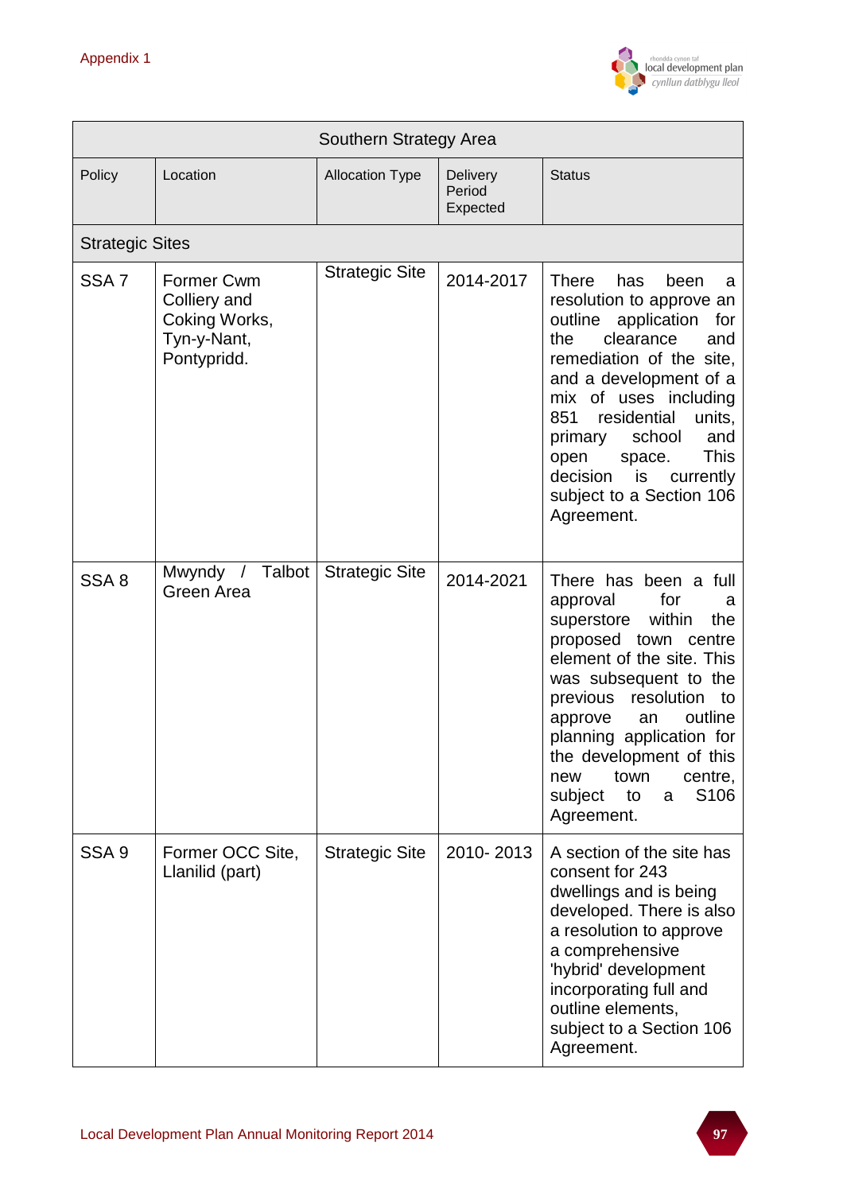| Southern Strategy Area | | | | |
|---|---|---|---|---|
| Policy | Location | Allocation Type | Delivery Period Expected | Status |
| Strategic Sites | | | | |
| SSA 7 | Former Cwm Colliery and Coking Works, Tyn-y-Nant, Pontypridd. | Strategic Site | 2014-2017 | There has been a resolution to approve an outline application for the clearance and remediation of the site, and a development of a mix of uses including 851 residential units, primary school and open space. This decision is currently subject to a Section 106 Agreement. |
| SSA 8 | Mwyndy / Talbot Green Area | Strategic Site | 2014-2021 | There has been a full approval for a superstore within the proposed town centre element of the site. This was subsequent to the previous resolution to approve an outline planning application for the development of this new town centre, subject to a S106 Agreement. |
| SSA 9 | Former OCC Site, Llanilid (part) | Strategic Site | 2010- 2013 | A section of the site has consent for 243 dwellings and is being developed. There is also a resolution to approve a comprehensive 'hybrid' development incorporating full and outline elements, subject to a Section 106 Agreement. |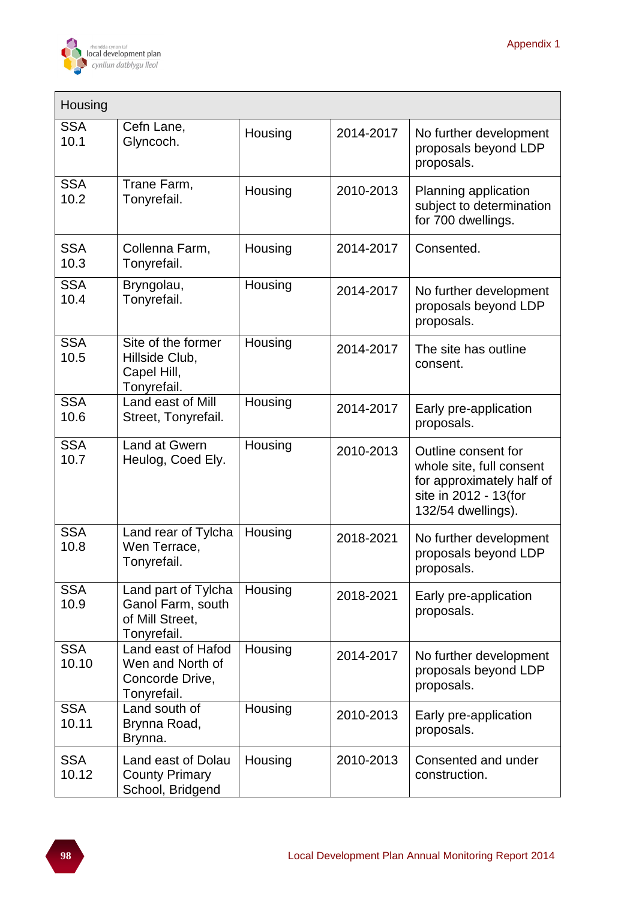| Housing | | | | |
|---|---|---|---|---|
| SSA 10.1 | Cefn Lane, Glyncoch. | Housing | 2014-2017 | No further development proposals beyond LDP proposals. |
| SSA 10.2 | Trane Farm, Tonyrefail. | Housing | 2010-2013 | Planning application subject to determination for 700 dwellings. |
| SSA 10.3 | Collenna Farm, Tonyrefail. | Housing | 2014-2017 | Consented. |
| SSA 10.4 | Bryngolau, Tonyrefail. | Housing | 2014-2017 | No further development proposals beyond LDP proposals. |
| SSA 10.5 | Site of the former Hillside Club, Capel Hill, Tonyrefail. | Housing | 2014-2017 | The site has outline consent. |
| SSA 10.6 | Land east of Mill Street, Tonyrefail. | Housing | 2014-2017 | Early pre-application proposals. |
| SSA 10.7 | Land at Gwern Heulog, Coed Ely. | Housing | 2010-2013 | Outline consent for whole site, full consent for approximately half of site in 2012 - 13(for 132/54 dwellings). |
| SSA 10.8 | Land rear of Tylcha Wen Terrace, Tonyrefail. | Housing | 2018-2021 | No further development proposals beyond LDP proposals. |
| SSA 10.9 | Land part of Tylcha Ganol Farm, south of Mill Street, Tonyrefail. | Housing | 2018-2021 | Early pre-application proposals. |
| SSA 10.10 | Land east of Hafod Wen and North of Concorde Drive, Tonyrefail. | Housing | 2014-2017 | No further development proposals beyond LDP proposals. |
| SSA 10.11 | Land south of Brynna Road, Brynna. | Housing | 2010-2013 | Early pre-application proposals. |
| SSA 10.12 | Land east of Dolau County Primary School, Bridgend | Housing | 2010-2013 | Consented and under construction. |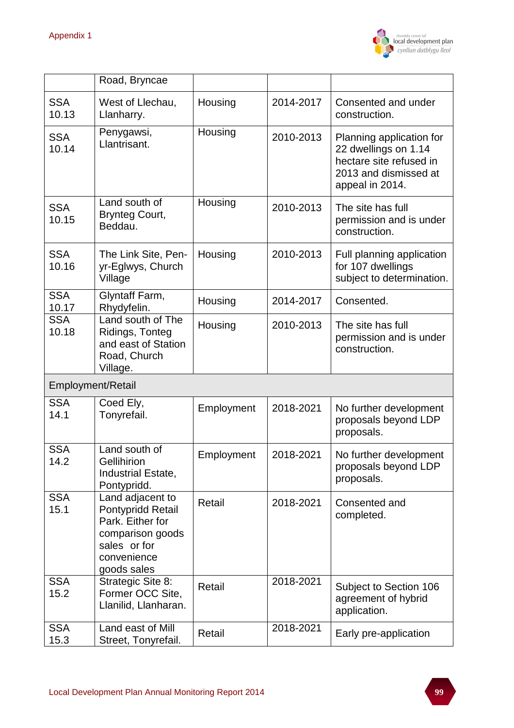Appendix 1

| | | | | |
|---|---|---|---|---|
| | Road, Bryncae | | | |
| SSA 10.13 | West of Llechau, Llanharry. | Housing | 2014-2017 | Consented and under construction. |
| SSA 10.14 | Penygawsi, Llantrisant. | Housing | 2010-2013 | Planning application for 22 dwellings on 1.14 hectare site refused in 2013 and dismissed at appeal in 2014. |
| SSA 10.15 | Land south of Brynteg Court, Beddau. | Housing | 2010-2013 | The site has full permission and is under construction. |
| SSA 10.16 | The Link Site, Pen-yr-Eglwys, Church Village | Housing | 2010-2013 | Full planning application for 107 dwellings subject to determination. |
| SSA 10.17 | Glyntaff Farm, Rhydyfelin. | Housing | 2014-2017 | Consented. |
| SSA 10.18 | Land south of The Ridings, Tonteg and east of Station Road, Church Village. | Housing | 2010-2013 | The site has full permission and is under construction. |
| Employment/Retail | | | | |
| SSA 14.1 | Coed Ely, Tonyrefail. | Employment | 2018-2021 | No further development proposals beyond LDP proposals. |
| SSA 14.2 | Land south of Gellihirion Industrial Estate, Pontypridd. | Employment | 2018-2021 | No further development proposals beyond LDP proposals. |
| SSA 15.1 | Land adjacent to Pontypridd Retail Park. Either for comparison goods sales or for convenience goods sales | Retail | 2018-2021 | Consented and completed. |
| SSA 15.2 | Strategic Site 8: Former OCC Site, Llanilid, Llanharan. | Retail | 2018-2021 | Subject to Section 106 agreement of hybrid application. |
| SSA 15.3 | Land east of Mill Street, Tonyrefail. | Retail | 2018-2021 | Early pre-application |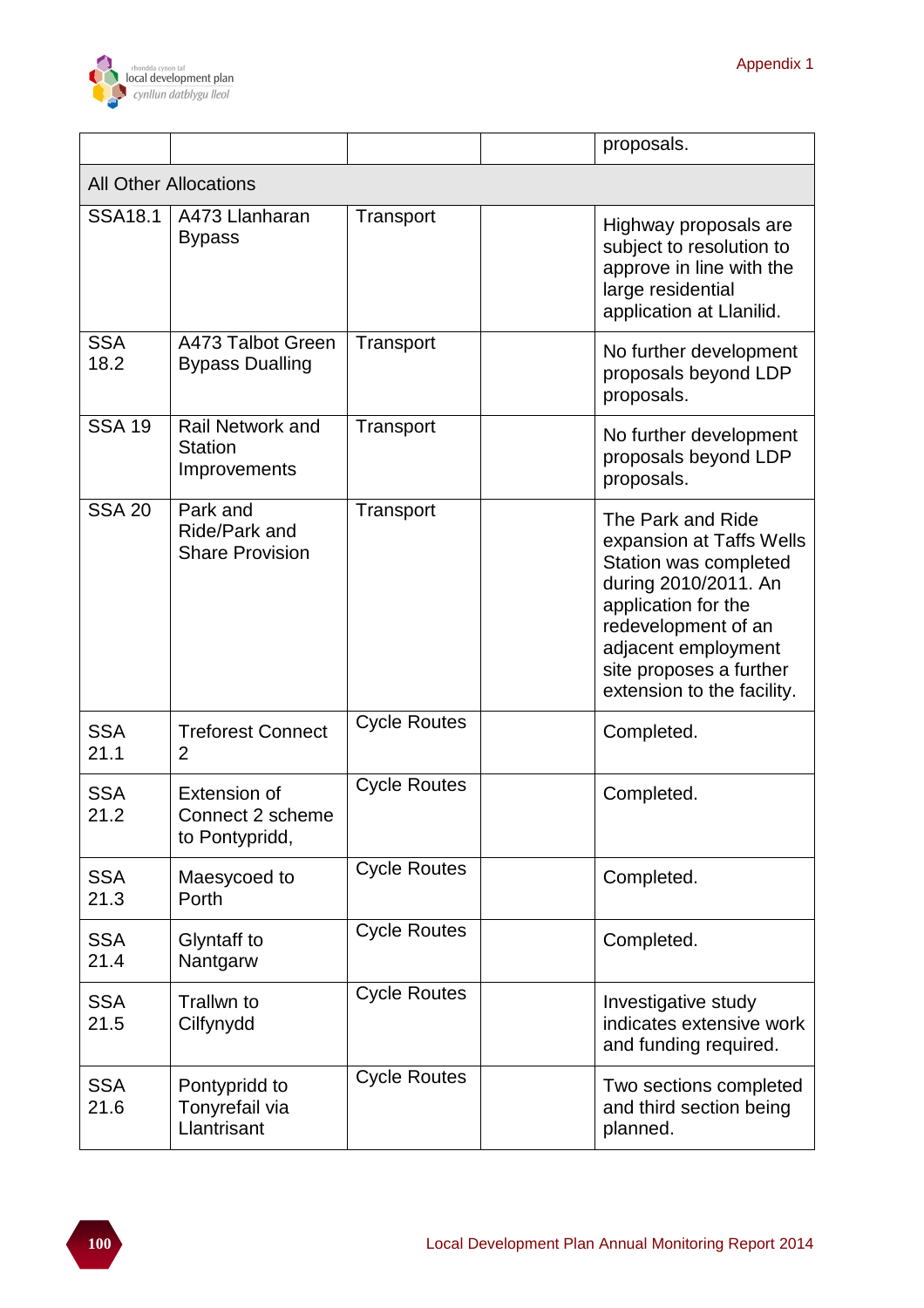| | | | | proposals. |
|---|---|---|---|---|
| All Other Allocations | | | | |
| SSA18.1 | A473 Llanharan Bypass | Transport | | Highway proposals are subject to resolution to approve in line with the large residential application at Llanilid. |
| SSA 18.2 | A473 Talbot Green Bypass Dualling | Transport | | No further development proposals beyond LDP proposals. |
| SSA 19 | Rail Network and Station Improvements | Transport | | No further development proposals beyond LDP proposals. |
| SSA 20 | Park and Ride/Park and Share Provision | Transport | | The Park and Ride expansion at Taffs Wells Station was completed during 2010/2011. An application for the redevelopment of an adjacent employment site proposes a further extension to the facility. |
| SSA 21.1 | Treforest Connect 2 | Cycle Routes | | Completed. |
| SSA 21.2 | Extension of Connect 2 scheme to Pontypridd, | Cycle Routes | | Completed. |
| SSA 21.3 | Maesycoed to Porth | Cycle Routes | | Completed. |
| SSA 21.4 | Glyntaff to Nantgarw | Cycle Routes | | Completed. |
| SSA 21.5 | Trallwn to Cilfynydd | Cycle Routes | | Investigative study indicates extensive work and funding required. |
| SSA 21.6 | Pontypridd to Tonyrefail via Llantrisant | Cycle Routes | | Two sections completed and third section being planned. |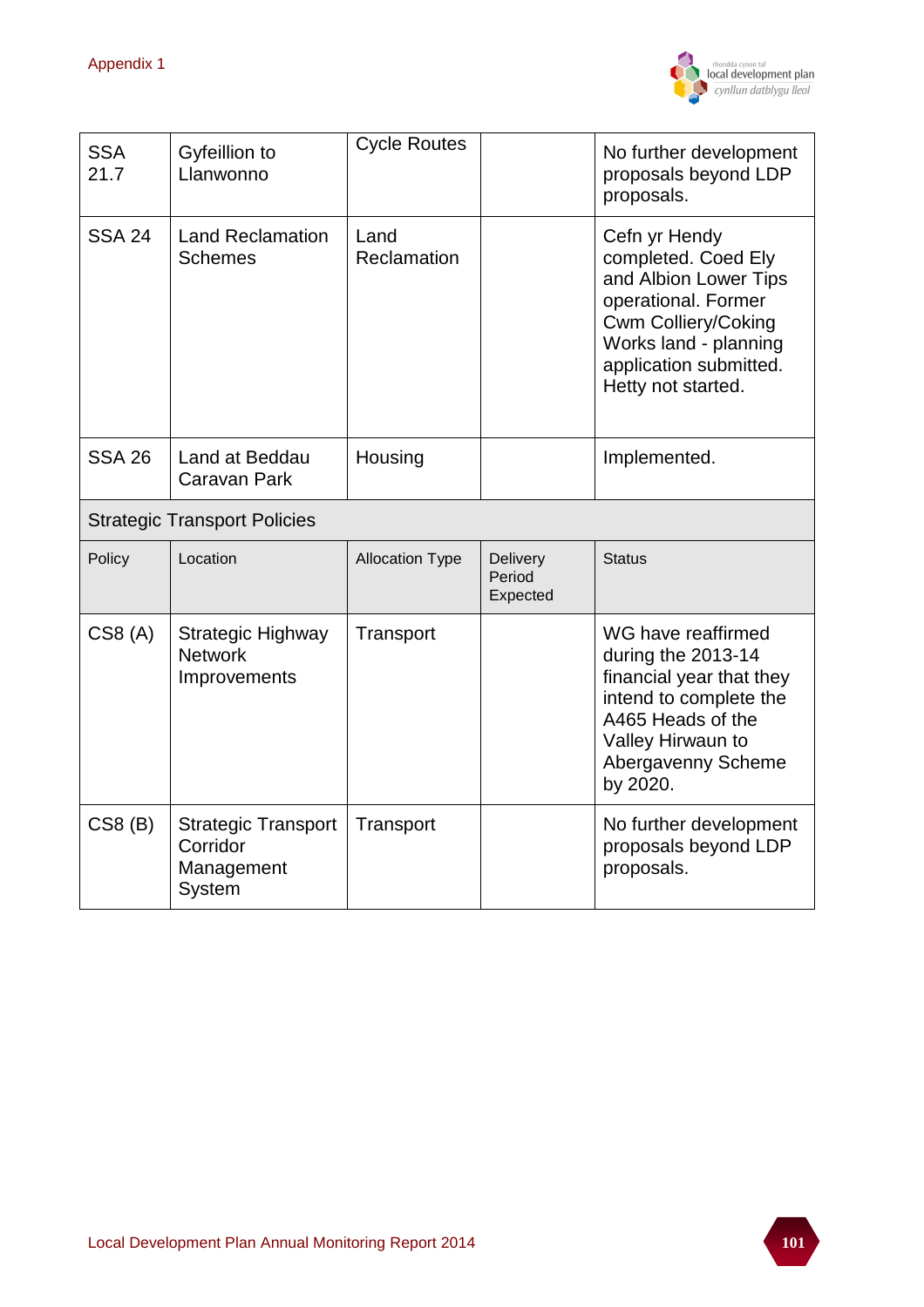| | | | | |
|---|---|---|---|---|
| SSA 21.7 | Gyfeillion to Llanwonno | Cycle Routes | | No further development proposals beyond LDP proposals. |
| SSA 24 | Land Reclamation Schemes | Land Reclamation | | Cefn yr Hendy completed. Coed Ely and Albion Lower Tips operational. Former Cwm Colliery/Coking Works land - planning application submitted. Hetty not started. |
| SSA 26 | Land at Beddau Caravan Park | Housing | | Implemented. |
| Strategic Transport Policies | | | | |
| Policy | Location | Allocation Type | Delivery Period Expected | Status |
| CS8 (A) | Strategic Highway Network Improvements | Transport | | WG have reaffirmed during the 2013-14 financial year that they intend to complete the A465 Heads of the Valley Hirwaun to Abergavenny Scheme by 2020. |
| CS8 (B) | Strategic Transport Corridor Management System | Transport | | No further development proposals beyond LDP proposals. |